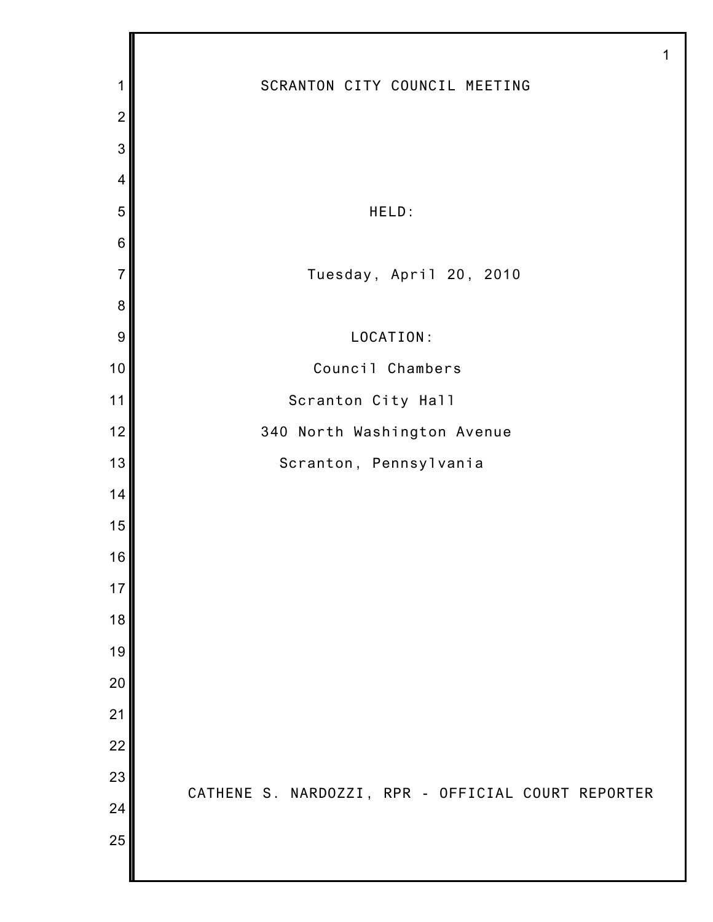# SCRANTON CITY COUNCIL MEETING

HELD:

Tuesday, April 20, 2010

LOCATION:

Council Chambers

Scranton City Hall

340 North Washington Avenue

Scranton, Pennsylvania

CATHENE S. NARDOZZI, RPR - OFFICIAL COURT REPORTER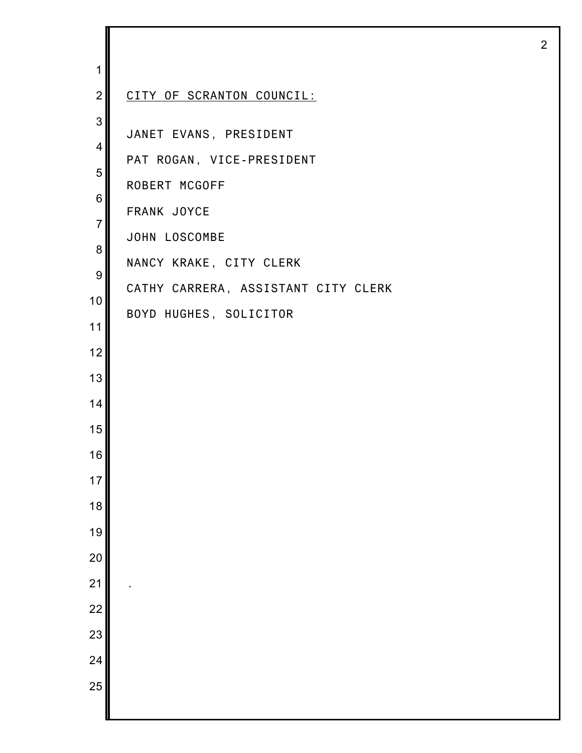CITY OF SCRANTON COUNCIL:

JANET EVANS, PRESIDENT

PAT ROGAN, VICE-PRESIDENT

ROBERT MCGOFF

FRANK JOYCE

JOHN LOSCOMBE

NANCY KRAKE, CITY CLERK

CATHY CARRERA, ASSISTANT CITY CLERK

BOYD HUGHES, SOLICITOR

.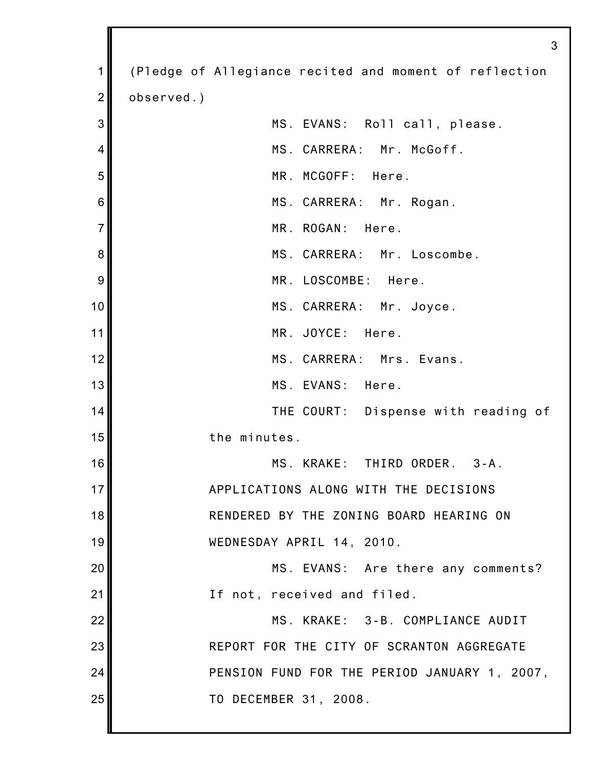(Pledge of Allegiance recited and moment of reflection observed.)

MS. EVANS: Roll call, please.

MS. CARRERA: Mr. McGoff.

MR. MCGOFF: Here.

MS. CARRERA: Mr. Rogan.

MR. ROGAN: Here.

MS. CARRERA: Mr. Loscombe.

MR. LOSCOMBE: Here.

MS. CARRERA: Mr. Joyce.

MR. JOYCE: Here.

MS. CARRERA: Mrs. Evans.

MS. EVANS: Here.

THE COURT: Dispense with reading of the minutes.

MS. KRAKE: THIRD ORDER. 3-A. APPLICATIONS ALONG WITH THE DECISIONS RENDERED BY THE ZONING BOARD HEARING ON WEDNESDAY APRIL 14, 2010.

MS. EVANS: Are there any comments? If not, received and filed.

MS. KRAKE: 3-B. COMPLIANCE AUDIT REPORT FOR THE CITY OF SCRANTON AGGREGATE PENSION FUND FOR THE PERIOD JANUARY 1, 2007, TO DECEMBER 31, 2008.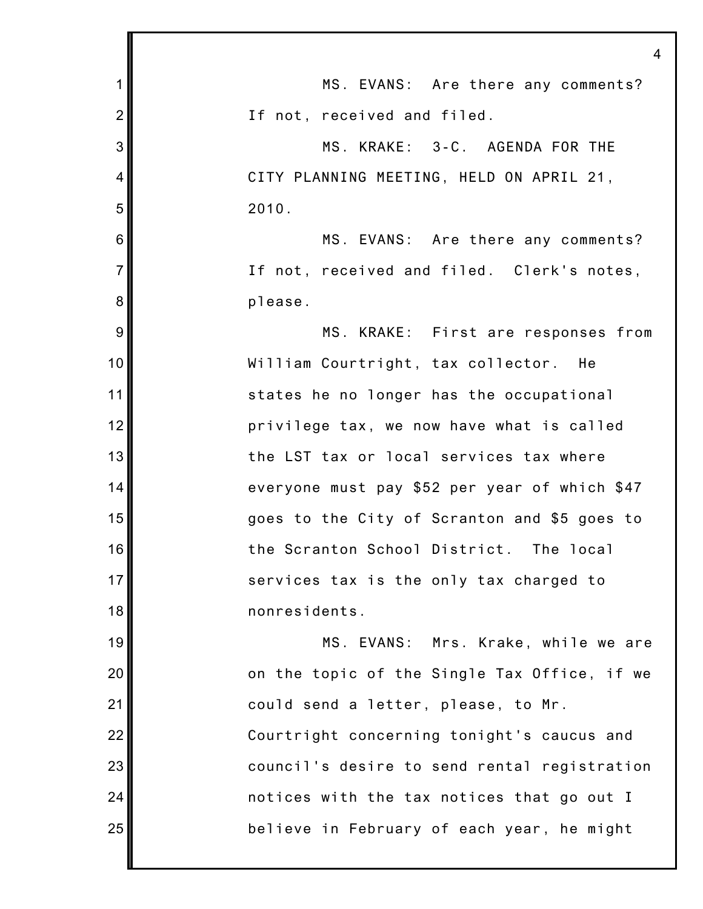MS. EVANS: Are there any comments? If not, received and filed.

MS. KRAKE: 3-C. AGENDA FOR THE CITY PLANNING MEETING, HELD ON APRIL 21, 2010.

MS. EVANS: Are there any comments? If not, received and filed. Clerk's notes, please.

MS. KRAKE: First are responses from William Courtright, tax collector. He states he no longer has the occupational privilege tax, we now have what is called the LST tax or local services tax where everyone must pay $52 per year of which $47 goes to the City of Scranton and $5 goes to the Scranton School District. The local services tax is the only tax charged to nonresidents.

MS. EVANS: Mrs. Krake, while we are on the topic of the Single Tax Office, if we could send a letter, please, to Mr. Courtright concerning tonight's caucus and council's desire to send rental registration notices with the tax notices that go out I believe in February of each year, he might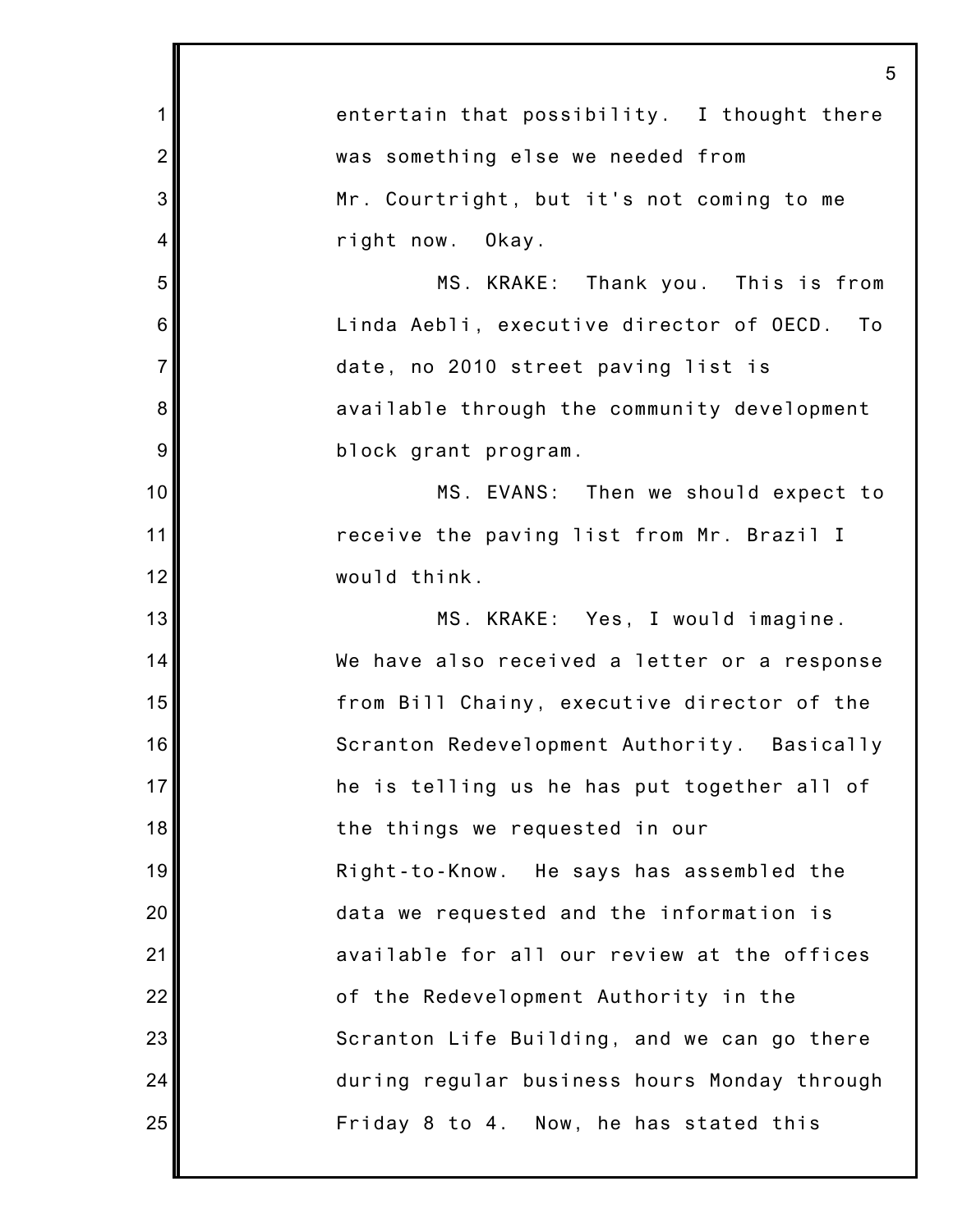entertain that possibility. I thought there was something else we needed from Mr. Courtright, but it's not coming to me right now. Okay.

MS. KRAKE: Thank you. This is from Linda Aebli, executive director of OECD. To date, no 2010 street paving list is available through the community development block grant program.

MS. EVANS: Then we should expect to receive the paving list from Mr. Brazil I would think.

MS. KRAKE: Yes, I would imagine. We have also received a letter or a response from Bill Chainy, executive director of the Scranton Redevelopment Authority. Basically he is telling us he has put together all of the things we requested in our Right-to-Know. He says has assembled the data we requested and the information is available for all our review at the offices of the Redevelopment Authority in the Scranton Life Building, and we can go there during regular business hours Monday through Friday 8 to 4. Now, he has stated this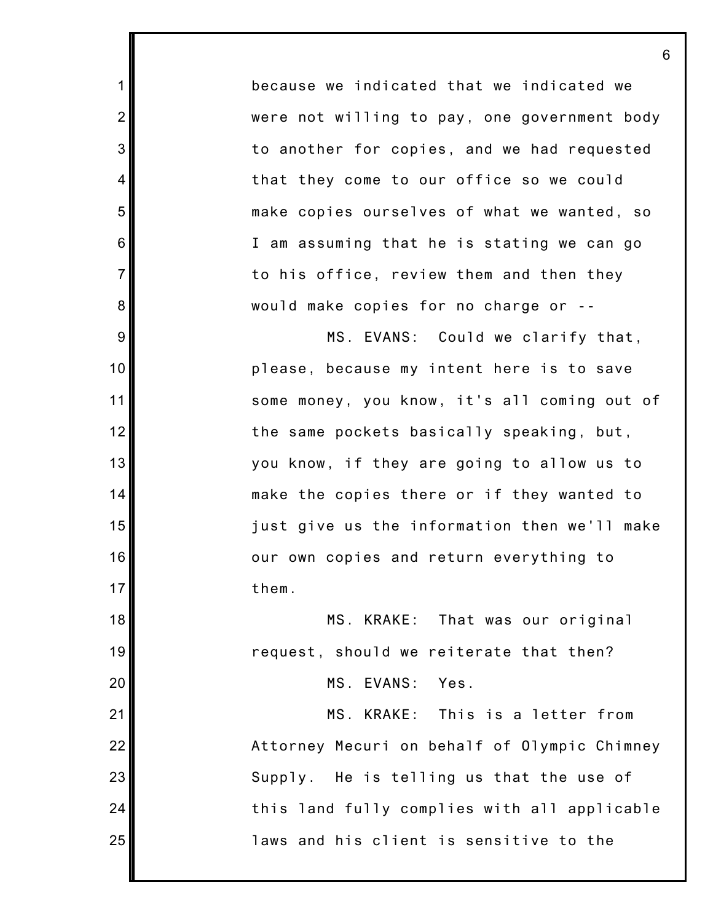because we indicated that we indicated we were not willing to pay, one government body to another for copies, and we had requested that they come to our office so we could make copies ourselves of what we wanted, so I am assuming that he is stating we can go to his office, review them and then they would make copies for no charge or --

MS. EVANS: Could we clarify that, please, because my intent here is to save some money, you know, it's all coming out of the same pockets basically speaking, but, you know, if they are going to allow us to make the copies there or if they wanted to just give us the information then we'll make our own copies and return everything to them.

MS. KRAKE: That was our original request, should we reiterate that then?

MS. EVANS: Yes.

MS. KRAKE: This is a letter from Attorney Mecuri on behalf of Olympic Chimney Supply. He is telling us that the use of this land fully complies with all applicable laws and his client is sensitive to the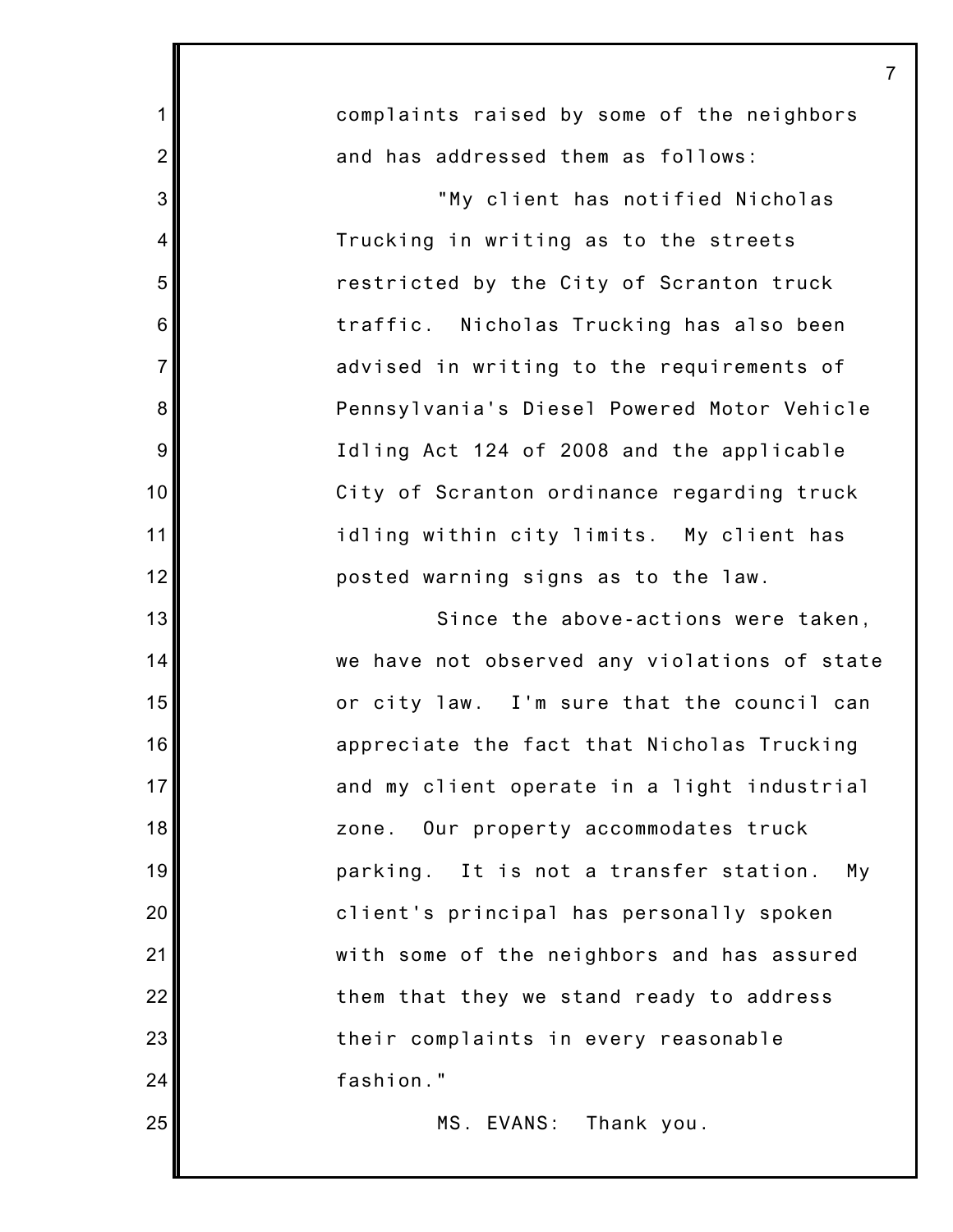complaints raised by some of the neighbors and has addressed them as follows:

"My client has notified Nicholas Trucking in writing as to the streets restricted by the City of Scranton truck traffic. Nicholas Trucking has also been advised in writing to the requirements of Pennsylvania's Diesel Powered Motor Vehicle Idling Act 124 of 2008 and the applicable City of Scranton ordinance regarding truck idling within city limits. My client has posted warning signs as to the law.

Since the above-actions were taken, we have not observed any violations of state or city law. I'm sure that the council can appreciate the fact that Nicholas Trucking and my client operate in a light industrial zone. Our property accommodates truck parking. It is not a transfer station. My client's principal has personally spoken with some of the neighbors and has assured them that they we stand ready to address their complaints in every reasonable fashion."

MS. EVANS: Thank you.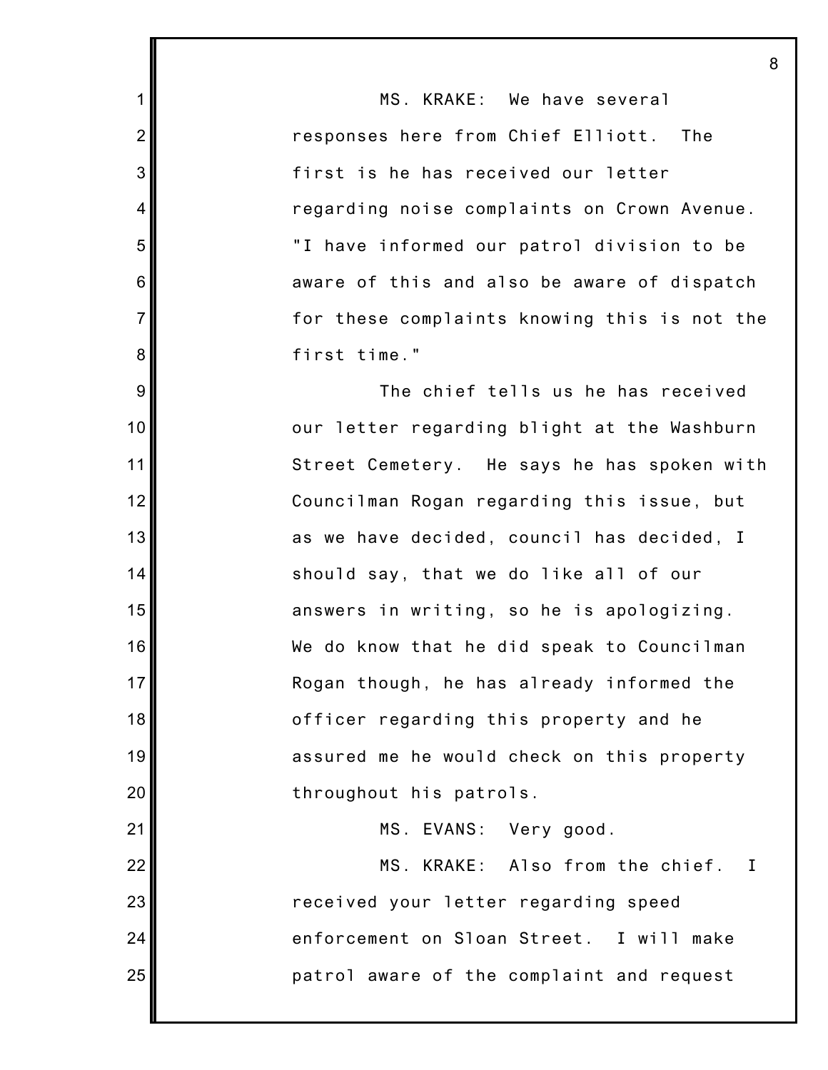MS. KRAKE: We have several responses here from Chief Elliott. The first is he has received our letter regarding noise complaints on Crown Avenue. "I have informed our patrol division to be aware of this and also be aware of dispatch for these complaints knowing this is not the first time."

The chief tells us he has received our letter regarding blight at the Washburn Street Cemetery. He says he has spoken with Councilman Rogan regarding this issue, but as we have decided, council has decided, I should say, that we do like all of our answers in writing, so he is apologizing. We do know that he did speak to Councilman Rogan though, he has already informed the officer regarding this property and he assured me he would check on this property throughout his patrols.

MS. EVANS: Very good.

MS. KRAKE: Also from the chief. I received your letter regarding speed enforcement on Sloan Street. I will make patrol aware of the complaint and request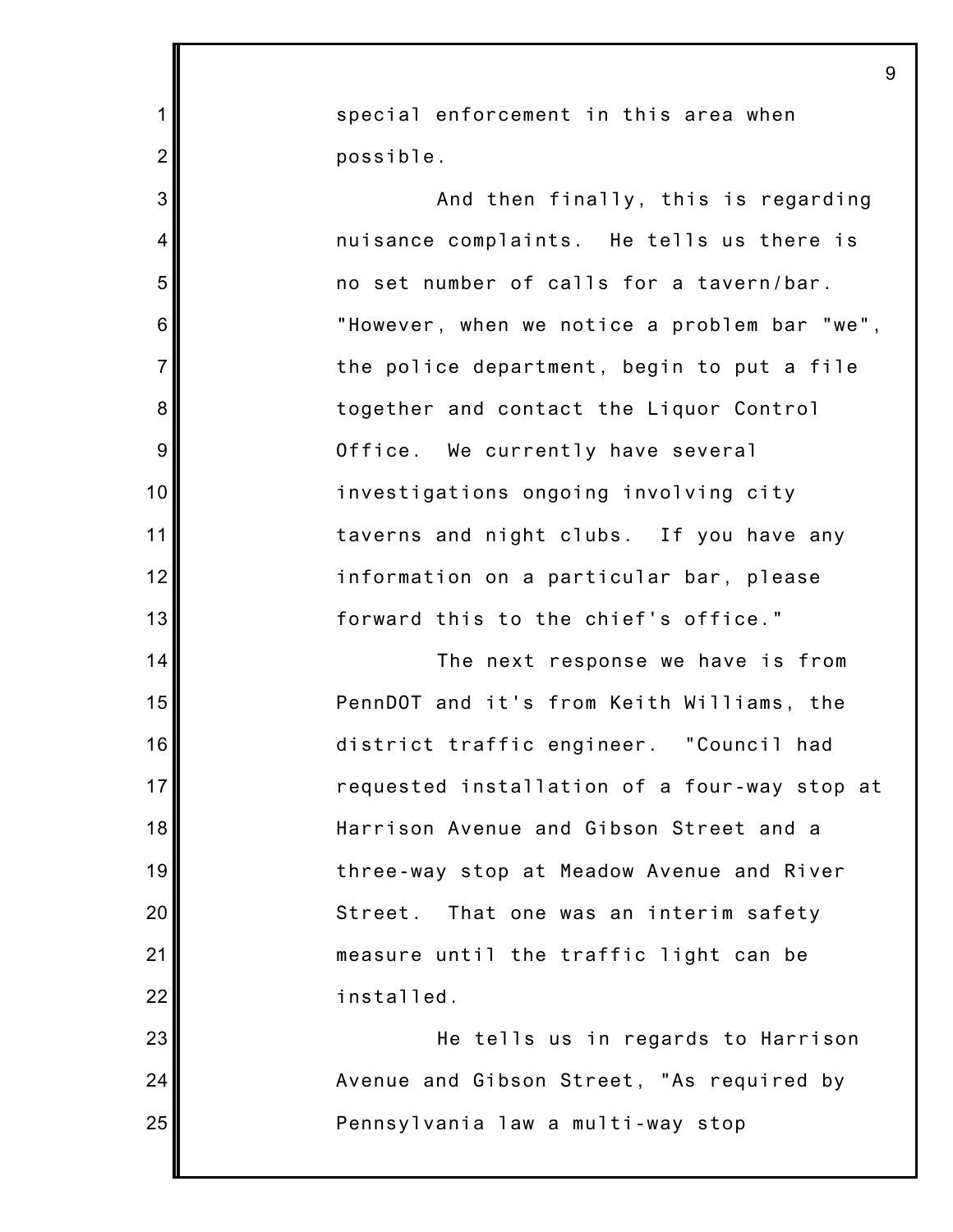special enforcement in this area when possible.

And then finally, this is regarding nuisance complaints. He tells us there is no set number of calls for a tavern/bar. "However, when we notice a problem bar "we", the police department, begin to put a file together and contact the Liquor Control Office. We currently have several investigations ongoing involving city taverns and night clubs. If you have any information on a particular bar, please forward this to the chief's office."

The next response we have is from PennDOT and it's from Keith Williams, the district traffic engineer. "Council had requested installation of a four-way stop at Harrison Avenue and Gibson Street and a three-way stop at Meadow Avenue and River Street. That one was an interim safety measure until the traffic light can be installed.

He tells us in regards to Harrison Avenue and Gibson Street, "As required by Pennsylvania law a multi-way stop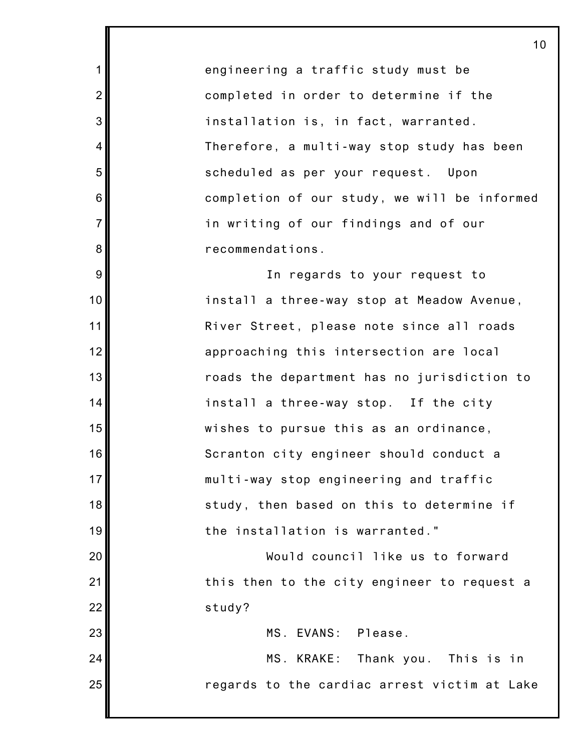engineering a traffic study must be completed in order to determine if the installation is, in fact, warranted. Therefore, a multi-way stop study has been scheduled as per your request. Upon completion of our study, we will be informed in writing of our findings and of our recommendations.

In regards to your request to install a three-way stop at Meadow Avenue, River Street, please note since all roads approaching this intersection are local roads the department has no jurisdiction to install a three-way stop. If the city wishes to pursue this as an ordinance, Scranton city engineer should conduct a multi-way stop engineering and traffic study, then based on this to determine if the installation is warranted."

Would council like us to forward this then to the city engineer to request a study?

MS. EVANS: Please.

MS. KRAKE: Thank you. This is in regards to the cardiac arrest victim at Lake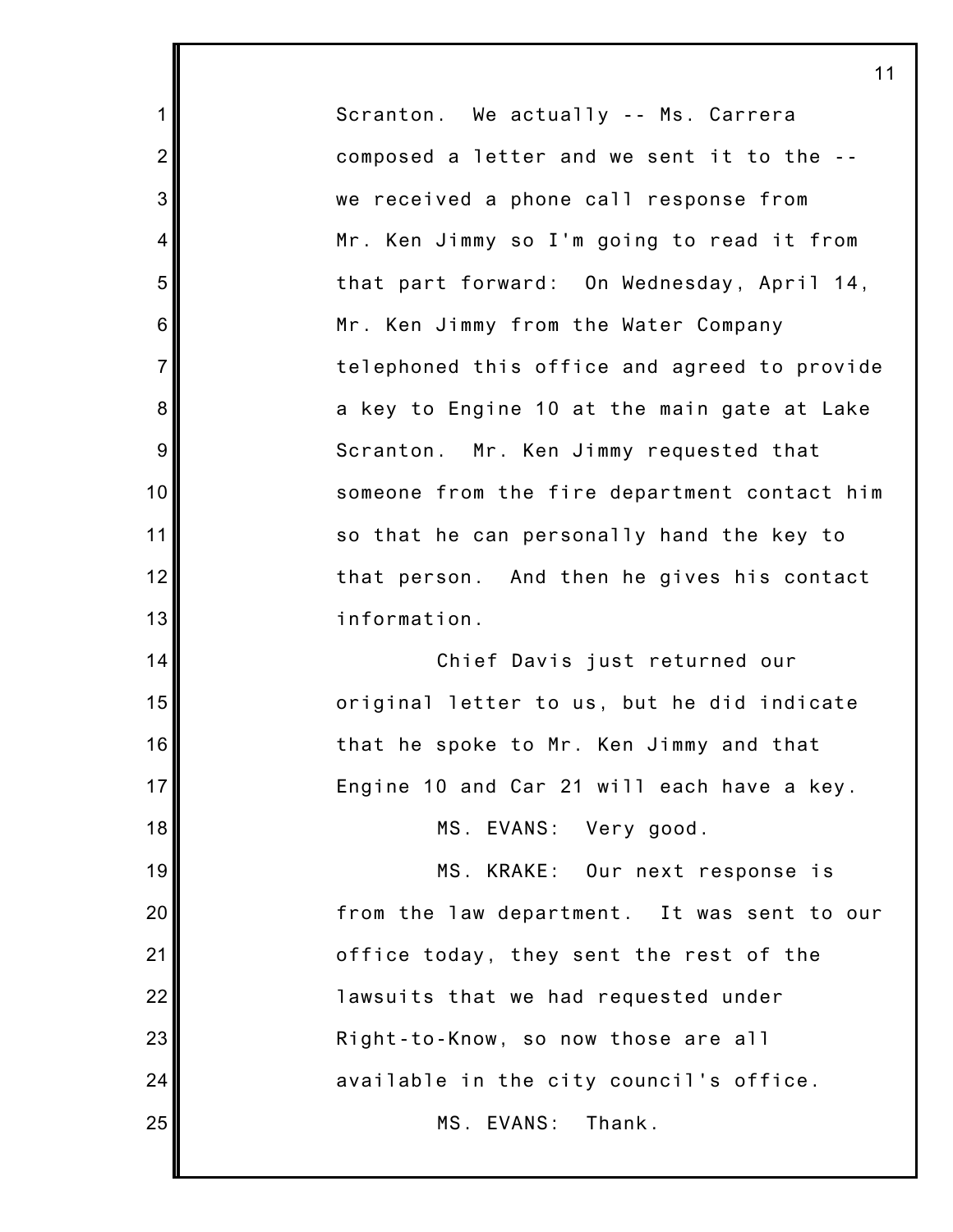Scranton. We actually -- Ms. Carrera composed a letter and we sent it to the -- we received a phone call response from Mr. Ken Jimmy so I'm going to read it from that part forward: On Wednesday, April 14, Mr. Ken Jimmy from the Water Company telephoned this office and agreed to provide a key to Engine 10 at the main gate at Lake Scranton. Mr. Ken Jimmy requested that someone from the fire department contact him so that he can personally hand the key to that person. And then he gives his contact information.

Chief Davis just returned our original letter to us, but he did indicate that he spoke to Mr. Ken Jimmy and that Engine 10 and Car 21 will each have a key.

MS. EVANS: Very good.

MS. KRAKE: Our next response is from the law department. It was sent to our office today, they sent the rest of the lawsuits that we had requested under Right-to-Know, so now those are all available in the city council's office.

MS. EVANS: Thank.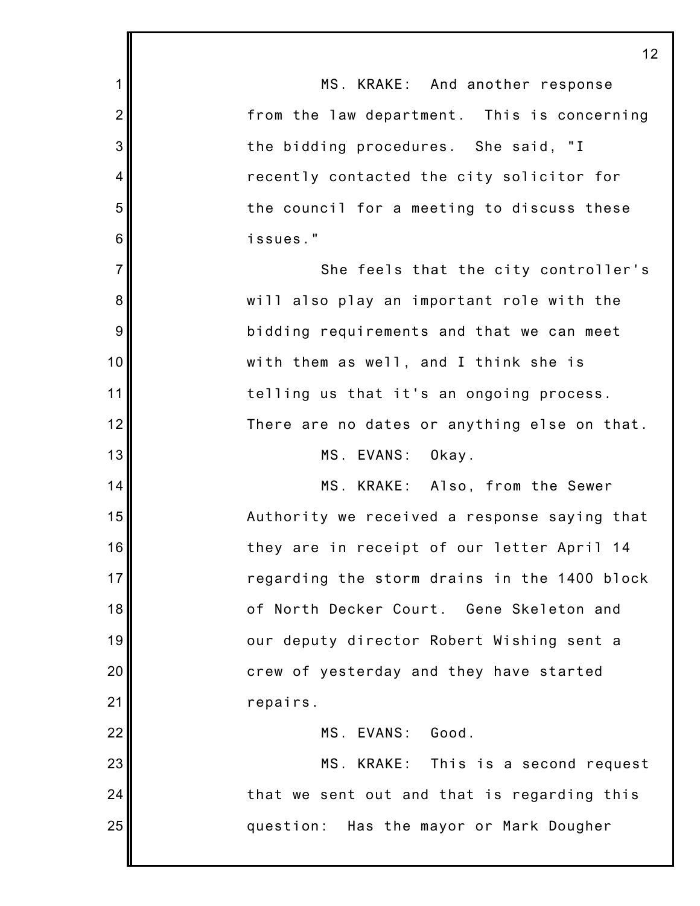MS. KRAKE: And another response from the law department. This is concerning the bidding procedures. She said, "I recently contacted the city solicitor for the council for a meeting to discuss these issues."

She feels that the city controller's will also play an important role with the bidding requirements and that we can meet with them as well, and I think she is telling us that it's an ongoing process. There are no dates or anything else on that.

MS. EVANS: Okay.

MS. KRAKE: Also, from the Sewer Authority we received a response saying that they are in receipt of our letter April 14 regarding the storm drains in the 1400 block of North Decker Court. Gene Skeleton and our deputy director Robert Wishing sent a crew of yesterday and they have started repairs.

MS. EVANS: Good.

MS. KRAKE: This is a second request that we sent out and that is regarding this question: Has the mayor or Mark Dougher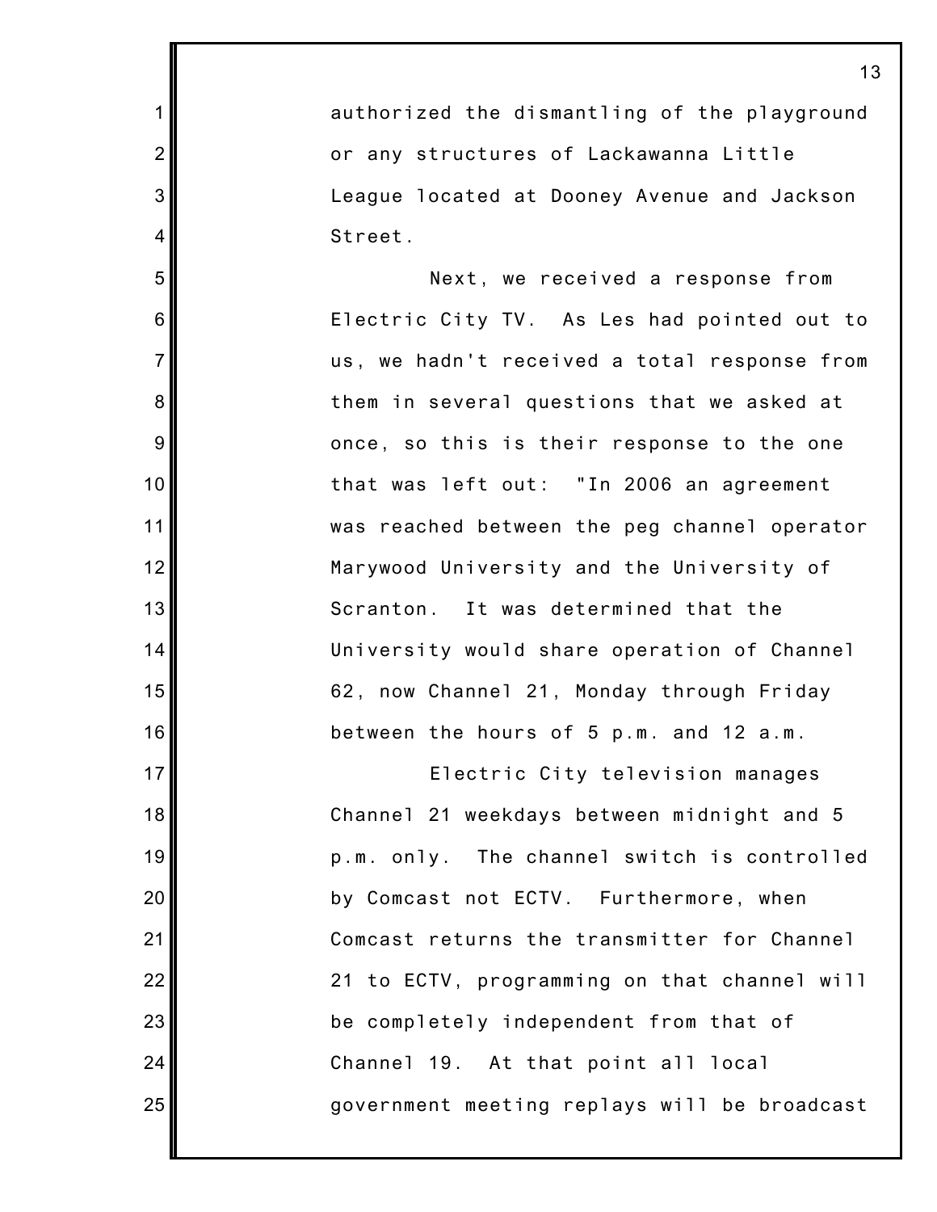authorized the dismantling of the playground or any structures of Lackawanna Little League located at Dooney Avenue and Jackson Street.

Next, we received a response from Electric City TV. As Les had pointed out to us, we hadn't received a total response from them in several questions that we asked at once, so this is their response to the one that was left out: "In 2006 an agreement was reached between the peg channel operator Marywood University and the University of Scranton. It was determined that the University would share operation of Channel 62, now Channel 21, Monday through Friday between the hours of 5 p.m. and 12 a.m.

Electric City television manages Channel 21 weekdays between midnight and 5 p.m. only. The channel switch is controlled by Comcast not ECTV. Furthermore, when Comcast returns the transmitter for Channel 21 to ECTV, programming on that channel will be completely independent from that of Channel 19. At that point all local government meeting replays will be broadcast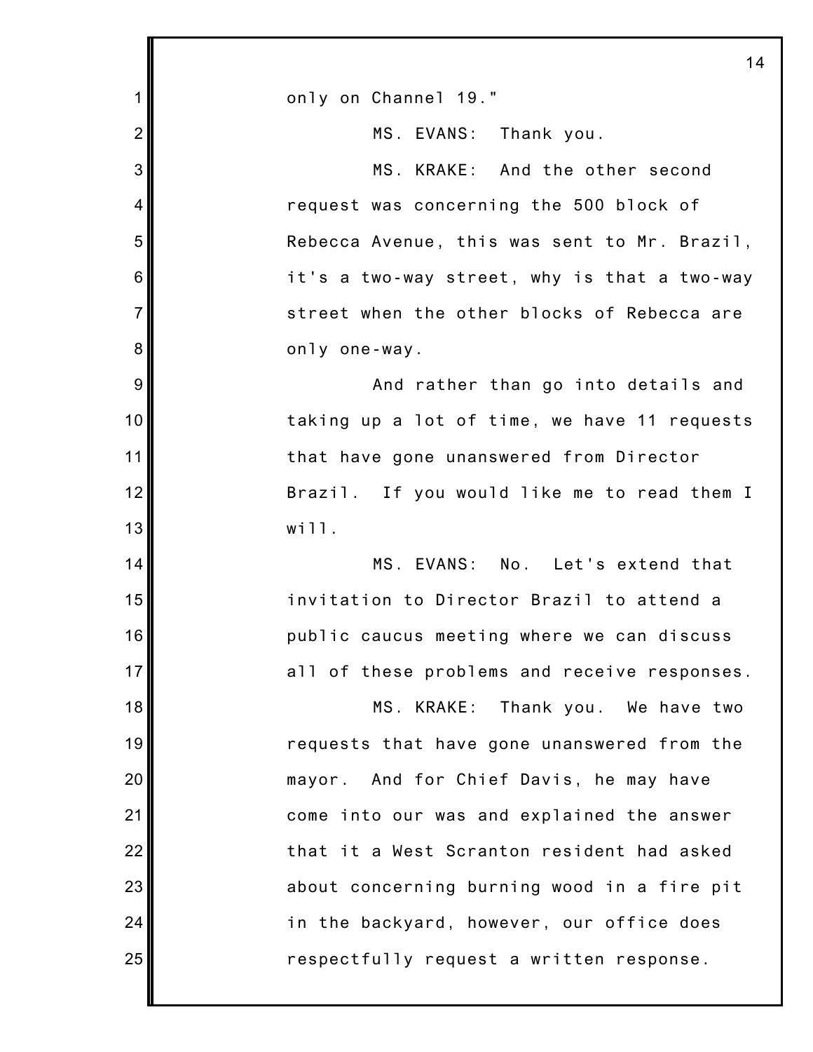only on Channel 19."

MS. EVANS: Thank you.

MS. KRAKE: And the other second request was concerning the 500 block of Rebecca Avenue, this was sent to Mr. Brazil, it's a two-way street, why is that a two-way street when the other blocks of Rebecca are only one-way.

And rather than go into details and taking up a lot of time, we have 11 requests that have gone unanswered from Director Brazil. If you would like me to read them I will.

MS. EVANS: No. Let's extend that invitation to Director Brazil to attend a public caucus meeting where we can discuss all of these problems and receive responses.

MS. KRAKE: Thank you. We have two requests that have gone unanswered from the mayor. And for Chief Davis, he may have come into our was and explained the answer that it a West Scranton resident had asked about concerning burning wood in a fire pit in the backyard, however, our office does respectfully request a written response.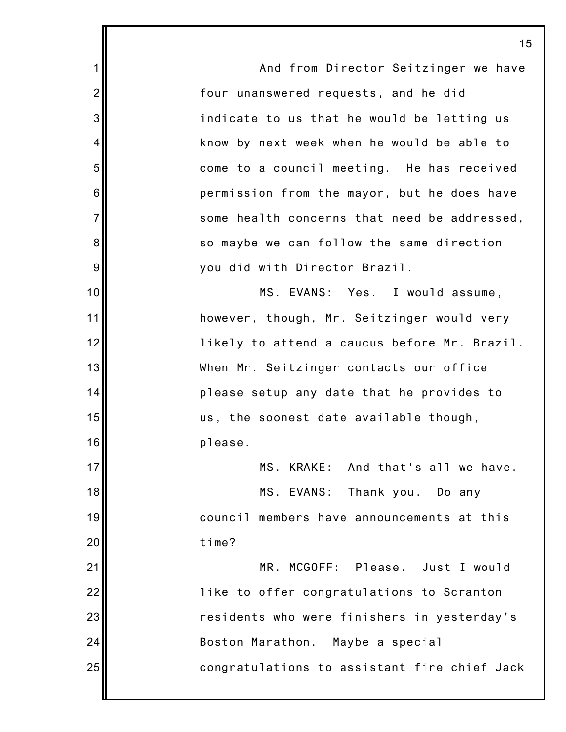And from Director Seitzinger we have four unanswered requests, and he did indicate to us that he would be letting us know by next week when he would be able to come to a council meeting. He has received permission from the mayor, but he does have some health concerns that need be addressed, so maybe we can follow the same direction you did with Director Brazil.

MS. EVANS: Yes. I would assume, however, though, Mr. Seitzinger would very likely to attend a caucus before Mr. Brazil. When Mr. Seitzinger contacts our office please setup any date that he provides to us, the soonest date available though, please.

MS. KRAKE: And that's all we have.

MS. EVANS: Thank you. Do any council members have announcements at this time?

MR. MCGOFF: Please. Just I would like to offer congratulations to Scranton residents who were finishers in yesterday's Boston Marathon. Maybe a special congratulations to assistant fire chief Jack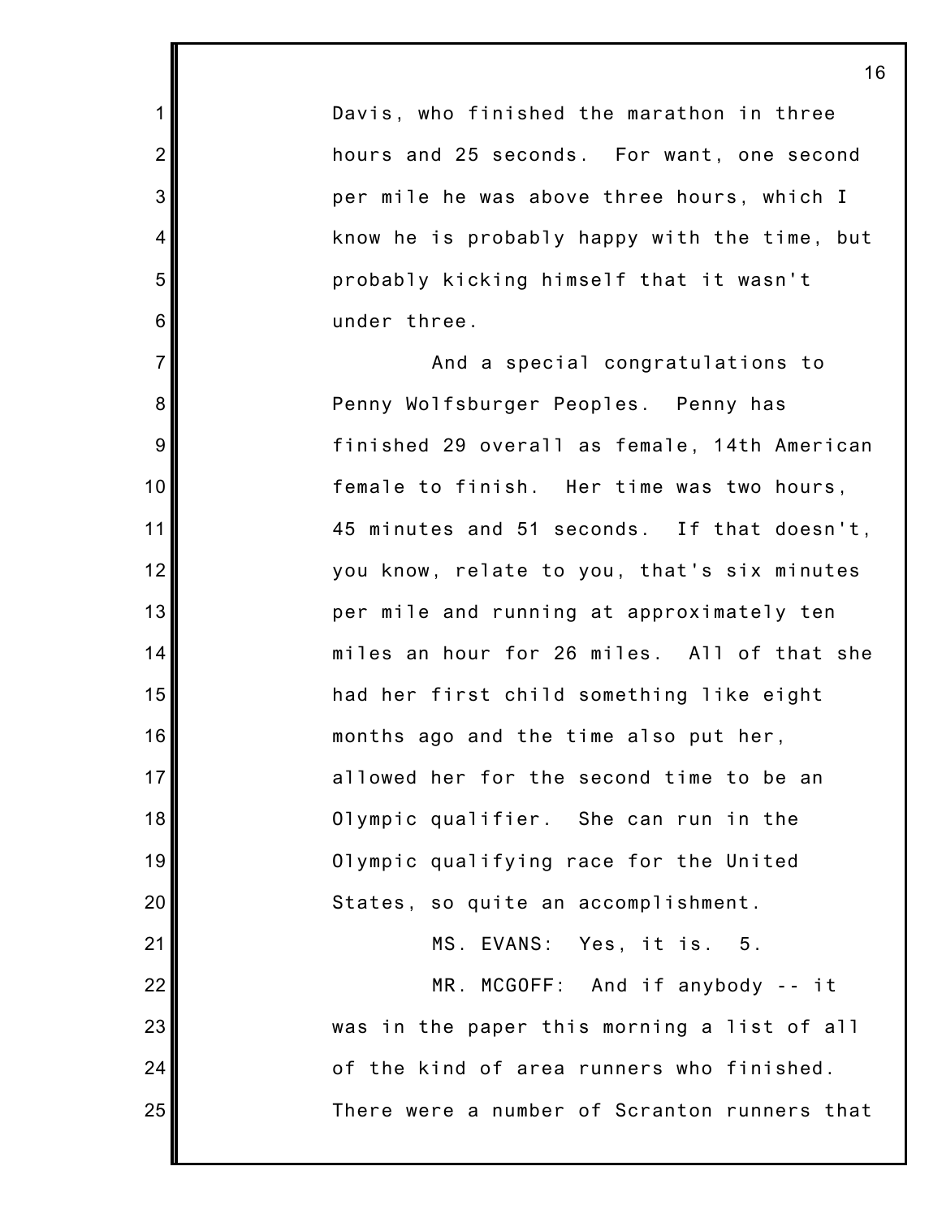Davis, who finished the marathon in three hours and 25 seconds. For want, one second per mile he was above three hours, which I know he is probably happy with the time, but probably kicking himself that it wasn't under three.

And a special congratulations to Penny Wolfsburger Peoples. Penny has finished 29 overall as female, 14th American female to finish. Her time was two hours, 45 minutes and 51 seconds. If that doesn't, you know, relate to you, that's six minutes per mile and running at approximately ten miles an hour for 26 miles. All of that she had her first child something like eight months ago and the time also put her, allowed her for the second time to be an Olympic qualifier. She can run in the Olympic qualifying race for the United States, so quite an accomplishment.

MS. EVANS: Yes, it is. 5.

MR. MCGOFF: And if anybody -- it was in the paper this morning a list of all of the kind of area runners who finished. There were a number of Scranton runners that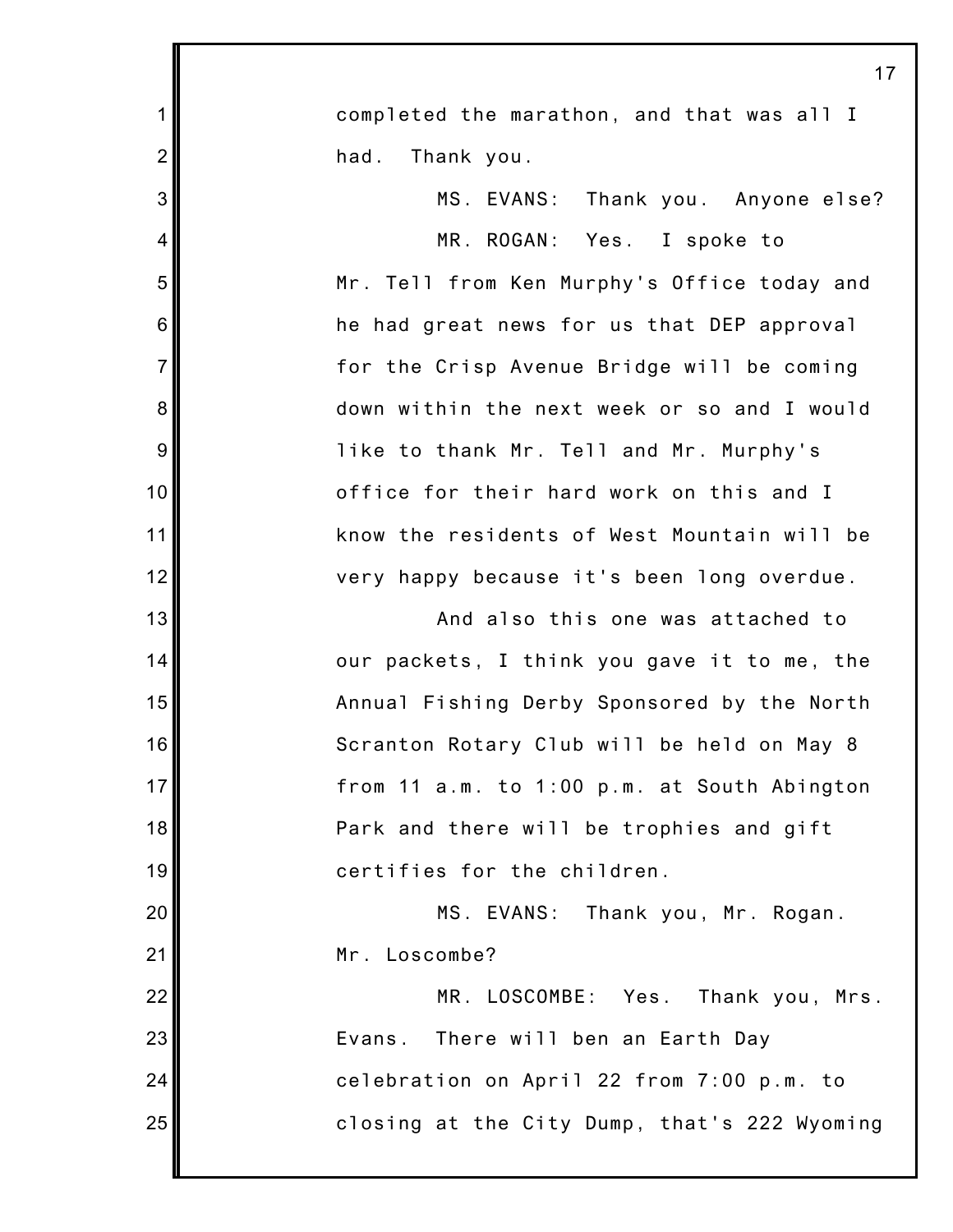completed the marathon, and that was all I had. Thank you.

MS. EVANS: Thank you. Anyone else?

MR. ROGAN: Yes. I spoke to Mr. Tell from Ken Murphy's Office today and he had great news for us that DEP approval for the Crisp Avenue Bridge will be coming down within the next week or so and I would like to thank Mr. Tell and Mr. Murphy's office for their hard work on this and I know the residents of West Mountain will be very happy because it's been long overdue.

And also this one was attached to our packets, I think you gave it to me, the Annual Fishing Derby Sponsored by the North Scranton Rotary Club will be held on May 8 from 11 a.m. to 1:00 p.m. at South Abington Park and there will be trophies and gift certifies for the children.

MS. EVANS: Thank you, Mr. Rogan. Mr. Loscombe?

MR. LOSCOMBE: Yes. Thank you, Mrs. Evans. There will ben an Earth Day celebration on April 22 from 7:00 p.m. to closing at the City Dump, that's 222 Wyoming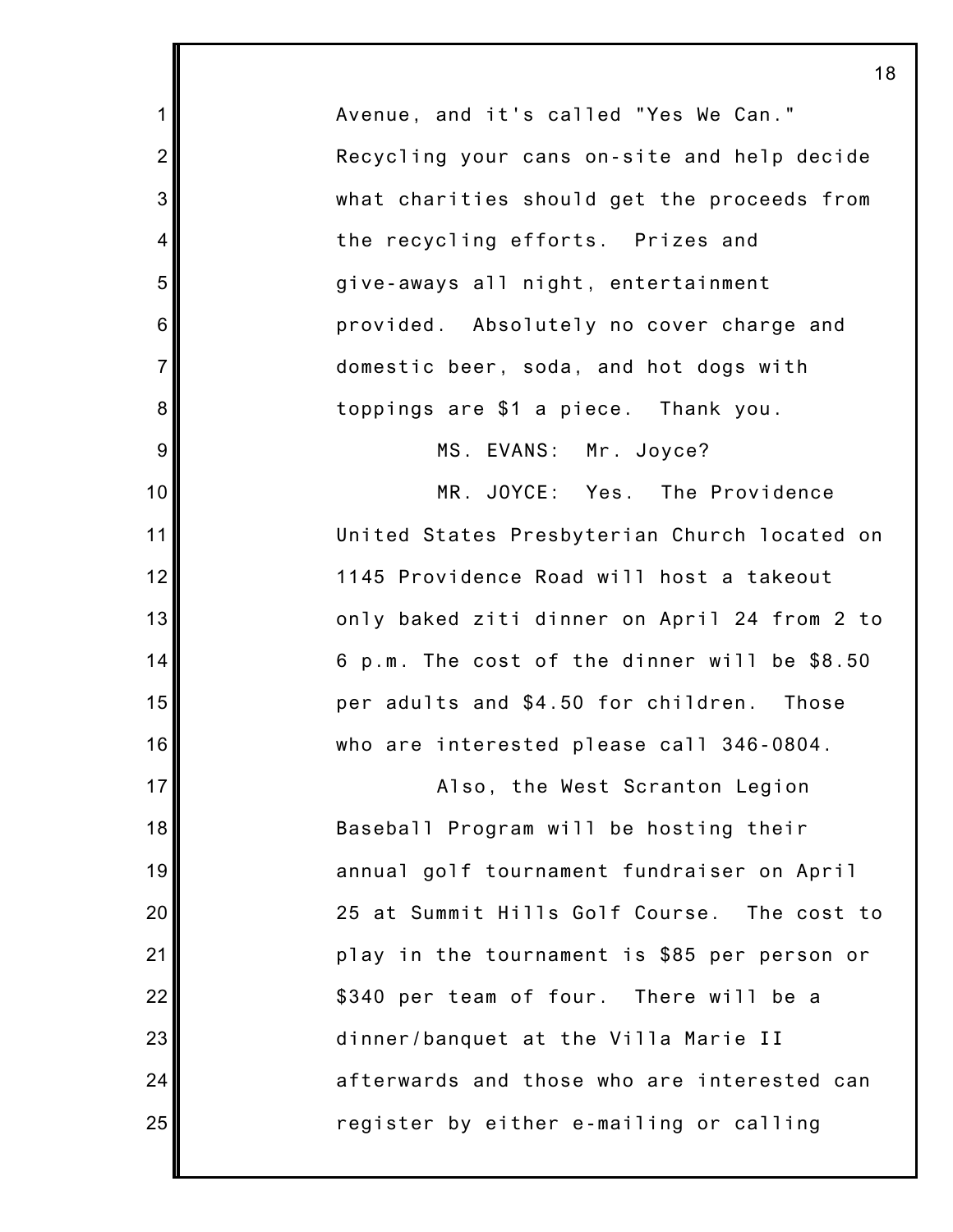Avenue, and it's called "Yes We Can." Recycling your cans on-site and help decide what charities should get the proceeds from the recycling efforts. Prizes and give-aways all night, entertainment provided. Absolutely no cover charge and domestic beer, soda, and hot dogs with toppings are $1 a piece. Thank you.

MS. EVANS: Mr. Joyce?

MR. JOYCE: Yes. The Providence United States Presbyterian Church located on 1145 Providence Road will host a takeout only baked ziti dinner on April 24 from 2 to 6 p.m. The cost of the dinner will be $8.50 per adults and $4.50 for children. Those who are interested please call 346-0804.

Also, the West Scranton Legion Baseball Program will be hosting their annual golf tournament fundraiser on April 25 at Summit Hills Golf Course. The cost to play in the tournament is $85 per person or $340 per team of four. There will be a dinner/banquet at the Villa Marie II afterwards and those who are interested can register by either e-mailing or calling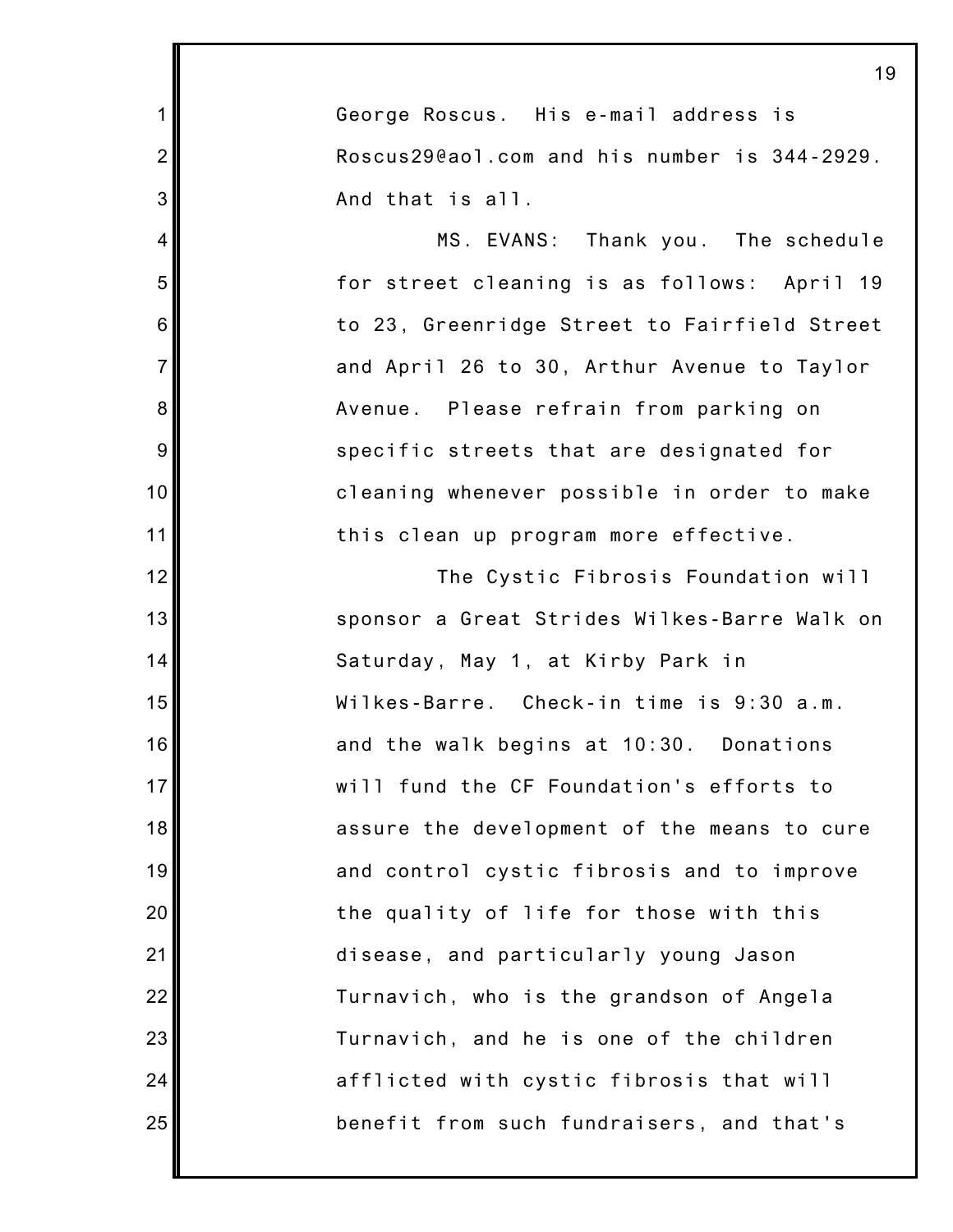George Roscus. His e-mail address is Roscus29@aol.com and his number is 344-2929. And that is all.

MS. EVANS: Thank you. The schedule for street cleaning is as follows: April 19 to 23, Greenridge Street to Fairfield Street and April 26 to 30, Arthur Avenue to Taylor Avenue. Please refrain from parking on specific streets that are designated for cleaning whenever possible in order to make this clean up program more effective.

The Cystic Fibrosis Foundation will sponsor a Great Strides Wilkes-Barre Walk on Saturday, May 1, at Kirby Park in Wilkes-Barre. Check-in time is 9:30 a.m. and the walk begins at 10:30. Donations will fund the CF Foundation's efforts to assure the development of the means to cure and control cystic fibrosis and to improve the quality of life for those with this disease, and particularly young Jason Turnavich, who is the grandson of Angela Turnavich, and he is one of the children afflicted with cystic fibrosis that will benefit from such fundraisers, and that's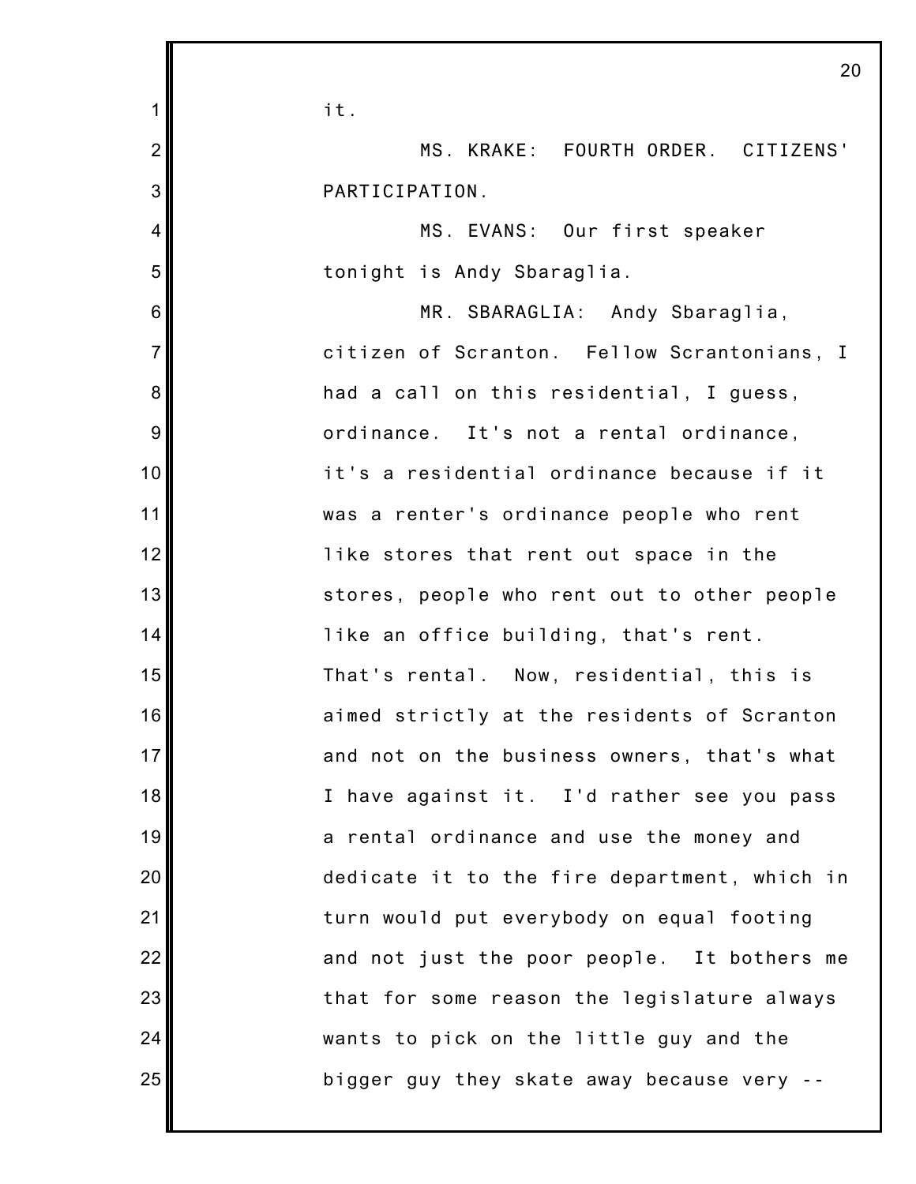it.

MS. KRAKE: FOURTH ORDER. CITIZENS' PARTICIPATION.

MS. EVANS: Our first speaker tonight is Andy Sbaraglia.

MR. SBARAGLIA: Andy Sbaraglia, citizen of Scranton. Fellow Scrantonians, I had a call on this residential, I guess, ordinance. It's not a rental ordinance, it's a residential ordinance because if it was a renter's ordinance people who rent like stores that rent out space in the stores, people who rent out to other people like an office building, that's rent. That's rental. Now, residential, this is aimed strictly at the residents of Scranton and not on the business owners, that's what I have against it. I'd rather see you pass a rental ordinance and use the money and dedicate it to the fire department, which in turn would put everybody on equal footing and not just the poor people. It bothers me that for some reason the legislature always wants to pick on the little guy and the bigger guy they skate away because very --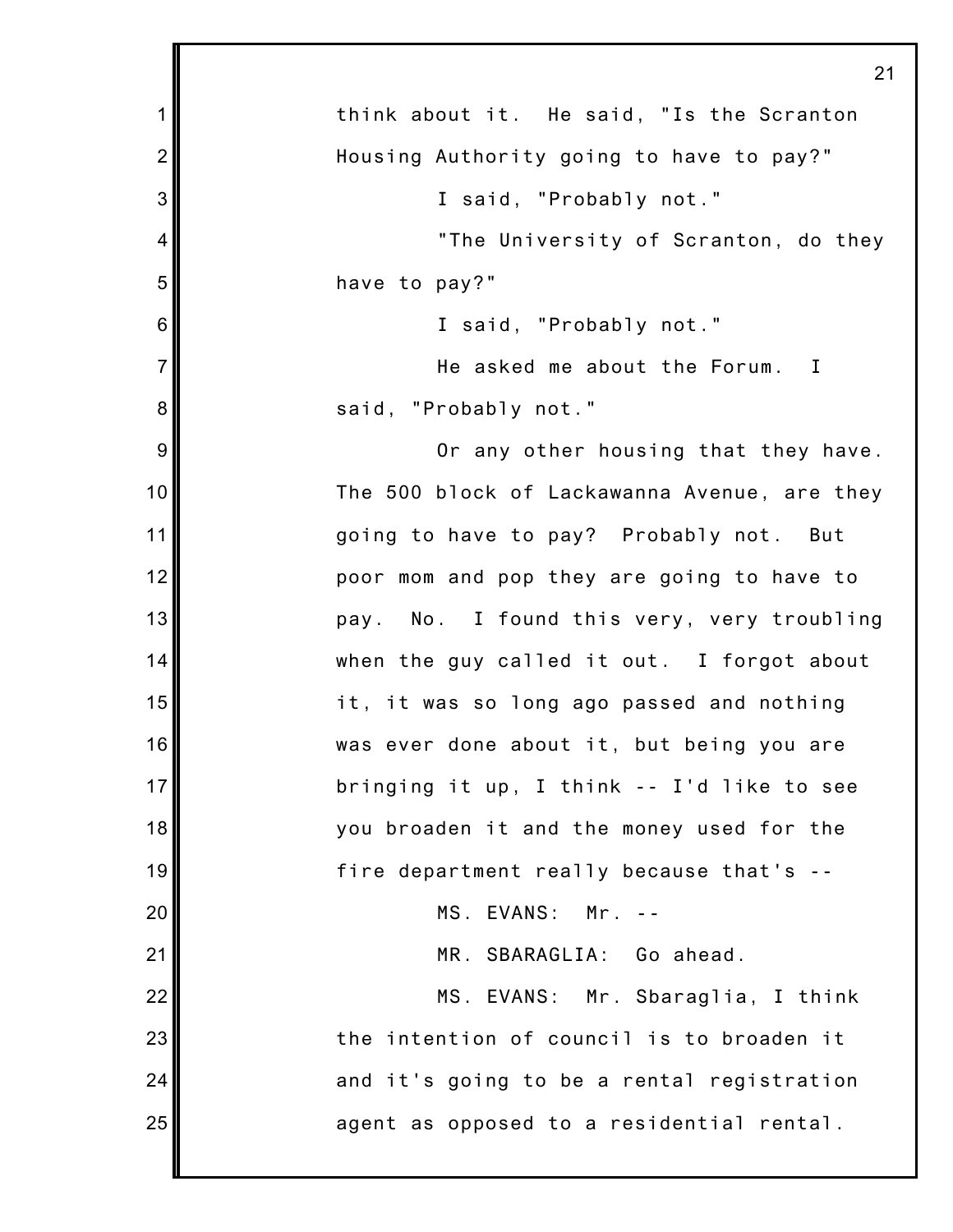think about it. He said, "Is the Scranton Housing Authority going to have to pay?"

I said, "Probably not."

"The University of Scranton, do they have to pay?"

I said, "Probably not."

He asked me about the Forum. I said, "Probably not."

Or any other housing that they have. The 500 block of Lackawanna Avenue, are they going to have to pay? Probably not. But poor mom and pop they are going to have to pay. No. I found this very, very troubling when the guy called it out. I forgot about it, it was so long ago passed and nothing was ever done about it, but being you are bringing it up, I think -- I'd like to see you broaden it and the money used for the fire department really because that's --

MS. EVANS: Mr. --

MR. SBARAGLIA: Go ahead.

MS. EVANS: Mr. Sbaraglia, I think the intention of council is to broaden it and it's going to be a rental registration agent as opposed to a residential rental.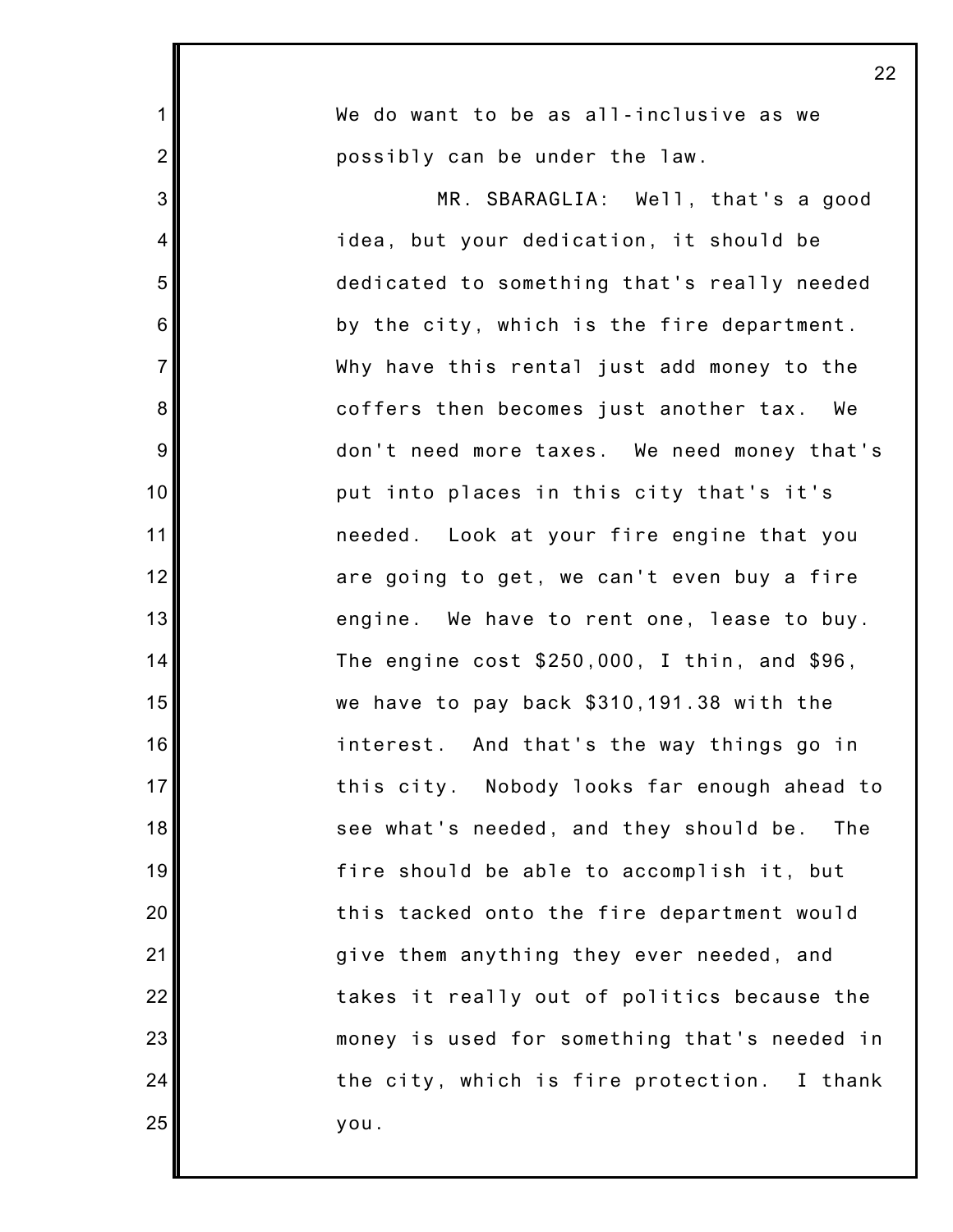We do want to be as all-inclusive as we possibly can be under the law.

MR. SBARAGLIA: Well, that's a good idea, but your dedication, it should be dedicated to something that's really needed by the city, which is the fire department. Why have this rental just add money to the coffers then becomes just another tax. We don't need more taxes. We need money that's put into places in this city that's it's needed. Look at your fire engine that you are going to get, we can't even buy a fire engine. We have to rent one, lease to buy. The engine cost $250,000, I thin, and $96, we have to pay back $310,191.38 with the interest. And that's the way things go in this city. Nobody looks far enough ahead to see what's needed, and they should be. The fire should be able to accomplish it, but this tacked onto the fire department would give them anything they ever needed, and takes it really out of politics because the money is used for something that's needed in the city, which is fire protection. I thank you.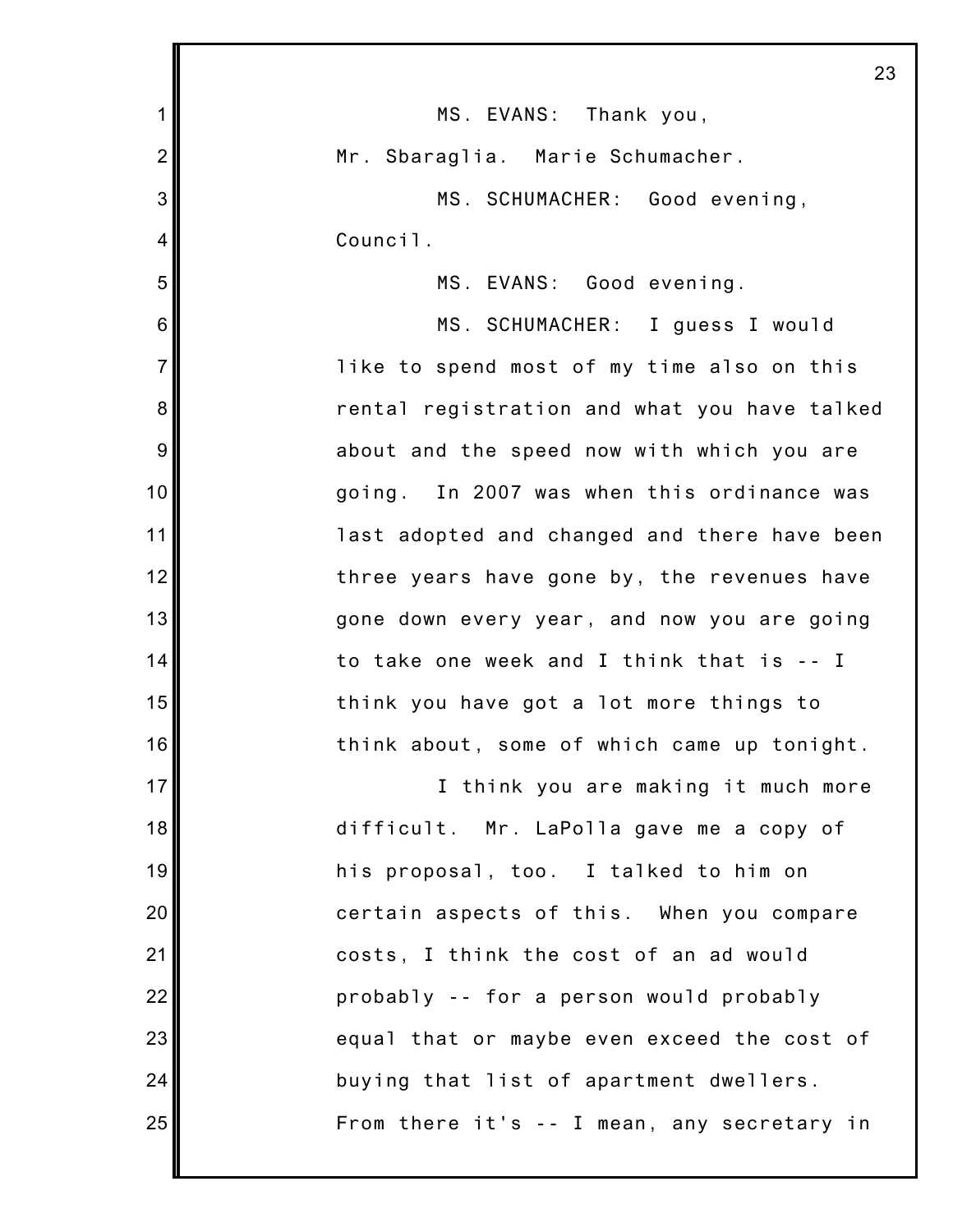MS. EVANS: Thank you, Mr. Sbaraglia. Marie Schumacher.

MS. SCHUMACHER: Good evening, Council.

MS. EVANS: Good evening.

MS. SCHUMACHER: I guess I would like to spend most of my time also on this rental registration and what you have talked about and the speed now with which you are going. In 2007 was when this ordinance was last adopted and changed and there have been three years have gone by, the revenues have gone down every year, and now you are going to take one week and I think that is -- I think you have got a lot more things to think about, some of which came up tonight.

I think you are making it much more difficult. Mr. LaPolla gave me a copy of his proposal, too. I talked to him on certain aspects of this. When you compare costs, I think the cost of an ad would probably -- for a person would probably equal that or maybe even exceed the cost of buying that list of apartment dwellers. From there it's -- I mean, any secretary in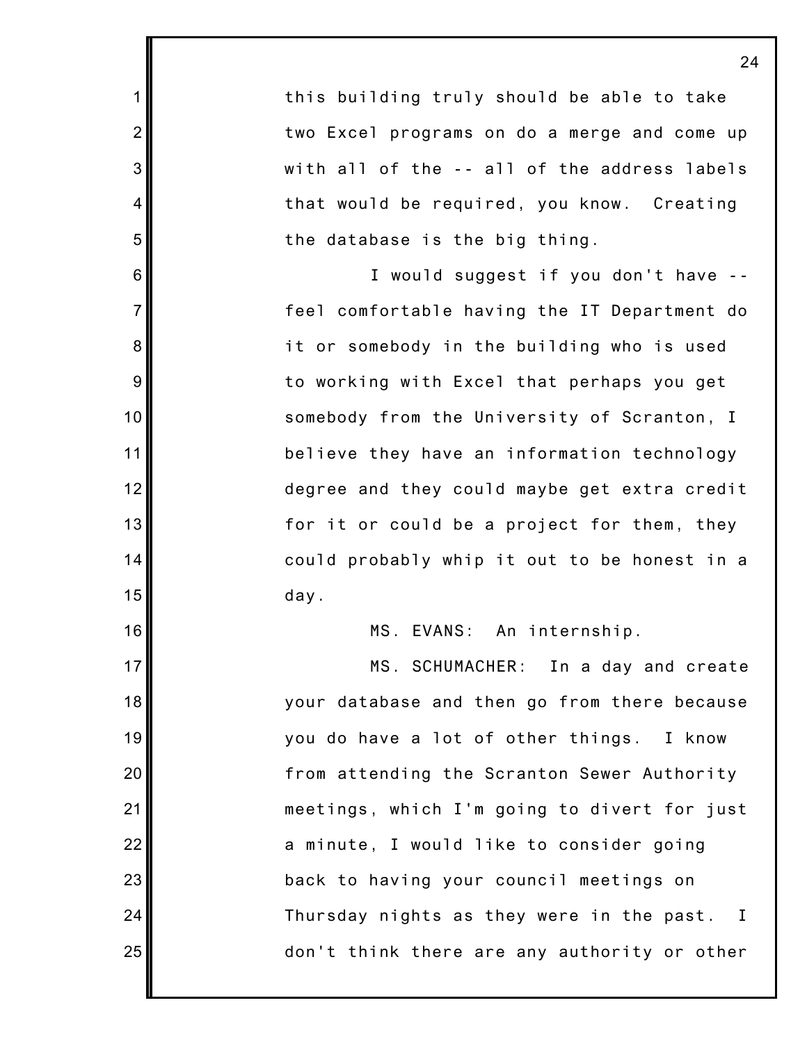this building truly should be able to take two Excel programs on do a merge and come up with all of the -- all of the address labels that would be required, you know. Creating the database is the big thing.

I would suggest if you don't have -- feel comfortable having the IT Department do it or somebody in the building who is used to working with Excel that perhaps you get somebody from the University of Scranton, I believe they have an information technology degree and they could maybe get extra credit for it or could be a project for them, they could probably whip it out to be honest in a day.

MS. EVANS: An internship.

MS. SCHUMACHER: In a day and create your database and then go from there because you do have a lot of other things. I know from attending the Scranton Sewer Authority meetings, which I'm going to divert for just a minute, I would like to consider going back to having your council meetings on Thursday nights as they were in the past. I don't think there are any authority or other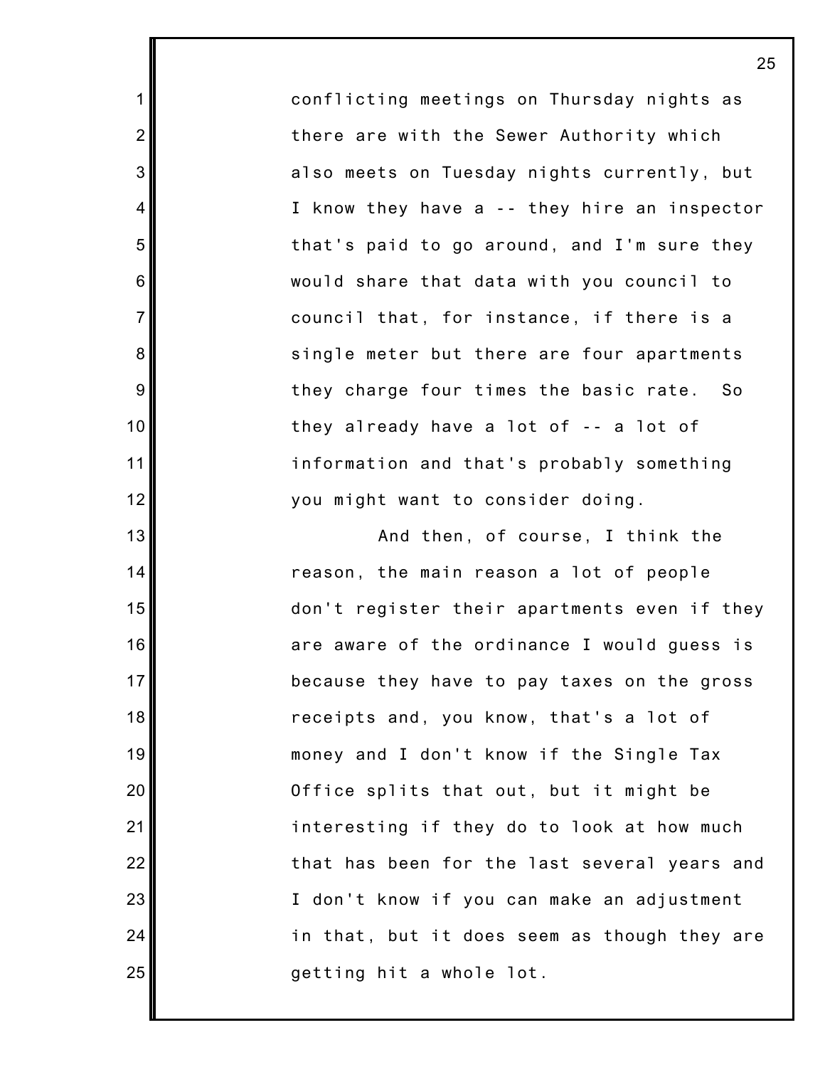conflicting meetings on Thursday nights as there are with the Sewer Authority which also meets on Tuesday nights currently, but I know they have a -- they hire an inspector that's paid to go around, and I'm sure they would share that data with you council to council that, for instance, if there is a single meter but there are four apartments they charge four times the basic rate. So they already have a lot of -- a lot of information and that's probably something you might want to consider doing.

And then, of course, I think the reason, the main reason a lot of people don't register their apartments even if they are aware of the ordinance I would guess is because they have to pay taxes on the gross receipts and, you know, that's a lot of money and I don't know if the Single Tax Office splits that out, but it might be interesting if they do to look at how much that has been for the last several years and I don't know if you can make an adjustment in that, but it does seem as though they are getting hit a whole lot.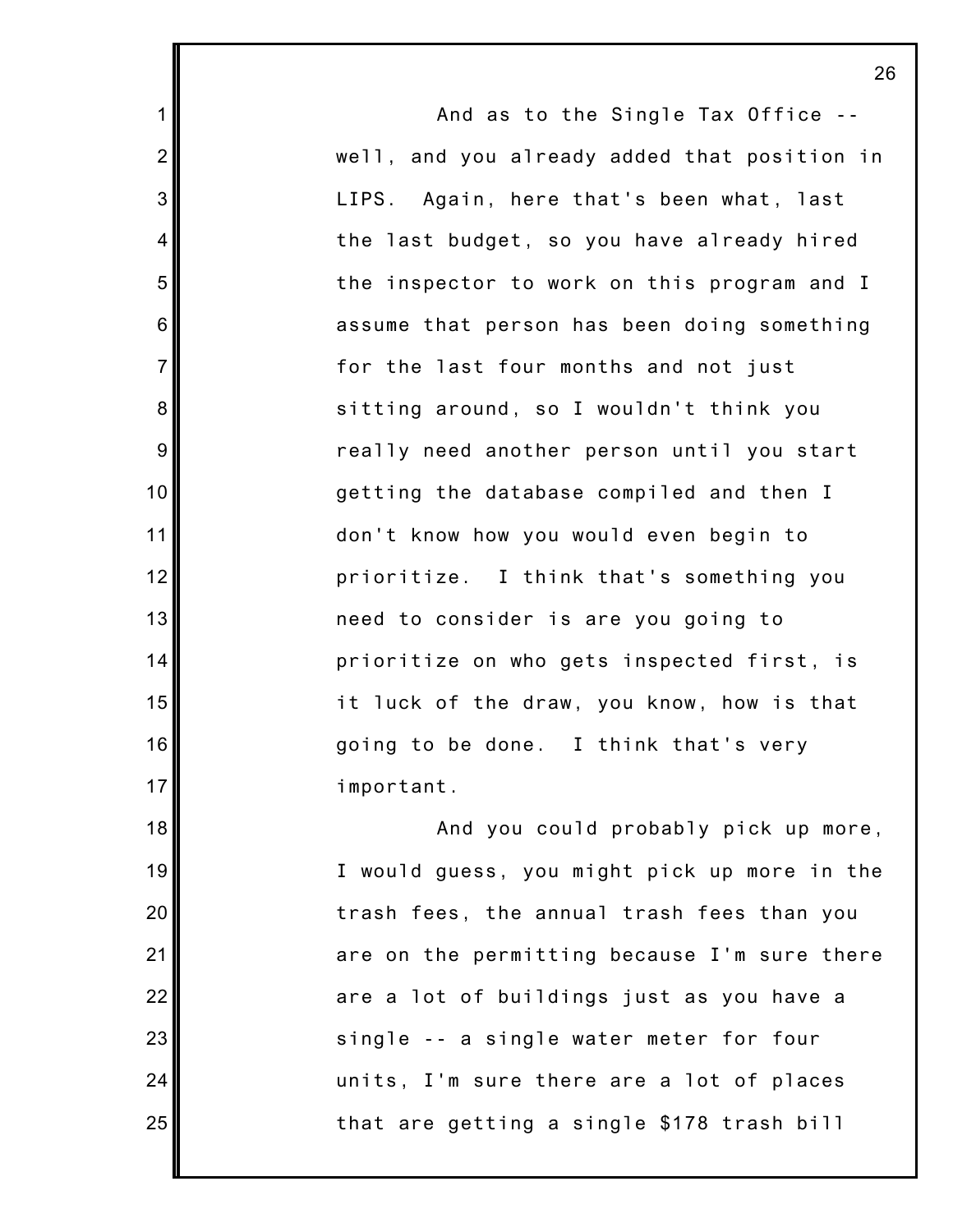And as to the Single Tax Office -- well, and you already added that position in LIPS. Again, here that's been what, last the last budget, so you have already hired the inspector to work on this program and I assume that person has been doing something for the last four months and not just sitting around, so I wouldn't think you really need another person until you start getting the database compiled and then I don't know how you would even begin to prioritize. I think that's something you need to consider is are you going to prioritize on who gets inspected first, is it luck of the draw, you know, how is that going to be done. I think that's very important.

And you could probably pick up more, I would guess, you might pick up more in the trash fees, the annual trash fees than you are on the permitting because I'm sure there are a lot of buildings just as you have a single -- a single water meter for four units, I'm sure there are a lot of places that are getting a single $178 trash bill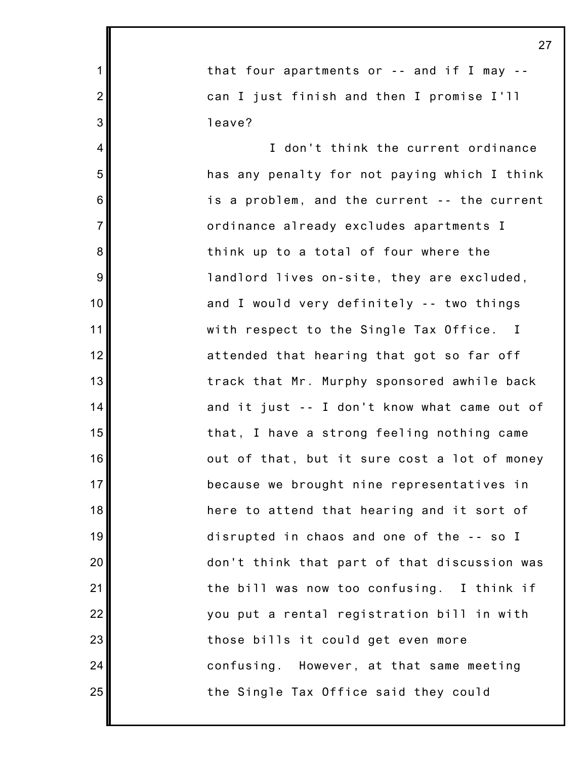that four apartments or -- and if I may -- can I just finish and then I promise I'll leave?

I don't think the current ordinance has any penalty for not paying which I think is a problem, and the current -- the current ordinance already excludes apartments I think up to a total of four where the landlord lives on-site, they are excluded, and I would very definitely -- two things with respect to the Single Tax Office. I attended that hearing that got so far off track that Mr. Murphy sponsored awhile back and it just -- I don't know what came out of that, I have a strong feeling nothing came out of that, but it sure cost a lot of money because we brought nine representatives in here to attend that hearing and it sort of disrupted in chaos and one of the -- so I don't think that part of that discussion was the bill was now too confusing. I think if you put a rental registration bill in with those bills it could get even more confusing. However, at that same meeting the Single Tax Office said they could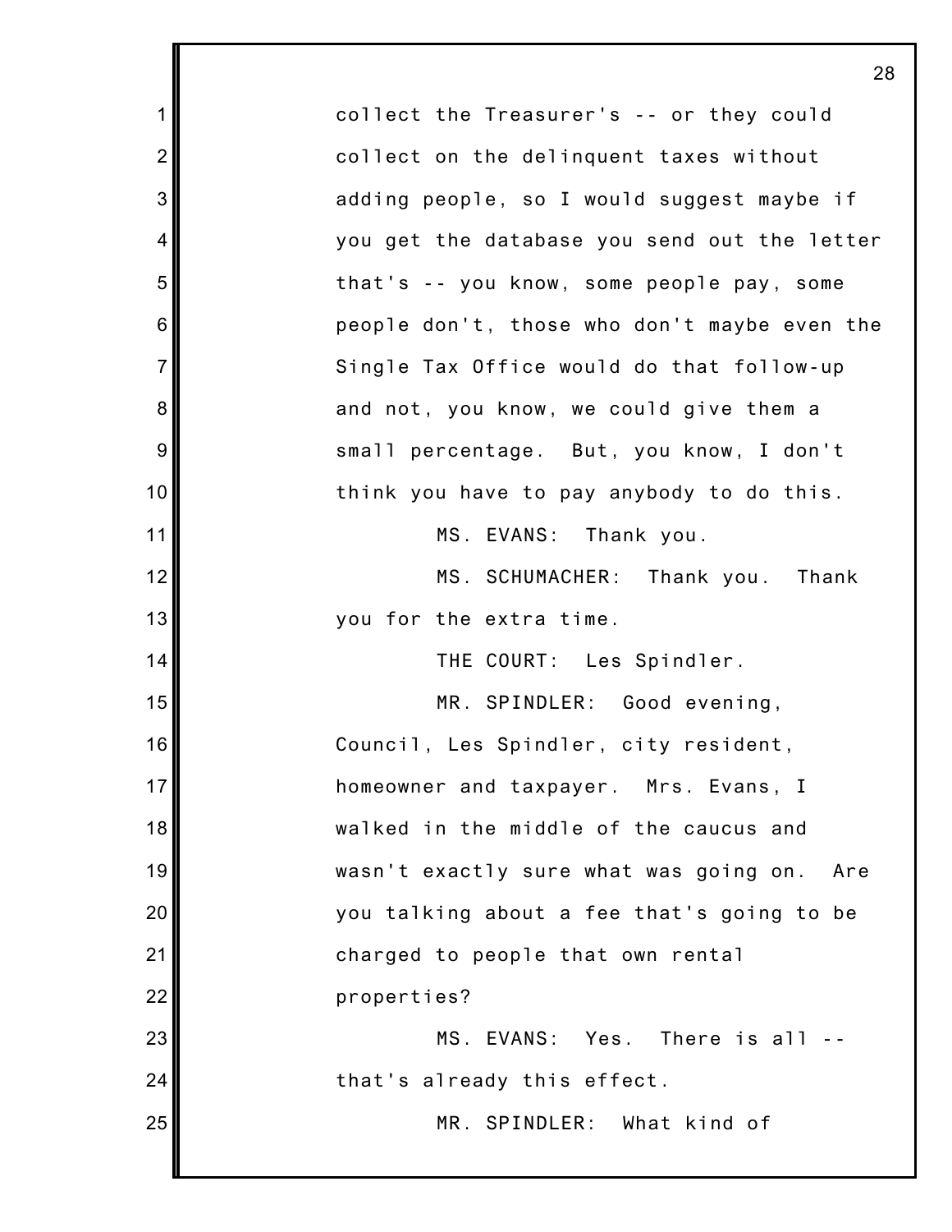collect the Treasurer's -- or they could collect on the delinquent taxes without adding people, so I would suggest maybe if you get the database you send out the letter that's -- you know, some people pay, some people don't, those who don't maybe even the Single Tax Office would do that follow-up and not, you know, we could give them a small percentage. But, you know, I don't think you have to pay anybody to do this.

MS. EVANS: Thank you.

MS. SCHUMACHER: Thank you. Thank you for the extra time.

THE COURT: Les Spindler.

MR. SPINDLER: Good evening, Council, Les Spindler, city resident, homeowner and taxpayer. Mrs. Evans, I walked in the middle of the caucus and wasn't exactly sure what was going on. Are you talking about a fee that's going to be charged to people that own rental properties?

MS. EVANS: Yes. There is all -- that's already this effect.

MR. SPINDLER: What kind of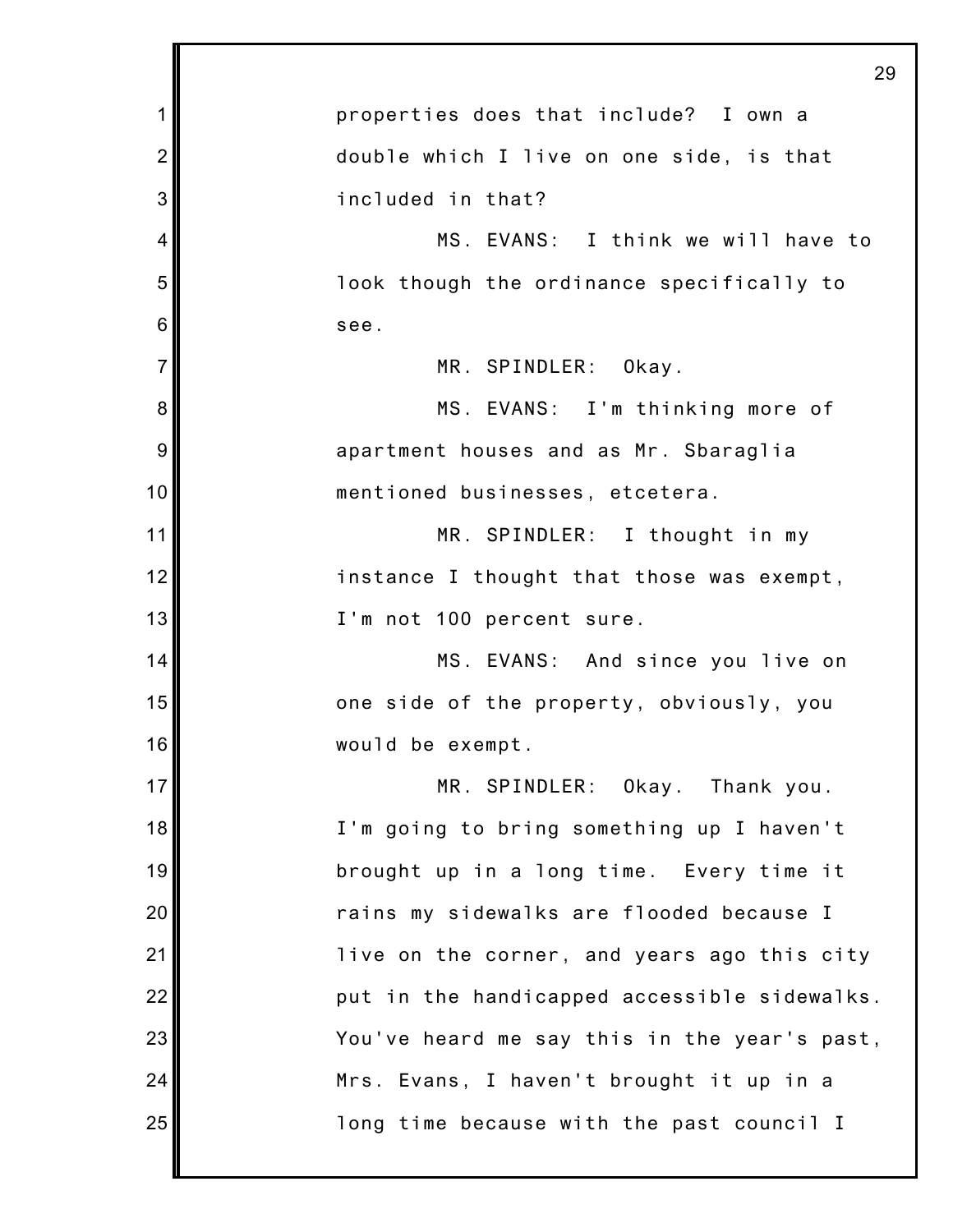properties does that include? I own a double which I live on one side, is that included in that?

MS. EVANS: I think we will have to look though the ordinance specifically to see.

MR. SPINDLER: Okay.

MS. EVANS: I'm thinking more of apartment houses and as Mr. Sbaraglia mentioned businesses, etcetera.

MR. SPINDLER: I thought in my instance I thought that those was exempt, I'm not 100 percent sure.

MS. EVANS: And since you live on one side of the property, obviously, you would be exempt.

MR. SPINDLER: Okay. Thank you. I'm going to bring something up I haven't brought up in a long time. Every time it rains my sidewalks are flooded because I live on the corner, and years ago this city put in the handicapped accessible sidewalks. You've heard me say this in the year's past, Mrs. Evans, I haven't brought it up in a long time because with the past council I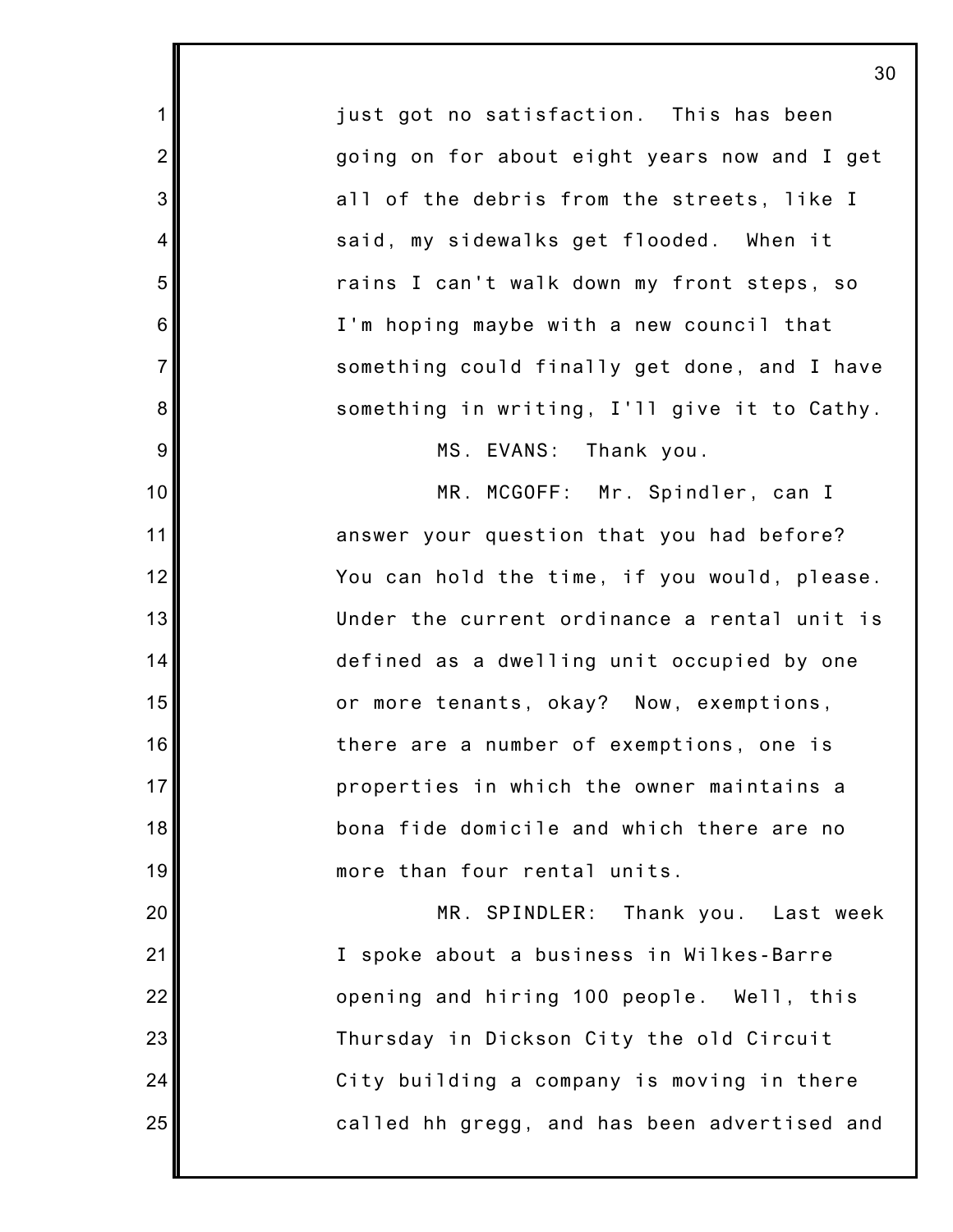just got no satisfaction. This has been going on for about eight years now and I get all of the debris from the streets, like I said, my sidewalks get flooded. When it rains I can't walk down my front steps, so I'm hoping maybe with a new council that something could finally get done, and I have something in writing, I'll give it to Cathy.

MS. EVANS: Thank you.

MR. MCGOFF: Mr. Spindler, can I answer your question that you had before? You can hold the time, if you would, please. Under the current ordinance a rental unit is defined as a dwelling unit occupied by one or more tenants, okay? Now, exemptions, there are a number of exemptions, one is properties in which the owner maintains a bona fide domicile and which there are no more than four rental units.

MR. SPINDLER: Thank you. Last week I spoke about a business in Wilkes-Barre opening and hiring 100 people. Well, this Thursday in Dickson City the old Circuit City building a company is moving in there called hh gregg, and has been advertised and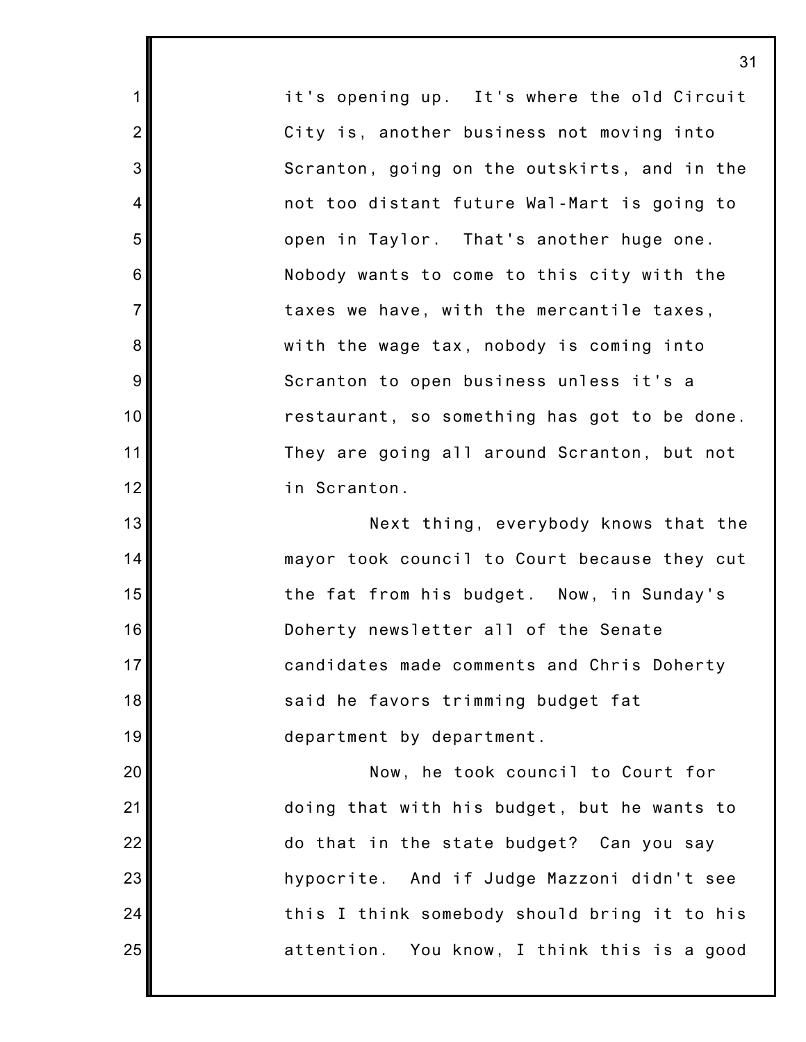it's opening up. It's where the old Circuit City is, another business not moving into Scranton, going on the outskirts, and in the not too distant future Wal-Mart is going to open in Taylor. That's another huge one. Nobody wants to come to this city with the taxes we have, with the mercantile taxes, with the wage tax, nobody is coming into Scranton to open business unless it's a restaurant, so something has got to be done. They are going all around Scranton, but not in Scranton.

Next thing, everybody knows that the mayor took council to Court because they cut the fat from his budget. Now, in Sunday's Doherty newsletter all of the Senate candidates made comments and Chris Doherty said he favors trimming budget fat department by department.

Now, he took council to Court for doing that with his budget, but he wants to do that in the state budget? Can you say hypocrite. And if Judge Mazzoni didn't see this I think somebody should bring it to his attention. You know, I think this is a good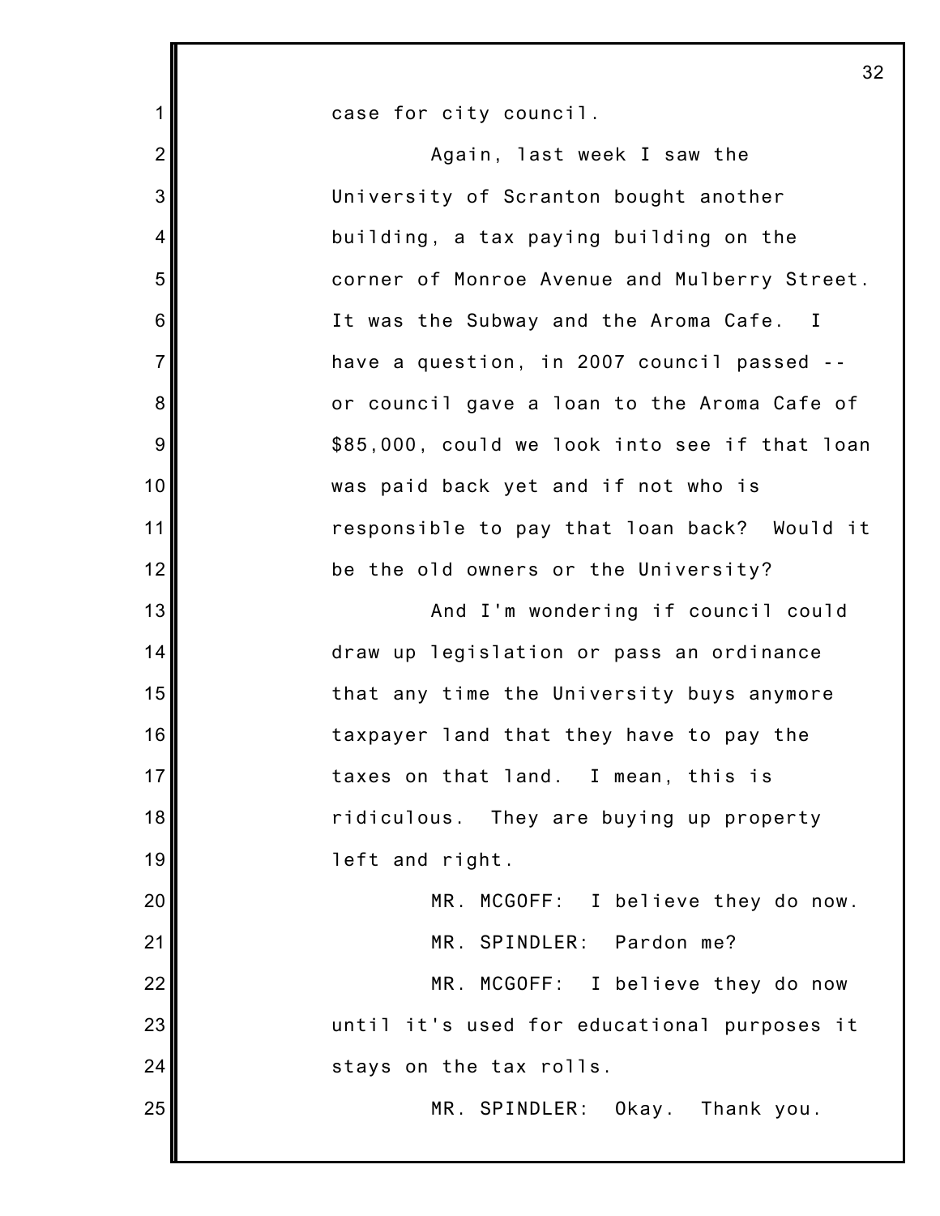case for city council.

Again, last week I saw the University of Scranton bought another building, a tax paying building on the corner of Monroe Avenue and Mulberry Street. It was the Subway and the Aroma Cafe. I have a question, in 2007 council passed -- or council gave a loan to the Aroma Cafe of $85,000, could we look into see if that loan was paid back yet and if not who is responsible to pay that loan back? Would it be the old owners or the University?

And I'm wondering if council could draw up legislation or pass an ordinance that any time the University buys anymore taxpayer land that they have to pay the taxes on that land. I mean, this is ridiculous. They are buying up property left and right.

MR. MCGOFF: I believe they do now.

MR. SPINDLER: Pardon me?

MR. MCGOFF: I believe they do now until it's used for educational purposes it stays on the tax rolls.

MR. SPINDLER: Okay. Thank you.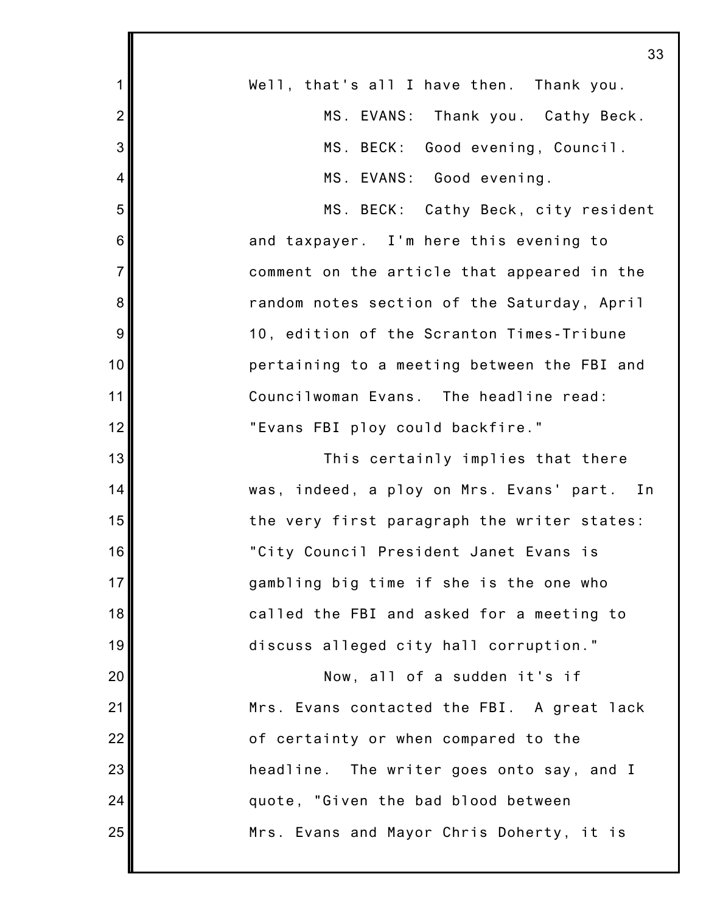Well, that's all I have then. Thank you.

MS. EVANS: Thank you. Cathy Beck.

MS. BECK: Good evening, Council.

MS. EVANS: Good evening.

MS. BECK: Cathy Beck, city resident and taxpayer. I'm here this evening to comment on the article that appeared in the random notes section of the Saturday, April 10, edition of the Scranton Times-Tribune pertaining to a meeting between the FBI and Councilwoman Evans. The headline read: "Evans FBI ploy could backfire."

This certainly implies that there was, indeed, a ploy on Mrs. Evans' part. In the very first paragraph the writer states: "City Council President Janet Evans is gambling big time if she is the one who called the FBI and asked for a meeting to discuss alleged city hall corruption."

Now, all of a sudden it's if Mrs. Evans contacted the FBI. A great lack of certainty or when compared to the headline. The writer goes onto say, and I quote, "Given the bad blood between Mrs. Evans and Mayor Chris Doherty, it is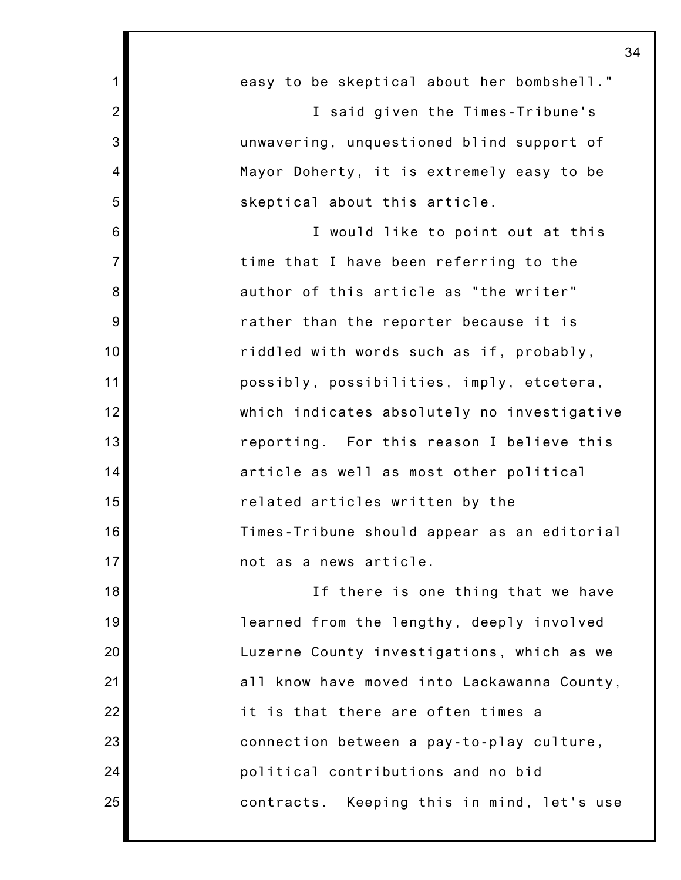easy to be skeptical about her bombshell."

I said given the Times-Tribune's unwavering, unquestioned blind support of Mayor Doherty, it is extremely easy to be skeptical about this article.

I would like to point out at this time that I have been referring to the author of this article as "the writer" rather than the reporter because it is riddled with words such as if, probably, possibly, possibilities, imply, etcetera, which indicates absolutely no investigative reporting. For this reason I believe this article as well as most other political related articles written by the Times-Tribune should appear as an editorial not as a news article.

If there is one thing that we have learned from the lengthy, deeply involved Luzerne County investigations, which as we all know have moved into Lackawanna County, it is that there are often times a connection between a pay-to-play culture, political contributions and no bid contracts. Keeping this in mind, let's use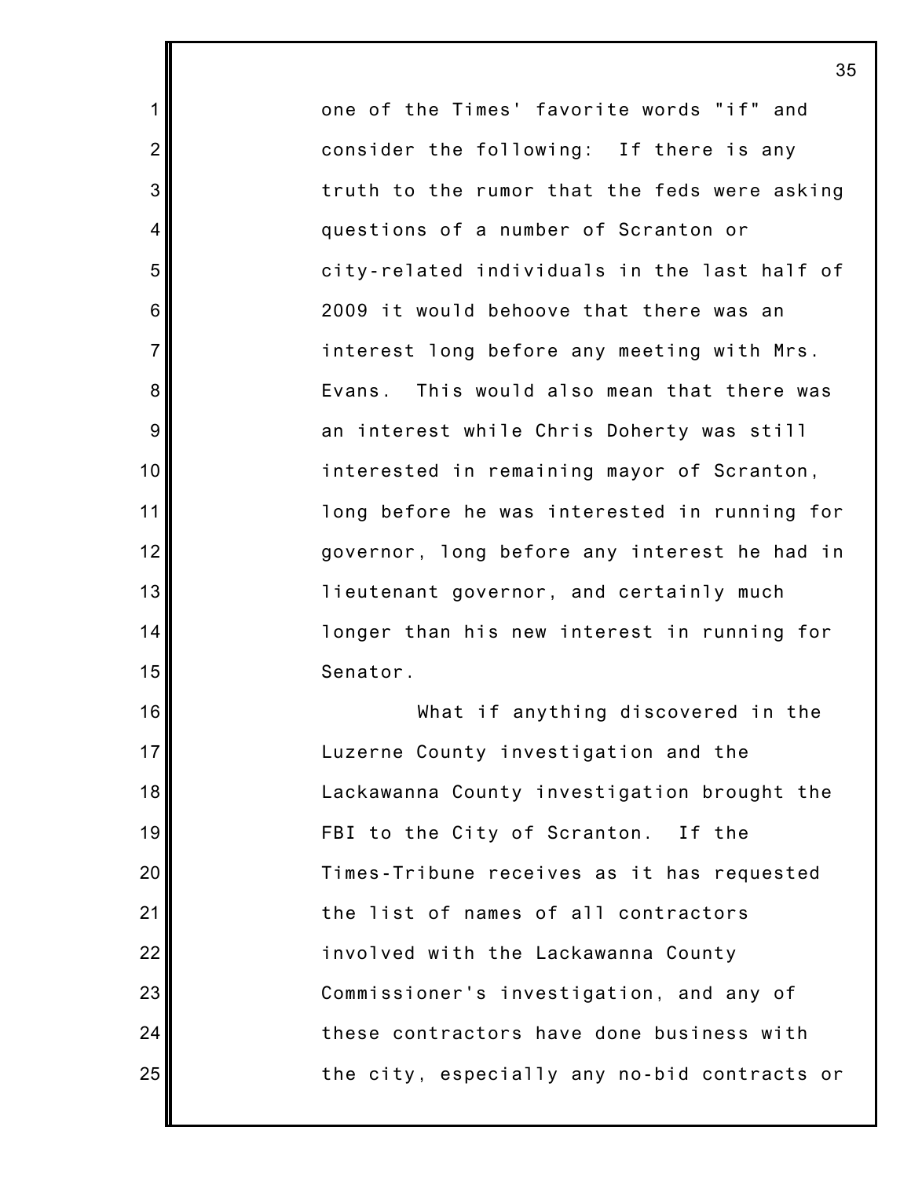one of the Times' favorite words "if" and consider the following: If there is any truth to the rumor that the feds were asking questions of a number of Scranton or city-related individuals in the last half of 2009 it would behoove that there was an interest long before any meeting with Mrs. Evans. This would also mean that there was an interest while Chris Doherty was still interested in remaining mayor of Scranton, long before he was interested in running for governor, long before any interest he had in lieutenant governor, and certainly much longer than his new interest in running for Senator.

What if anything discovered in the Luzerne County investigation and the Lackawanna County investigation brought the FBI to the City of Scranton. If the Times-Tribune receives as it has requested the list of names of all contractors involved with the Lackawanna County Commissioner's investigation, and any of these contractors have done business with the city, especially any no-bid contracts or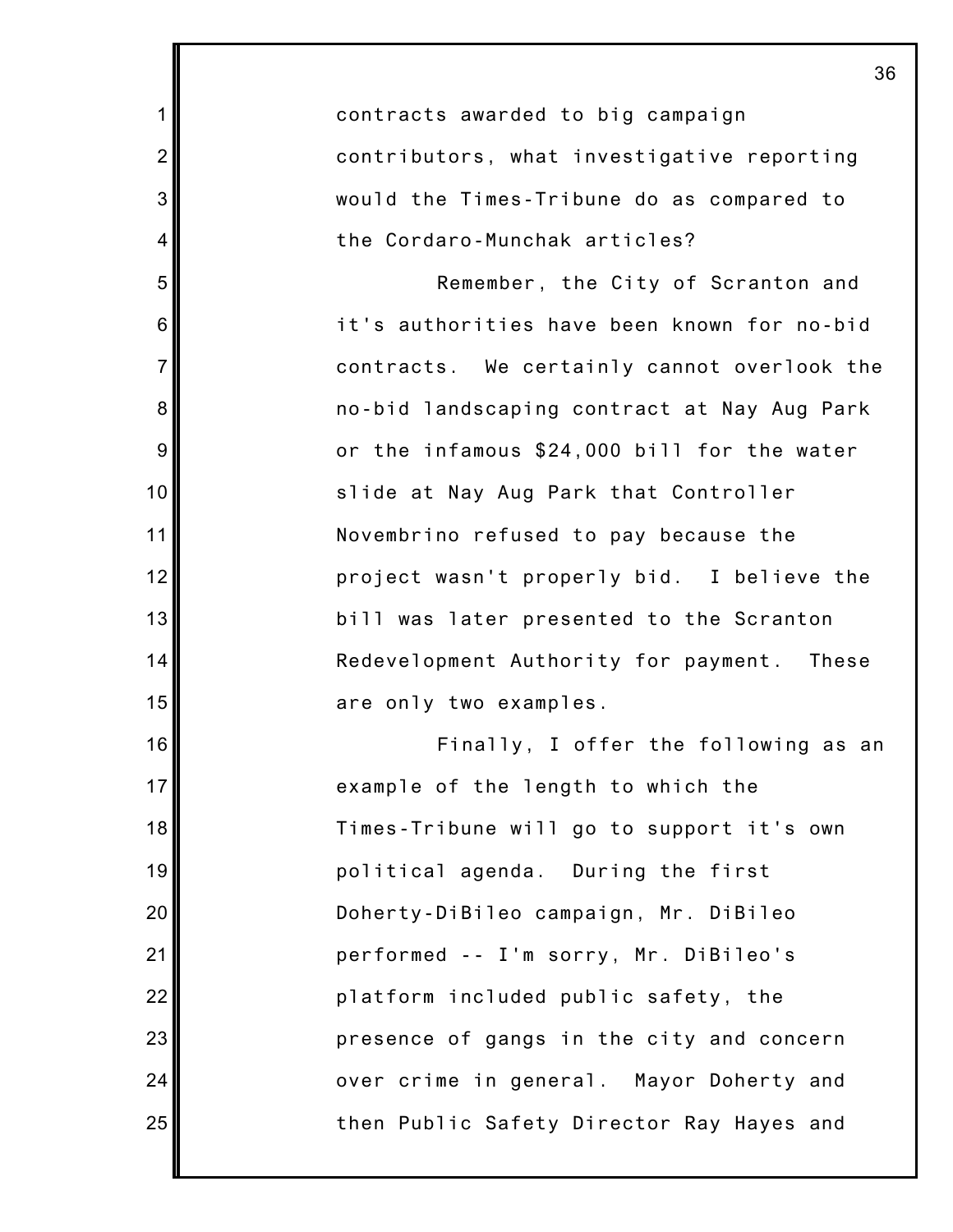contracts awarded to big campaign contributors, what investigative reporting would the Times-Tribune do as compared to the Cordaro-Munchak articles?

Remember, the City of Scranton and it's authorities have been known for no-bid contracts. We certainly cannot overlook the no-bid landscaping contract at Nay Aug Park or the infamous $24,000 bill for the water slide at Nay Aug Park that Controller Novembrino refused to pay because the project wasn't properly bid. I believe the bill was later presented to the Scranton Redevelopment Authority for payment. These are only two examples.

Finally, I offer the following as an example of the length to which the Times-Tribune will go to support it's own political agenda. During the first Doherty-DiBileo campaign, Mr. DiBileo performed -- I'm sorry, Mr. DiBileo's platform included public safety, the presence of gangs in the city and concern over crime in general. Mayor Doherty and then Public Safety Director Ray Hayes and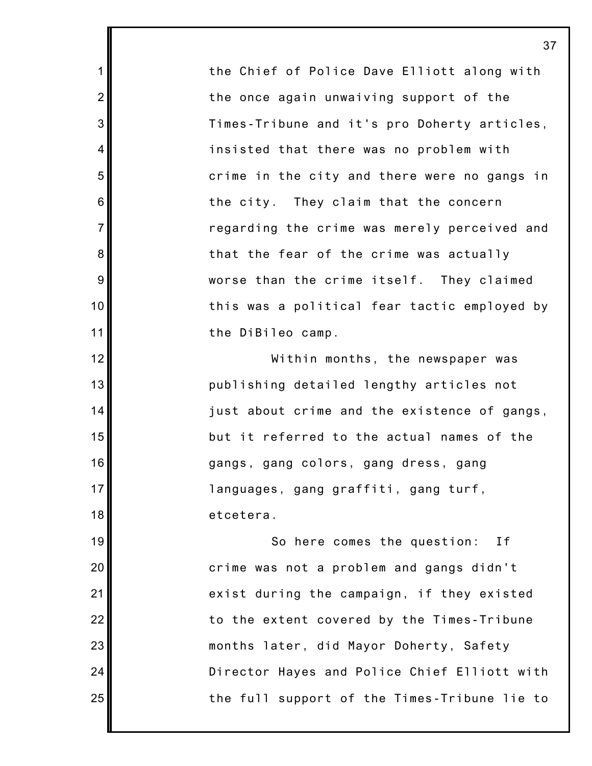the Chief of Police Dave Elliott along with the once again unwaiving support of the Times-Tribune and it's pro Doherty articles, insisted that there was no problem with crime in the city and there were no gangs in the city. They claim that the concern regarding the crime was merely perceived and that the fear of the crime was actually worse than the crime itself. They claimed this was a political fear tactic employed by the DiBileo camp.

Within months, the newspaper was publishing detailed lengthy articles not just about crime and the existence of gangs, but it referred to the actual names of the gangs, gang colors, gang dress, gang languages, gang graffiti, gang turf, etcetera.

So here comes the question: If crime was not a problem and gangs didn't exist during the campaign, if they existed to the extent covered by the Times-Tribune months later, did Mayor Doherty, Safety Director Hayes and Police Chief Elliott with the full support of the Times-Tribune lie to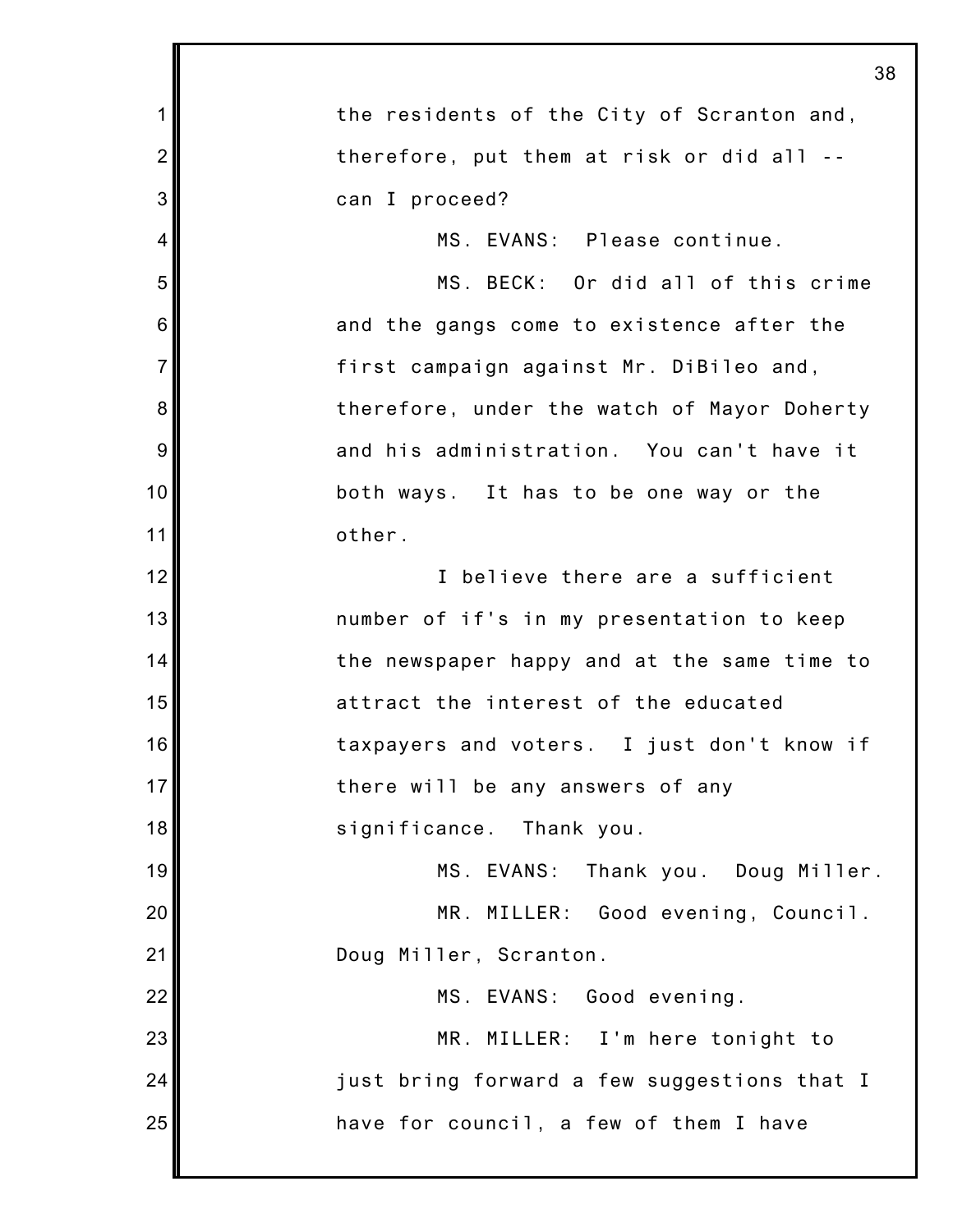the residents of the City of Scranton and, therefore, put them at risk or did all -- can I proceed?

MS. EVANS: Please continue.

MS. BECK: Or did all of this crime and the gangs come to existence after the first campaign against Mr. DiBileo and, therefore, under the watch of Mayor Doherty and his administration. You can't have it both ways. It has to be one way or the other.

I believe there are a sufficient number of if's in my presentation to keep the newspaper happy and at the same time to attract the interest of the educated taxpayers and voters. I just don't know if there will be any answers of any significance. Thank you.

MS. EVANS: Thank you. Doug Miller.

MR. MILLER: Good evening, Council. Doug Miller, Scranton.

MS. EVANS: Good evening.

MR. MILLER: I'm here tonight to just bring forward a few suggestions that I have for council, a few of them I have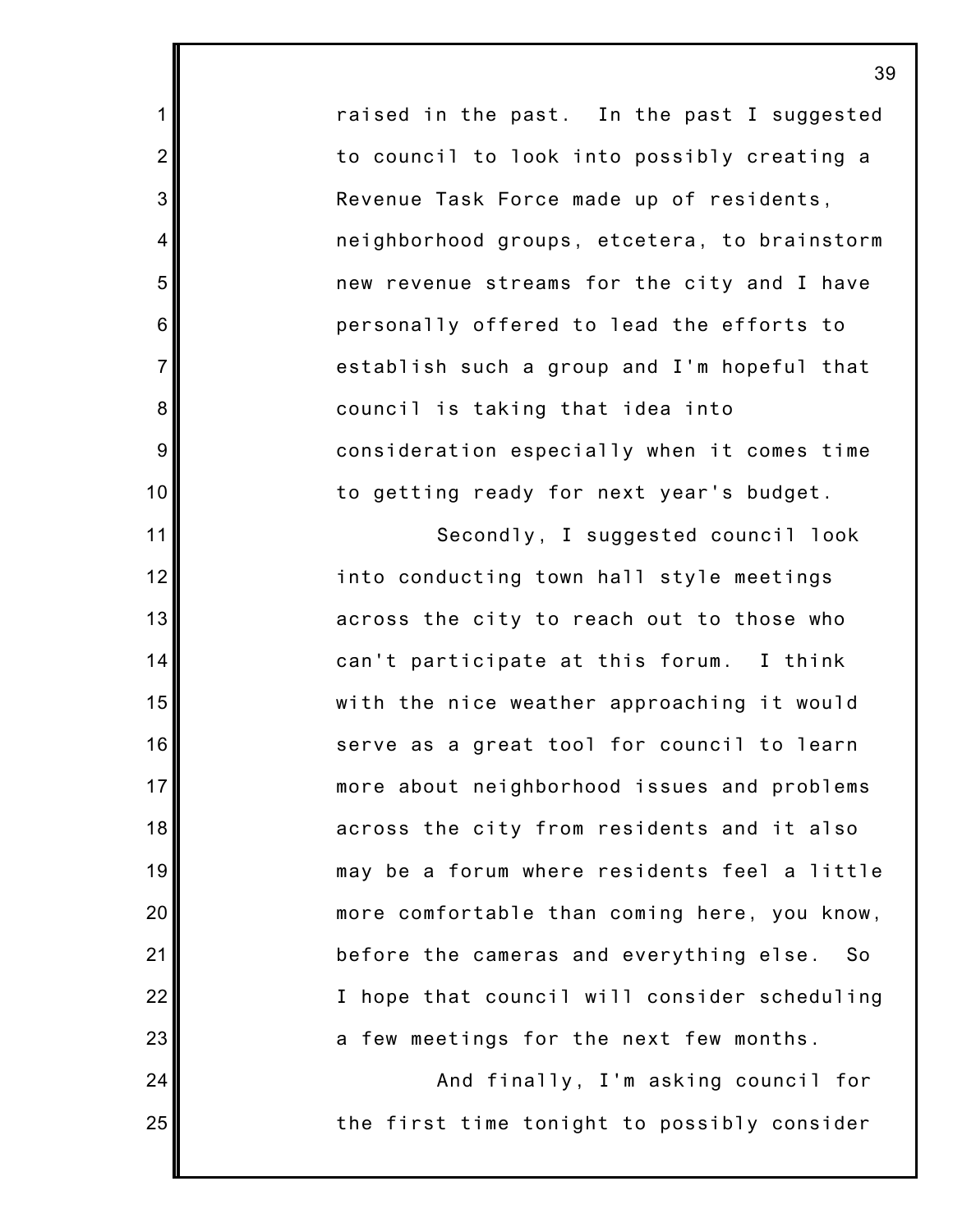raised in the past. In the past I suggested to council to look into possibly creating a Revenue Task Force made up of residents, neighborhood groups, etcetera, to brainstorm new revenue streams for the city and I have personally offered to lead the efforts to establish such a group and I'm hopeful that council is taking that idea into consideration especially when it comes time to getting ready for next year's budget.

Secondly, I suggested council look into conducting town hall style meetings across the city to reach out to those who can't participate at this forum. I think with the nice weather approaching it would serve as a great tool for council to learn more about neighborhood issues and problems across the city from residents and it also may be a forum where residents feel a little more comfortable than coming here, you know, before the cameras and everything else. So I hope that council will consider scheduling a few meetings for the next few months.

And finally, I'm asking council for the first time tonight to possibly consider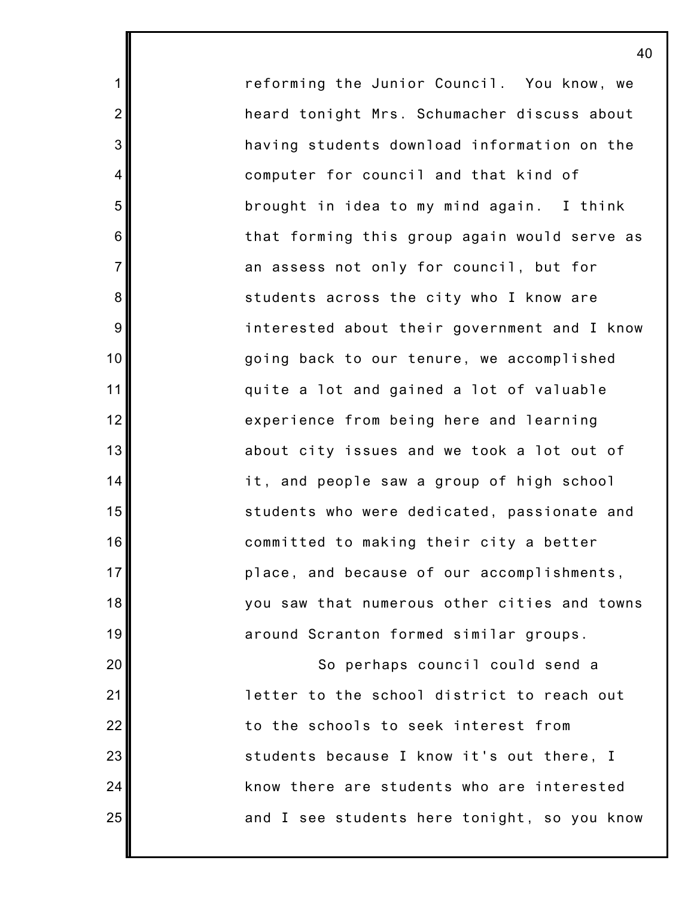reforming the Junior Council. You know, we heard tonight Mrs. Schumacher discuss about having students download information on the computer for council and that kind of brought in idea to my mind again. I think that forming this group again would serve as an assess not only for council, but for students across the city who I know are interested about their government and I know going back to our tenure, we accomplished quite a lot and gained a lot of valuable experience from being here and learning about city issues and we took a lot out of it, and people saw a group of high school students who were dedicated, passionate and committed to making their city a better place, and because of our accomplishments, you saw that numerous other cities and towns around Scranton formed similar groups.

So perhaps council could send a letter to the school district to reach out to the schools to seek interest from students because I know it's out there, I know there are students who are interested and I see students here tonight, so you know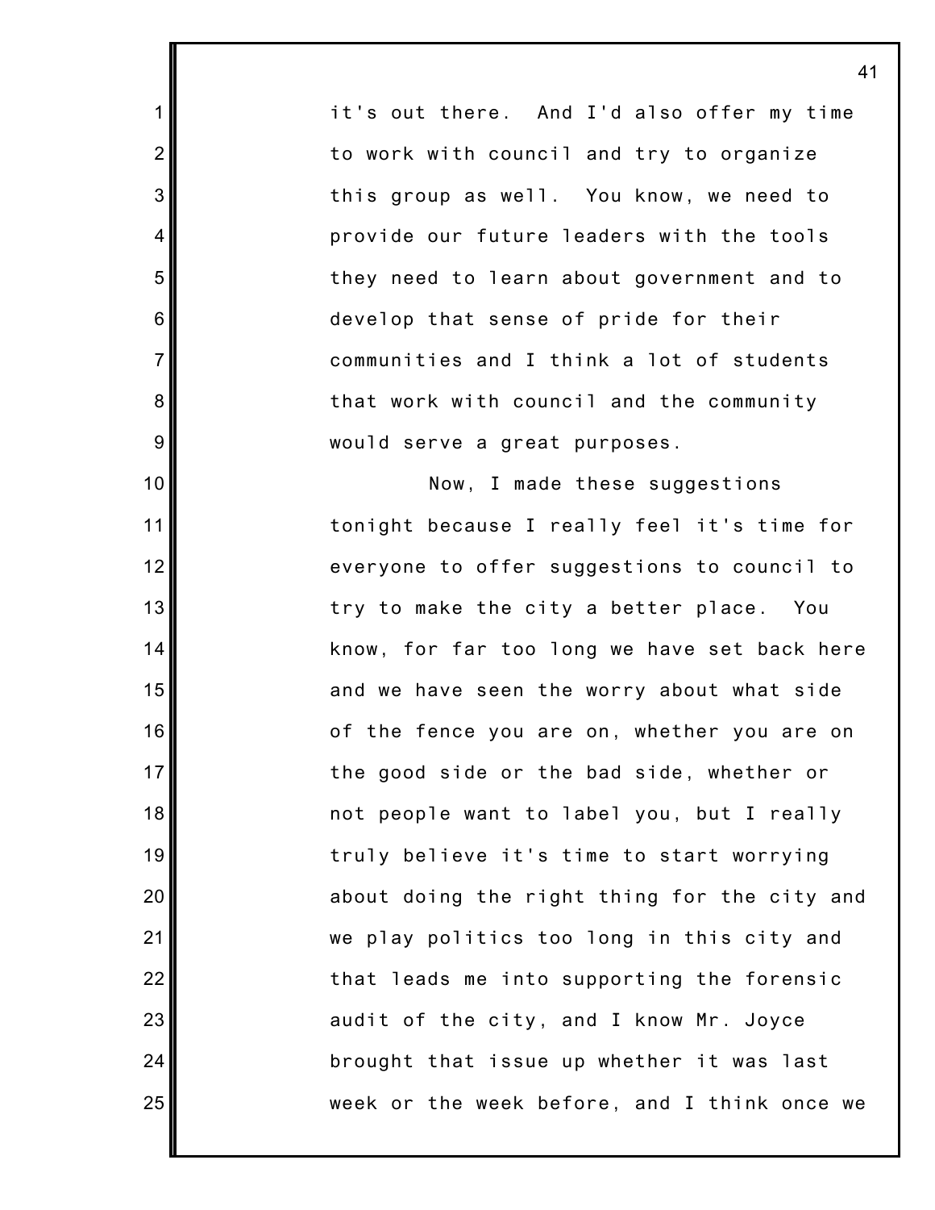it's out there. And I'd also offer my time to work with council and try to organize this group as well. You know, we need to provide our future leaders with the tools they need to learn about government and to develop that sense of pride for their communities and I think a lot of students that work with council and the community would serve a great purposes.

Now, I made these suggestions tonight because I really feel it's time for everyone to offer suggestions to council to try to make the city a better place. You know, for far too long we have set back here and we have seen the worry about what side of the fence you are on, whether you are on the good side or the bad side, whether or not people want to label you, but I really truly believe it's time to start worrying about doing the right thing for the city and we play politics too long in this city and that leads me into supporting the forensic audit of the city, and I know Mr. Joyce brought that issue up whether it was last week or the week before, and I think once we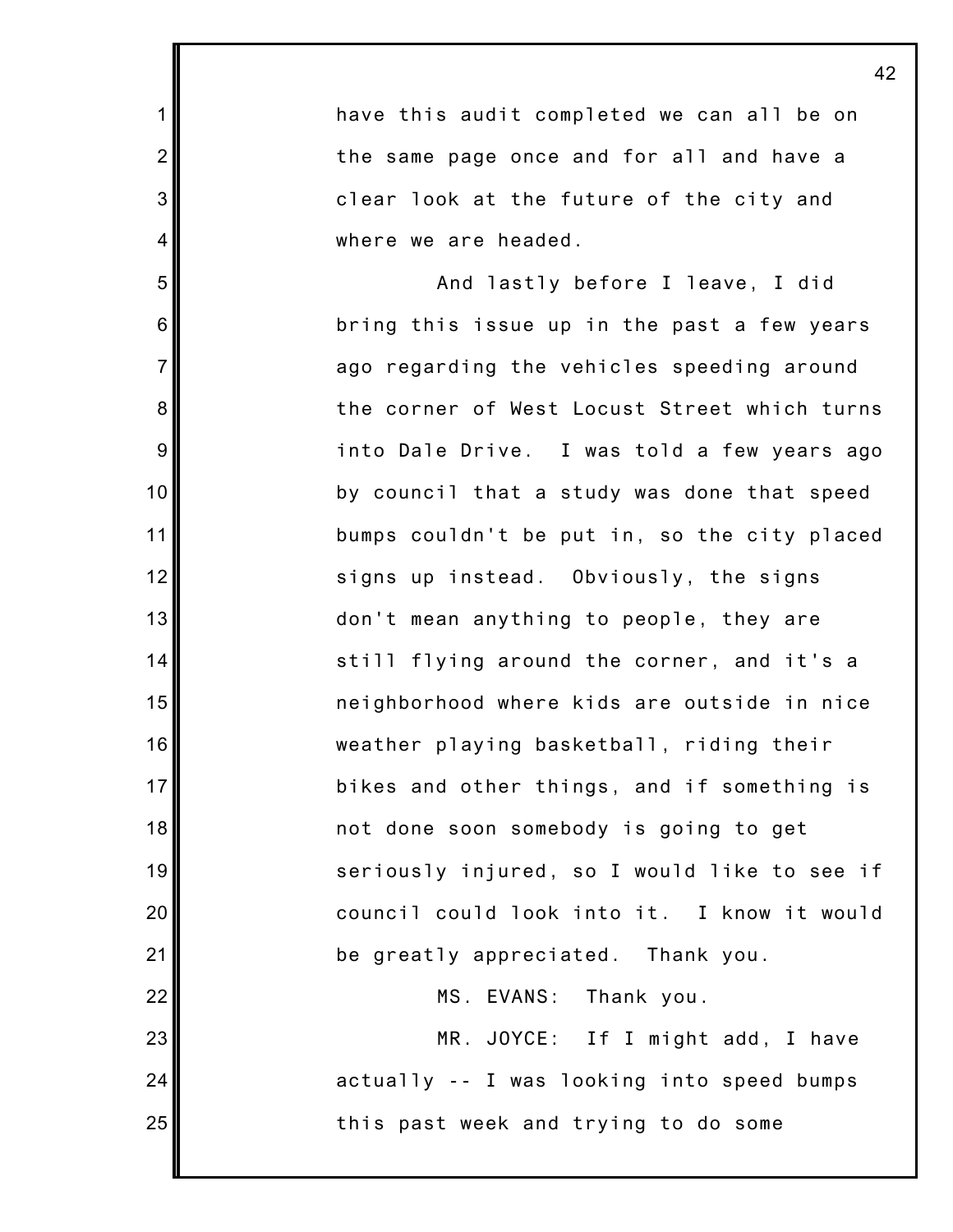have this audit completed we can all be on the same page once and for all and have a clear look at the future of the city and where we are headed.

And lastly before I leave, I did bring this issue up in the past a few years ago regarding the vehicles speeding around the corner of West Locust Street which turns into Dale Drive. I was told a few years ago by council that a study was done that speed bumps couldn't be put in, so the city placed signs up instead. Obviously, the signs don't mean anything to people, they are still flying around the corner, and it's a neighborhood where kids are outside in nice weather playing basketball, riding their bikes and other things, and if something is not done soon somebody is going to get seriously injured, so I would like to see if council could look into it. I know it would be greatly appreciated. Thank you.

MS. EVANS: Thank you.

MR. JOYCE: If I might add, I have actually -- I was looking into speed bumps this past week and trying to do some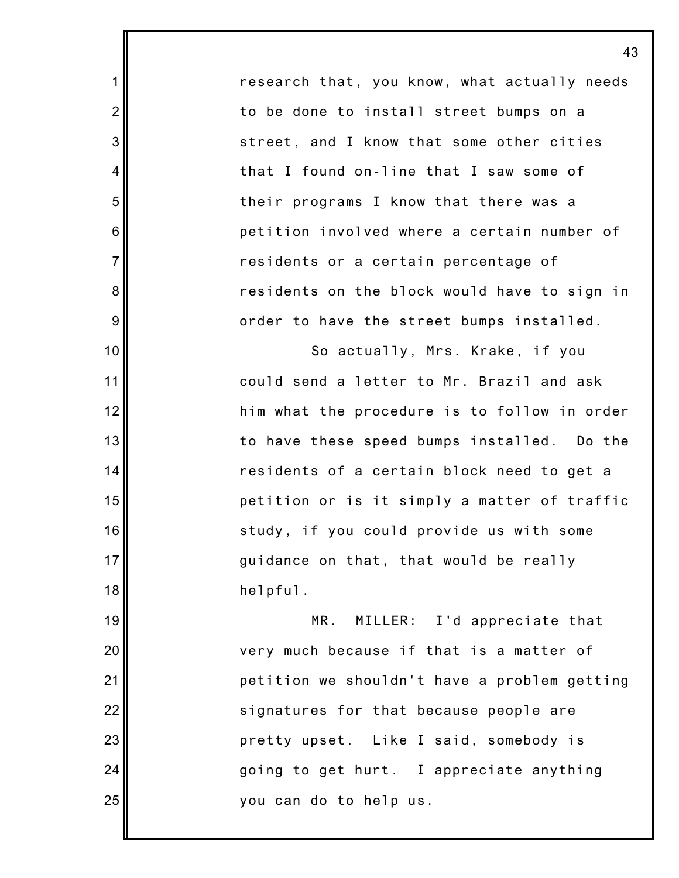research that, you know, what actually needs to be done to install street bumps on a street, and I know that some other cities that I found on-line that I saw some of their programs I know that there was a petition involved where a certain number of residents or a certain percentage of residents on the block would have to sign in order to have the street bumps installed.

So actually, Mrs. Krake, if you could send a letter to Mr. Brazil and ask him what the procedure is to follow in order to have these speed bumps installed. Do the residents of a certain block need to get a petition or is it simply a matter of traffic study, if you could provide us with some guidance on that, that would be really helpful.

MR. MILLER: I'd appreciate that very much because if that is a matter of petition we shouldn't have a problem getting signatures for that because people are pretty upset. Like I said, somebody is going to get hurt. I appreciate anything you can do to help us.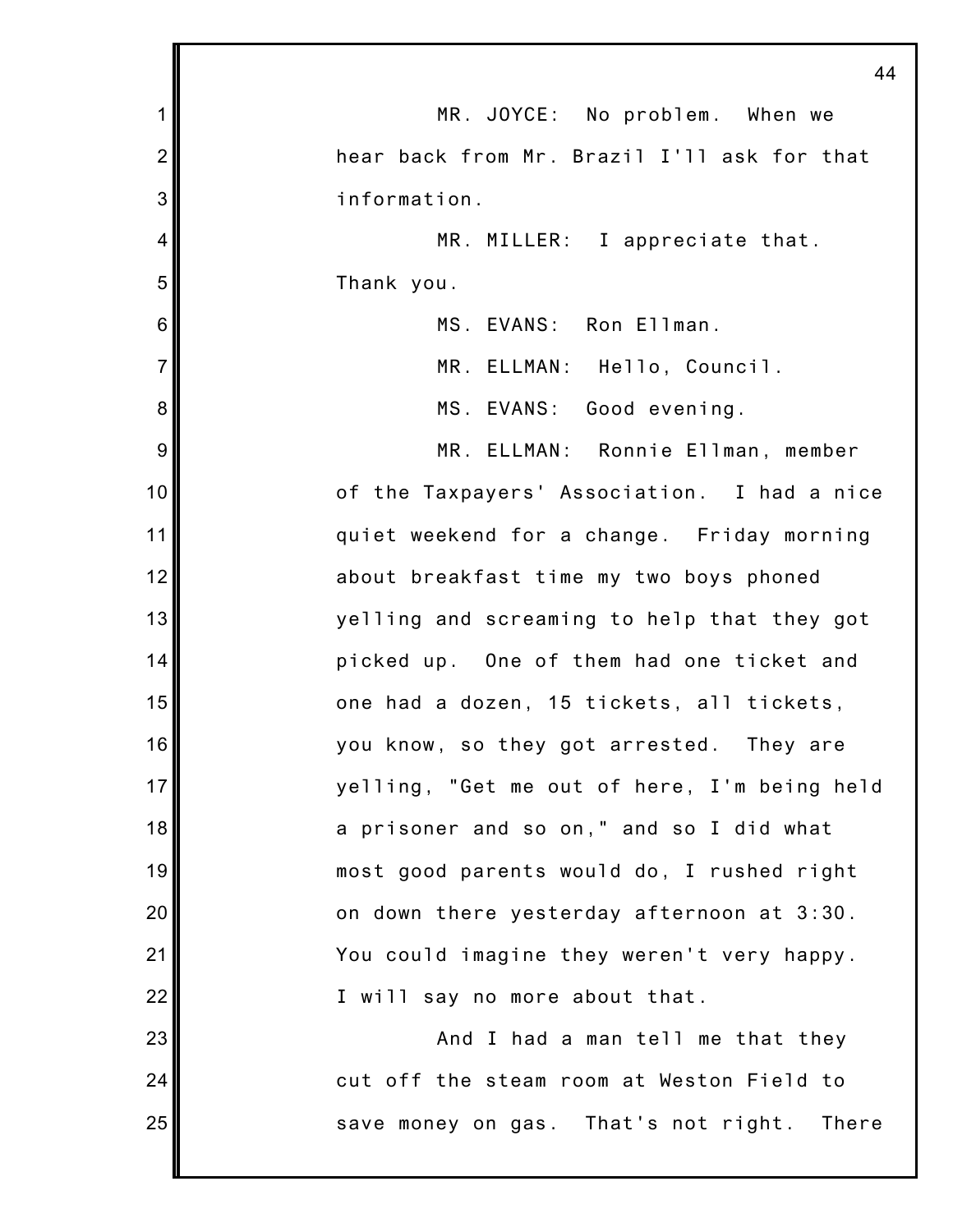MR. JOYCE: No problem. When we hear back from Mr. Brazil I'll ask for that information.

MR. MILLER: I appreciate that. Thank you.

MS. EVANS: Ron Ellman.

MR. ELLMAN: Hello, Council.

MS. EVANS: Good evening.

MR. ELLMAN: Ronnie Ellman, member of the Taxpayers' Association. I had a nice quiet weekend for a change. Friday morning about breakfast time my two boys phoned yelling and screaming to help that they got picked up. One of them had one ticket and one had a dozen, 15 tickets, all tickets, you know, so they got arrested. They are yelling, "Get me out of here, I'm being held a prisoner and so on," and so I did what most good parents would do, I rushed right on down there yesterday afternoon at 3:30. You could imagine they weren't very happy. I will say no more about that.

And I had a man tell me that they cut off the steam room at Weston Field to save money on gas. That's not right. There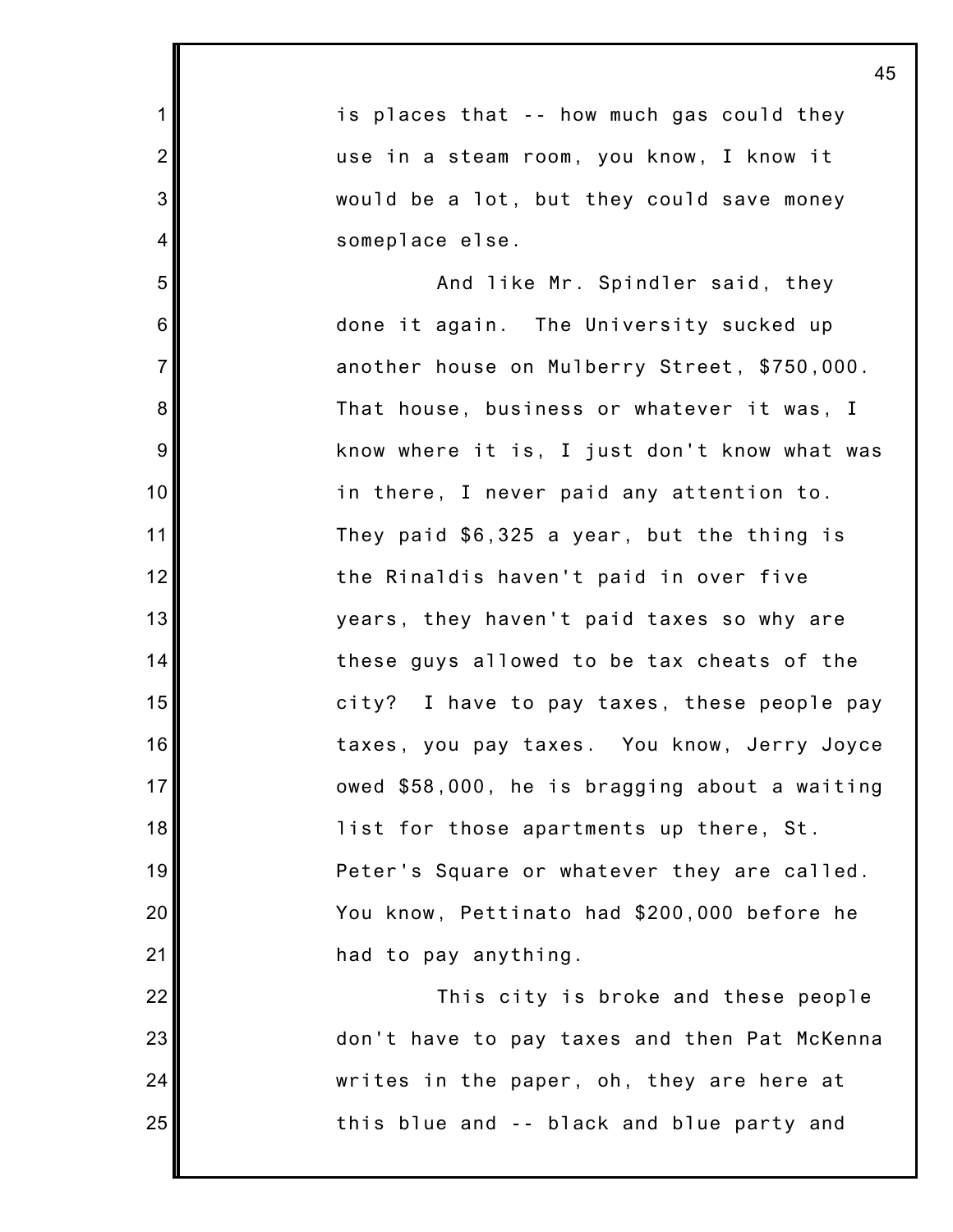is places that -- how much gas could they use in a steam room, you know, I know it would be a lot, but they could save money someplace else.

And like Mr. Spindler said, they done it again. The University sucked up another house on Mulberry Street, $750,000. That house, business or whatever it was, I know where it is, I just don't know what was in there, I never paid any attention to. They paid $6,325 a year, but the thing is the Rinaldis haven't paid in over five years, they haven't paid taxes so why are these guys allowed to be tax cheats of the city? I have to pay taxes, these people pay taxes, you pay taxes. You know, Jerry Joyce owed $58,000, he is bragging about a waiting list for those apartments up there, St. Peter's Square or whatever they are called. You know, Pettinato had $200,000 before he had to pay anything.

This city is broke and these people don't have to pay taxes and then Pat McKenna writes in the paper, oh, they are here at this blue and -- black and blue party and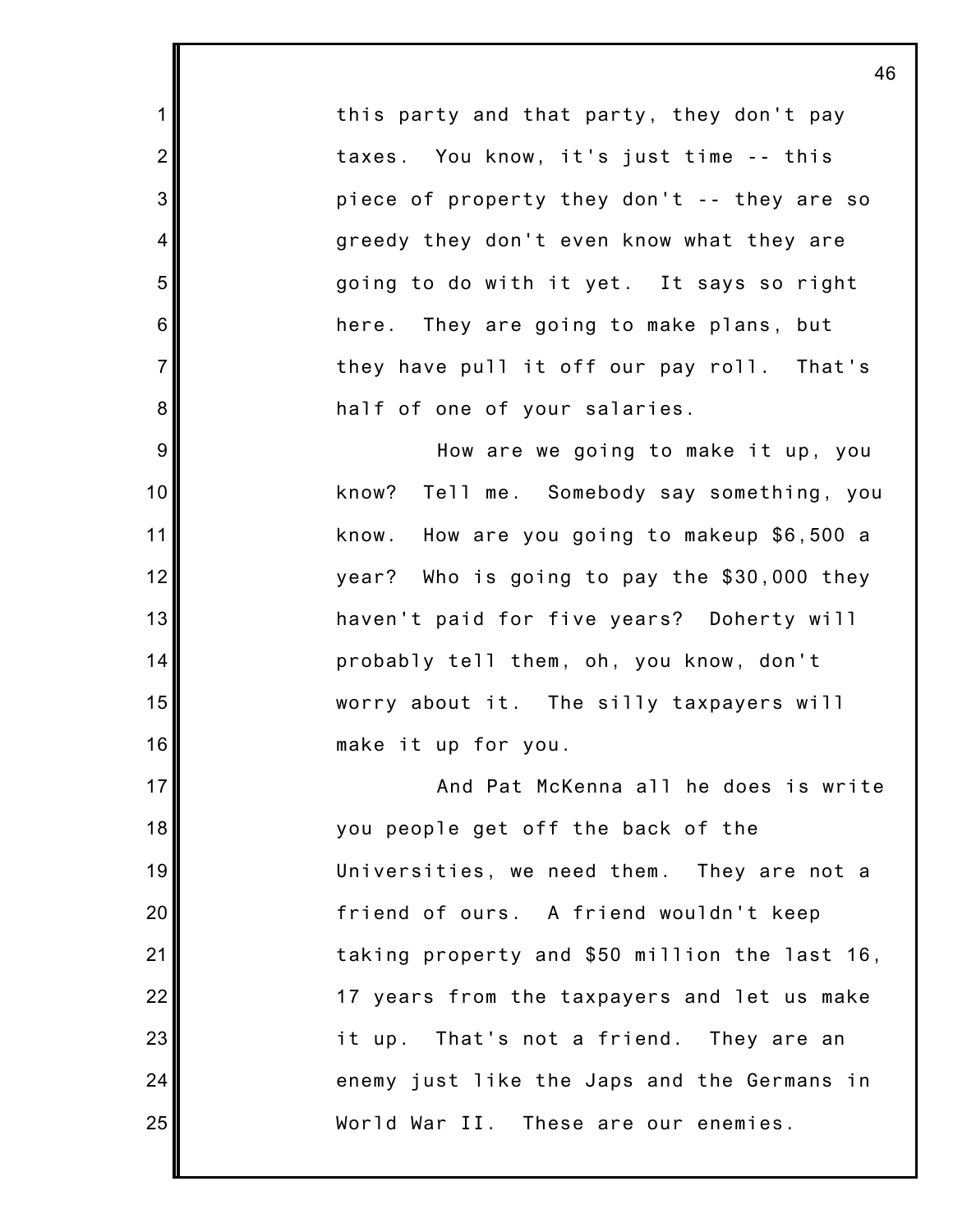this party and that party, they don't pay taxes. You know, it's just time -- this piece of property they don't -- they are so greedy they don't even know what they are going to do with it yet. It says so right here. They are going to make plans, but they have pull it off our pay roll. That's half of one of your salaries.

How are we going to make it up, you know? Tell me. Somebody say something, you know. How are you going to makeup $6,500 a year? Who is going to pay the $30,000 they haven't paid for five years? Doherty will probably tell them, oh, you know, don't worry about it. The silly taxpayers will make it up for you.

And Pat McKenna all he does is write you people get off the back of the Universities, we need them. They are not a friend of ours. A friend wouldn't keep taking property and $50 million the last 16, 17 years from the taxpayers and let us make it up. That's not a friend. They are an enemy just like the Japs and the Germans in World War II. These are our enemies.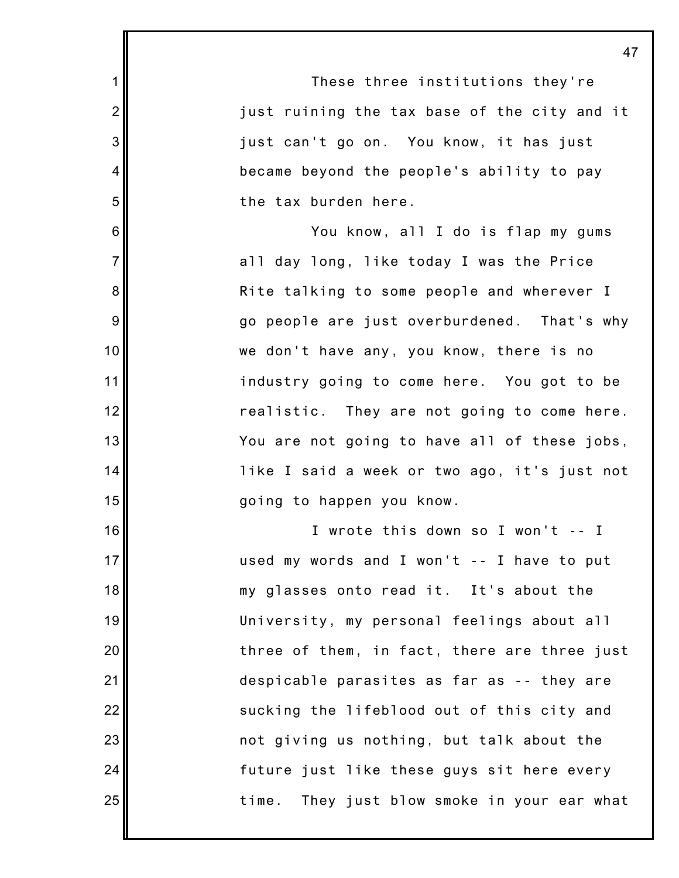These three institutions they're just ruining the tax base of the city and it just can't go on. You know, it has just became beyond the people's ability to pay the tax burden here.

You know, all I do is flap my gums all day long, like today I was the Price Rite talking to some people and wherever I go people are just overburdened. That's why we don't have any, you know, there is no industry going to come here. You got to be realistic. They are not going to come here. You are not going to have all of these jobs, like I said a week or two ago, it's just not going to happen you know.

I wrote this down so I won't -- I used my words and I won't -- I have to put my glasses onto read it. It's about the University, my personal feelings about all three of them, in fact, there are three just despicable parasites as far as -- they are sucking the lifeblood out of this city and not giving us nothing, but talk about the future just like these guys sit here every time. They just blow smoke in your ear what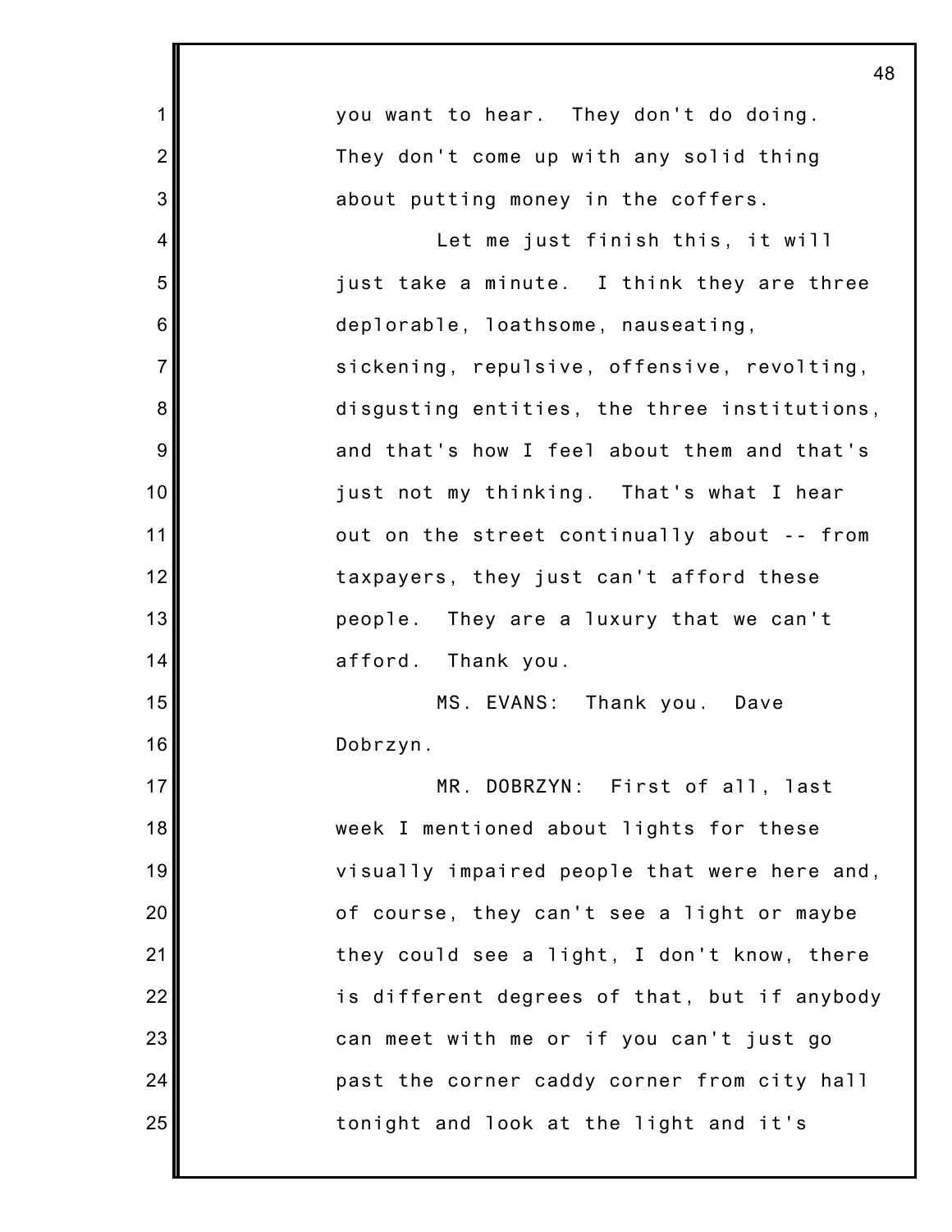you want to hear. They don't do doing. They don't come up with any solid thing about putting money in the coffers.

Let me just finish this, it will just take a minute. I think they are three deplorable, loathsome, nauseating, sickening, repulsive, offensive, revolting, disgusting entities, the three institutions, and that's how I feel about them and that's just not my thinking. That's what I hear out on the street continually about -- from taxpayers, they just can't afford these people. They are a luxury that we can't afford. Thank you.

MS. EVANS: Thank you. Dave Dobrzyn.

MR. DOBRZYN: First of all, last week I mentioned about lights for these visually impaired people that were here and, of course, they can't see a light or maybe they could see a light, I don't know, there is different degrees of that, but if anybody can meet with me or if you can't just go past the corner caddy corner from city hall tonight and look at the light and it's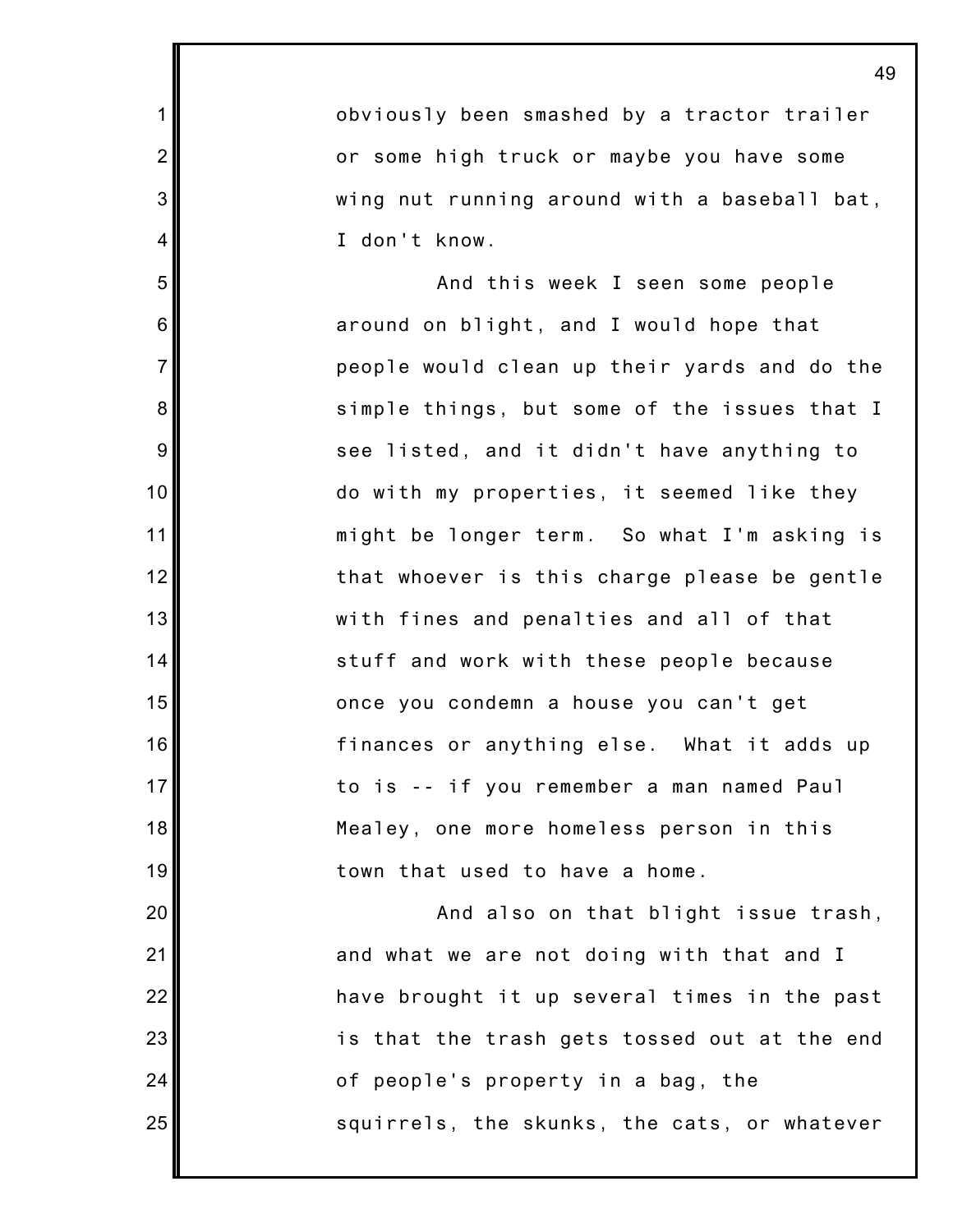obviously been smashed by a tractor trailer or some high truck or maybe you have some wing nut running around with a baseball bat, I don't know.

And this week I seen some people around on blight, and I would hope that people would clean up their yards and do the simple things, but some of the issues that I see listed, and it didn't have anything to do with my properties, it seemed like they might be longer term. So what I'm asking is that whoever is this charge please be gentle with fines and penalties and all of that stuff and work with these people because once you condemn a house you can't get finances or anything else. What it adds up to is -- if you remember a man named Paul Mealey, one more homeless person in this town that used to have a home.

And also on that blight issue trash, and what we are not doing with that and I have brought it up several times in the past is that the trash gets tossed out at the end of people's property in a bag, the squirrels, the skunks, the cats, or whatever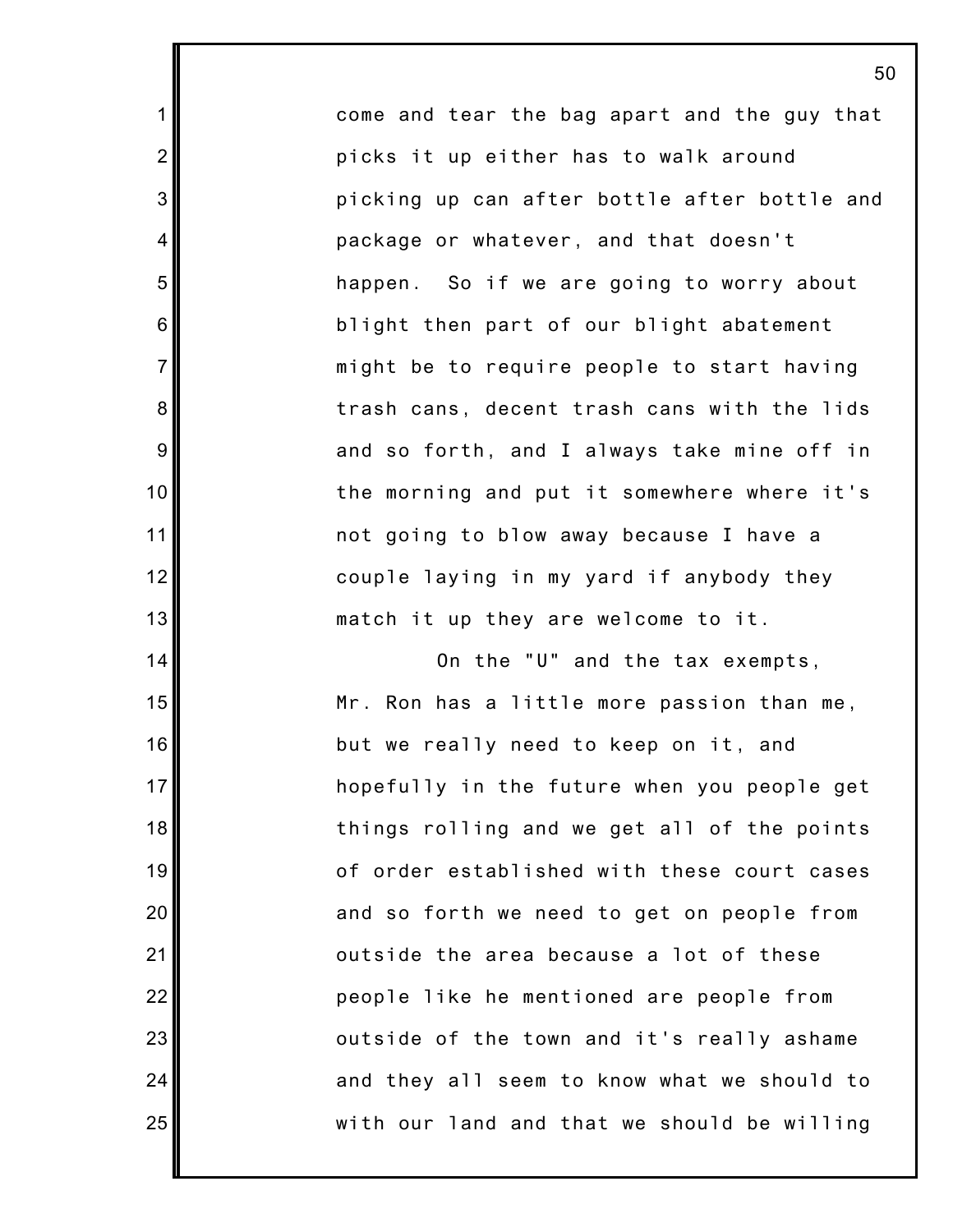come and tear the bag apart and the guy that picks it up either has to walk around picking up can after bottle after bottle and package or whatever, and that doesn't happen. So if we are going to worry about blight then part of our blight abatement might be to require people to start having trash cans, decent trash cans with the lids and so forth, and I always take mine off in the morning and put it somewhere where it's not going to blow away because I have a couple laying in my yard if anybody they match it up they are welcome to it.

On the "U" and the tax exempts, Mr. Ron has a little more passion than me, but we really need to keep on it, and hopefully in the future when you people get things rolling and we get all of the points of order established with these court cases and so forth we need to get on people from outside the area because a lot of these people like he mentioned are people from outside of the town and it's really ashame and they all seem to know what we should to with our land and that we should be willing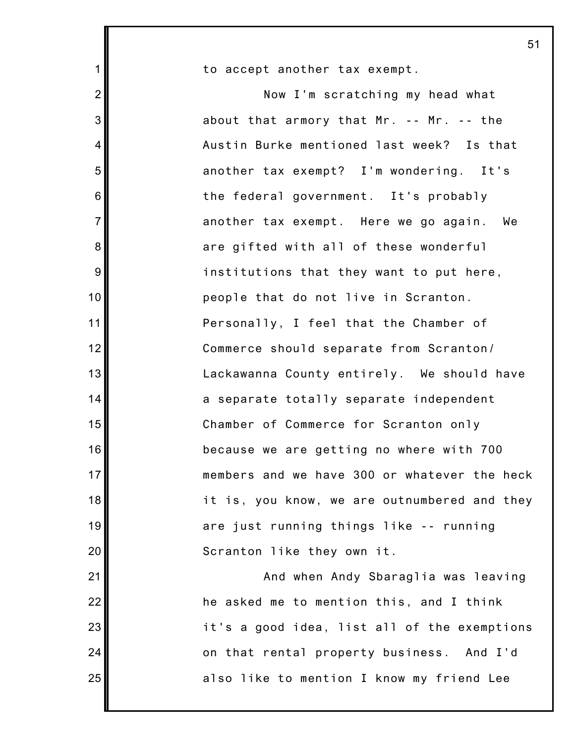to accept another tax exempt.

Now I'm scratching my head what about that armory that Mr. -- Mr. -- the Austin Burke mentioned last week? Is that another tax exempt? I'm wondering. It's the federal government. It's probably another tax exempt. Here we go again. We are gifted with all of these wonderful institutions that they want to put here, people that do not live in Scranton. Personally, I feel that the Chamber of Commerce should separate from Scranton/ Lackawanna County entirely. We should have a separate totally separate independent Chamber of Commerce for Scranton only because we are getting no where with 700 members and we have 300 or whatever the heck it is, you know, we are outnumbered and they are just running things like -- running Scranton like they own it.

And when Andy Sbaraglia was leaving he asked me to mention this, and I think it's a good idea, list all of the exemptions on that rental property business. And I'd also like to mention I know my friend Lee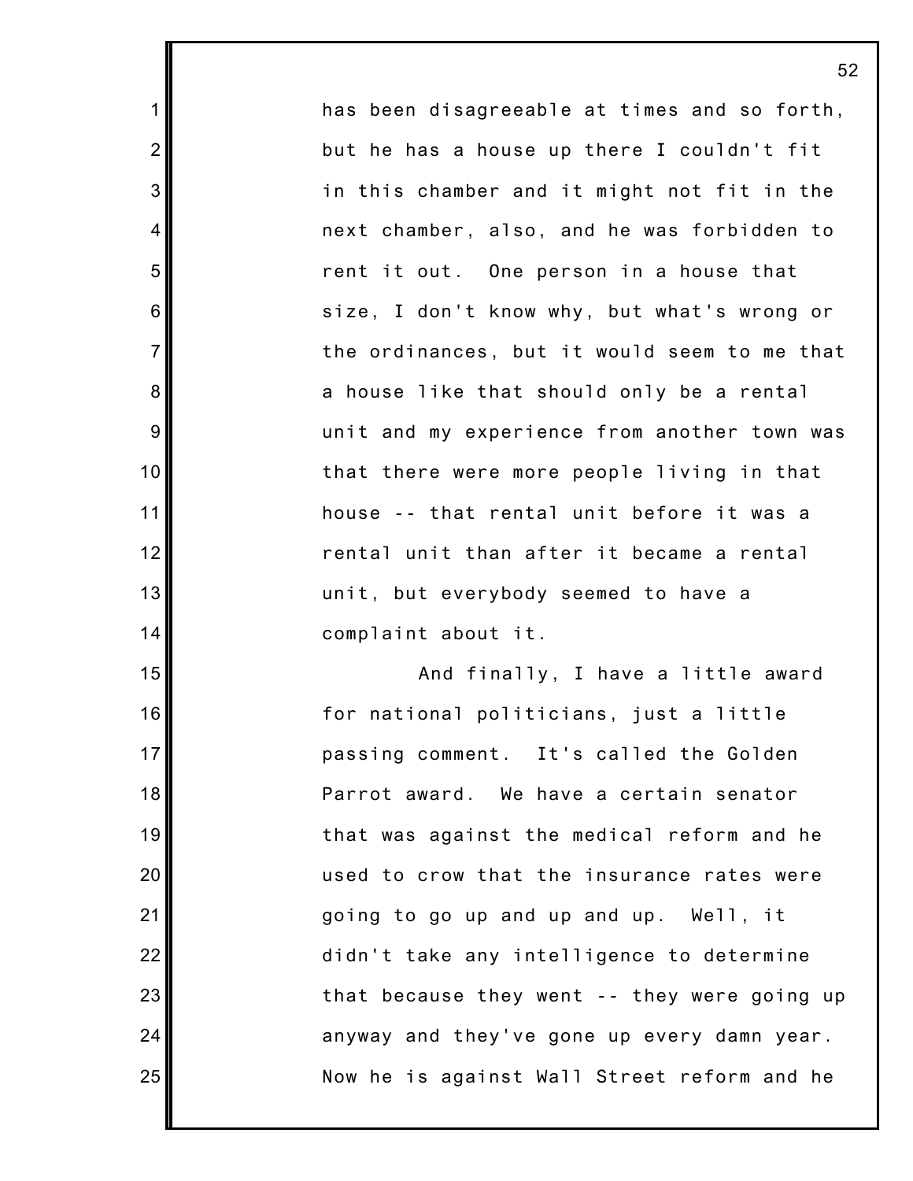has been disagreeable at times and so forth, but he has a house up there I couldn't fit in this chamber and it might not fit in the next chamber, also, and he was forbidden to rent it out. One person in a house that size, I don't know why, but what's wrong or the ordinances, but it would seem to me that a house like that should only be a rental unit and my experience from another town was that there were more people living in that house -- that rental unit before it was a rental unit than after it became a rental unit, but everybody seemed to have a complaint about it.

And finally, I have a little award for national politicians, just a little passing comment. It's called the Golden Parrot award. We have a certain senator that was against the medical reform and he used to crow that the insurance rates were going to go up and up and up. Well, it didn't take any intelligence to determine that because they went -- they were going up anyway and they've gone up every damn year. Now he is against Wall Street reform and he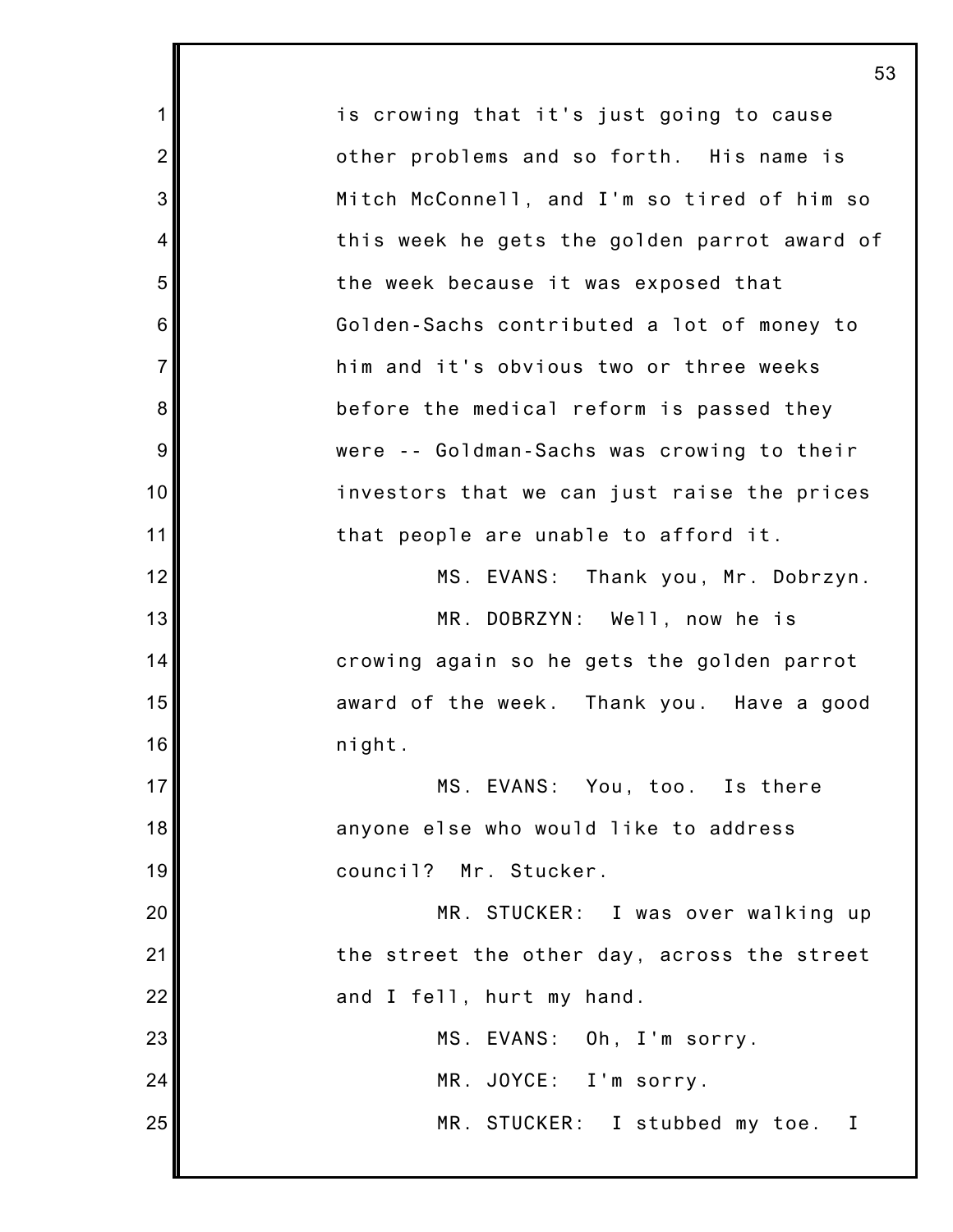is crowing that it's just going to cause other problems and so forth. His name is Mitch McConnell, and I'm so tired of him so this week he gets the golden parrot award of the week because it was exposed that Golden-Sachs contributed a lot of money to him and it's obvious two or three weeks before the medical reform is passed they were -- Goldman-Sachs was crowing to their investors that we can just raise the prices that people are unable to afford it.

MS. EVANS: Thank you, Mr. Dobrzyn.

MR. DOBRZYN: Well, now he is crowing again so he gets the golden parrot award of the week. Thank you. Have a good night.

MS. EVANS: You, too. Is there anyone else who would like to address council? Mr. Stucker.

MR. STUCKER: I was over walking up the street the other day, across the street and I fell, hurt my hand.

MS. EVANS: Oh, I'm sorry.

MR. JOYCE: I'm sorry.

MR. STUCKER: I stubbed my toe. I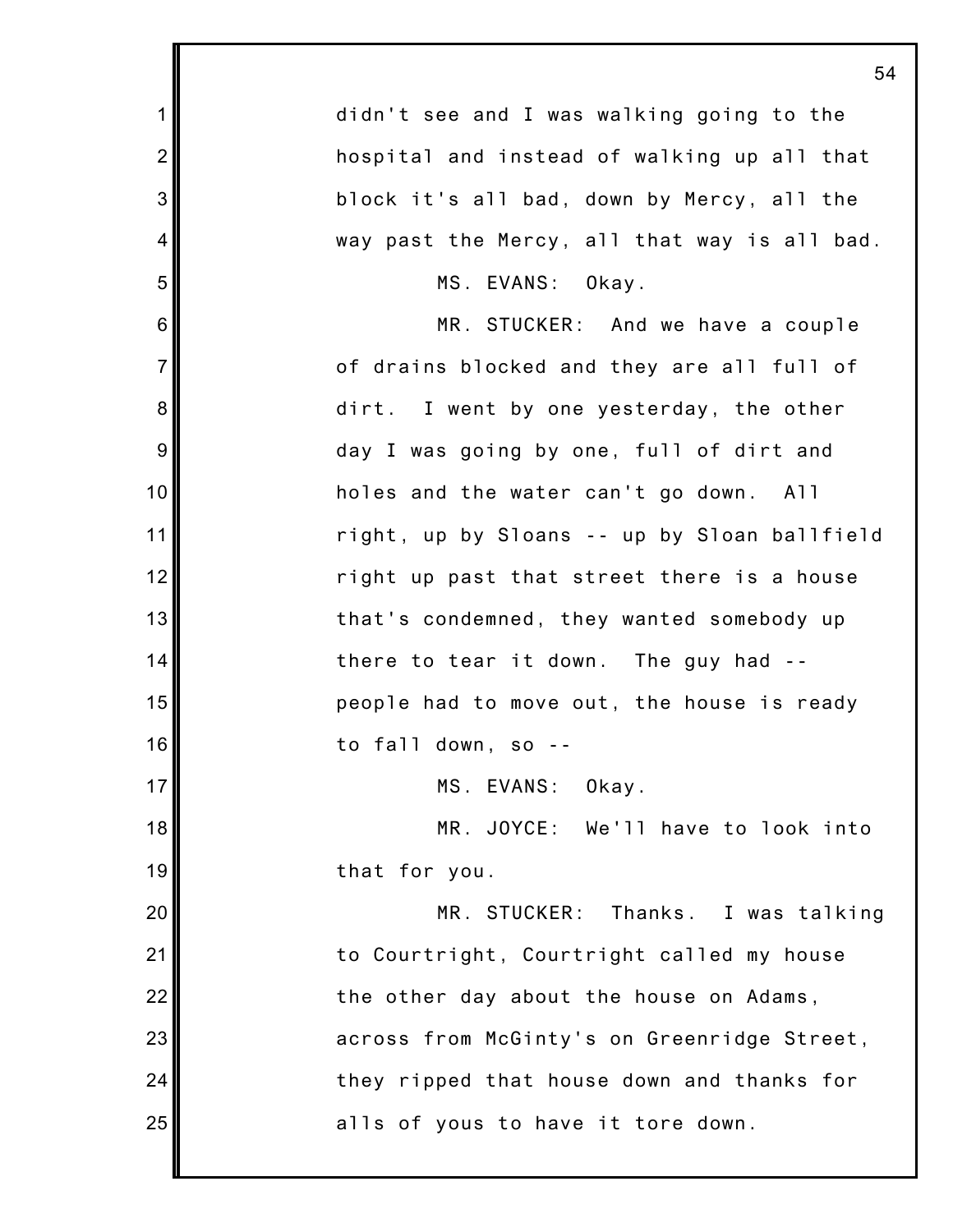didn't see and I was walking going to the hospital and instead of walking up all that block it's all bad, down by Mercy, all the way past the Mercy, all that way is all bad.

MS. EVANS: Okay.

MR. STUCKER: And we have a couple of drains blocked and they are all full of dirt. I went by one yesterday, the other day I was going by one, full of dirt and holes and the water can't go down. All right, up by Sloans -- up by Sloan ballfield right up past that street there is a house that's condemned, they wanted somebody up there to tear it down. The guy had -- people had to move out, the house is ready to fall down, so --

MS. EVANS: Okay.

MR. JOYCE: We'll have to look into that for you.

MR. STUCKER: Thanks. I was talking to Courtright, Courtright called my house the other day about the house on Adams, across from McGinty's on Greenridge Street, they ripped that house down and thanks for alls of yous to have it tore down.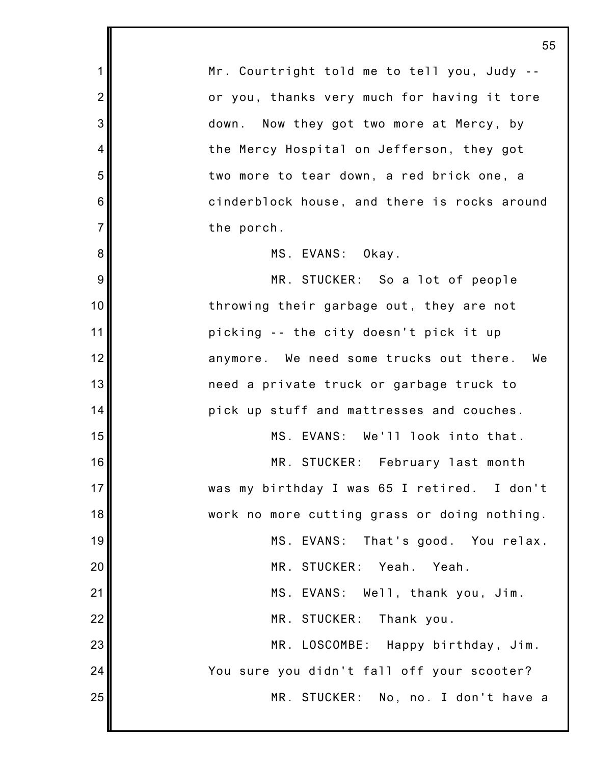Mr. Courtright told me to tell you, Judy -- or you, thanks very much for having it tore down. Now they got two more at Mercy, by the Mercy Hospital on Jefferson, they got two more to tear down, a red brick one, a cinderblock house, and there is rocks around the porch.

MS. EVANS: Okay.

MR. STUCKER: So a lot of people throwing their garbage out, they are not picking -- the city doesn't pick it up anymore. We need some trucks out there. We need a private truck or garbage truck to pick up stuff and mattresses and couches.

MS. EVANS: We'll look into that.

MR. STUCKER: February last month was my birthday I was 65 I retired. I don't work no more cutting grass or doing nothing.

MS. EVANS: That's good. You relax.

MR. STUCKER: Yeah. Yeah.

MS. EVANS: Well, thank you, Jim.

MR. STUCKER: Thank you.

MR. LOSCOMBE: Happy birthday, Jim. You sure you didn't fall off your scooter?

MR. STUCKER: No, no. I don't have a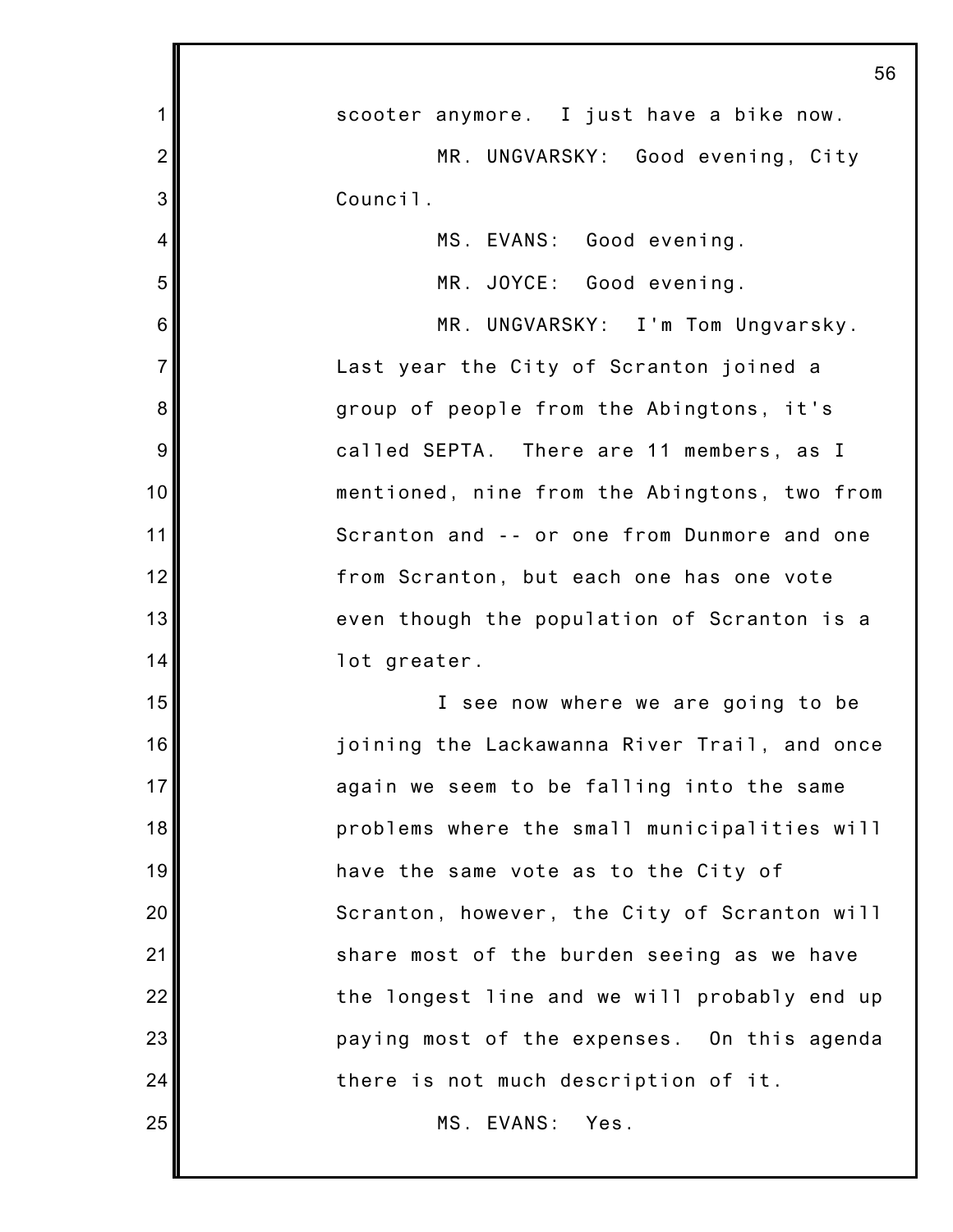scooter anymore. I just have a bike now.

MR. UNGVARSKY: Good evening, City Council.

MS. EVANS: Good evening.

MR. JOYCE: Good evening.

MR. UNGVARSKY: I'm Tom Ungvarsky. Last year the City of Scranton joined a group of people from the Abingtons, it's called SEPTA. There are 11 members, as I mentioned, nine from the Abingtons, two from Scranton and -- or one from Dunmore and one from Scranton, but each one has one vote even though the population of Scranton is a lot greater.

I see now where we are going to be joining the Lackawanna River Trail, and once again we seem to be falling into the same problems where the small municipalities will have the same vote as to the City of Scranton, however, the City of Scranton will share most of the burden seeing as we have the longest line and we will probably end up paying most of the expenses. On this agenda there is not much description of it.

MS. EVANS: Yes.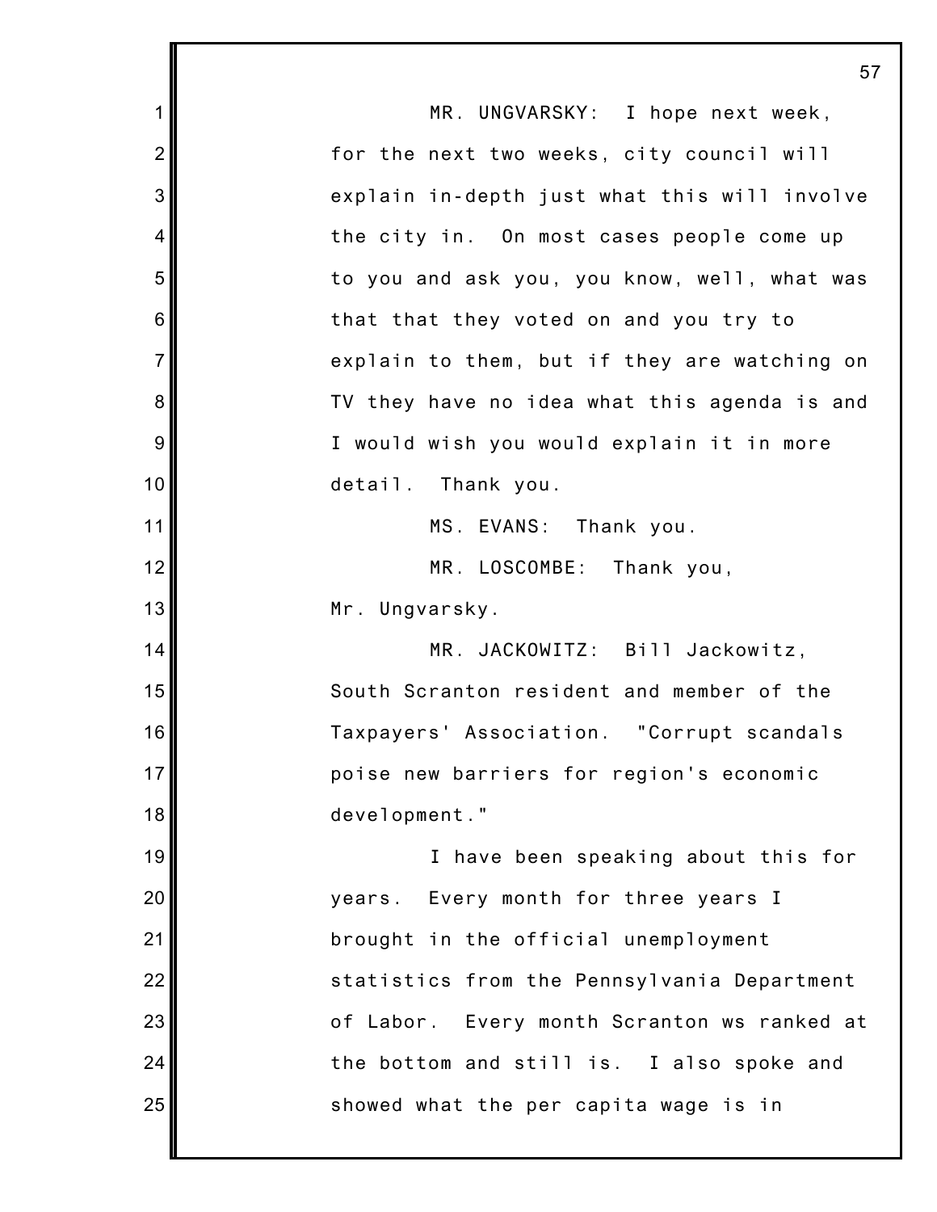MR. UNGVARSKY: I hope next week, for the next two weeks, city council will explain in-depth just what this will involve the city in. On most cases people come up to you and ask you, you know, well, what was that that they voted on and you try to explain to them, but if they are watching on TV they have no idea what this agenda is and I would wish you would explain it in more detail. Thank you.

MS. EVANS: Thank you.

MR. LOSCOMBE: Thank you, Mr. Ungvarsky.

MR. JACKOWITZ: Bill Jackowitz, South Scranton resident and member of the Taxpayers' Association. "Corrupt scandals poise new barriers for region's economic development."

I have been speaking about this for years. Every month for three years I brought in the official unemployment statistics from the Pennsylvania Department of Labor. Every month Scranton ws ranked at the bottom and still is. I also spoke and showed what the per capita wage is in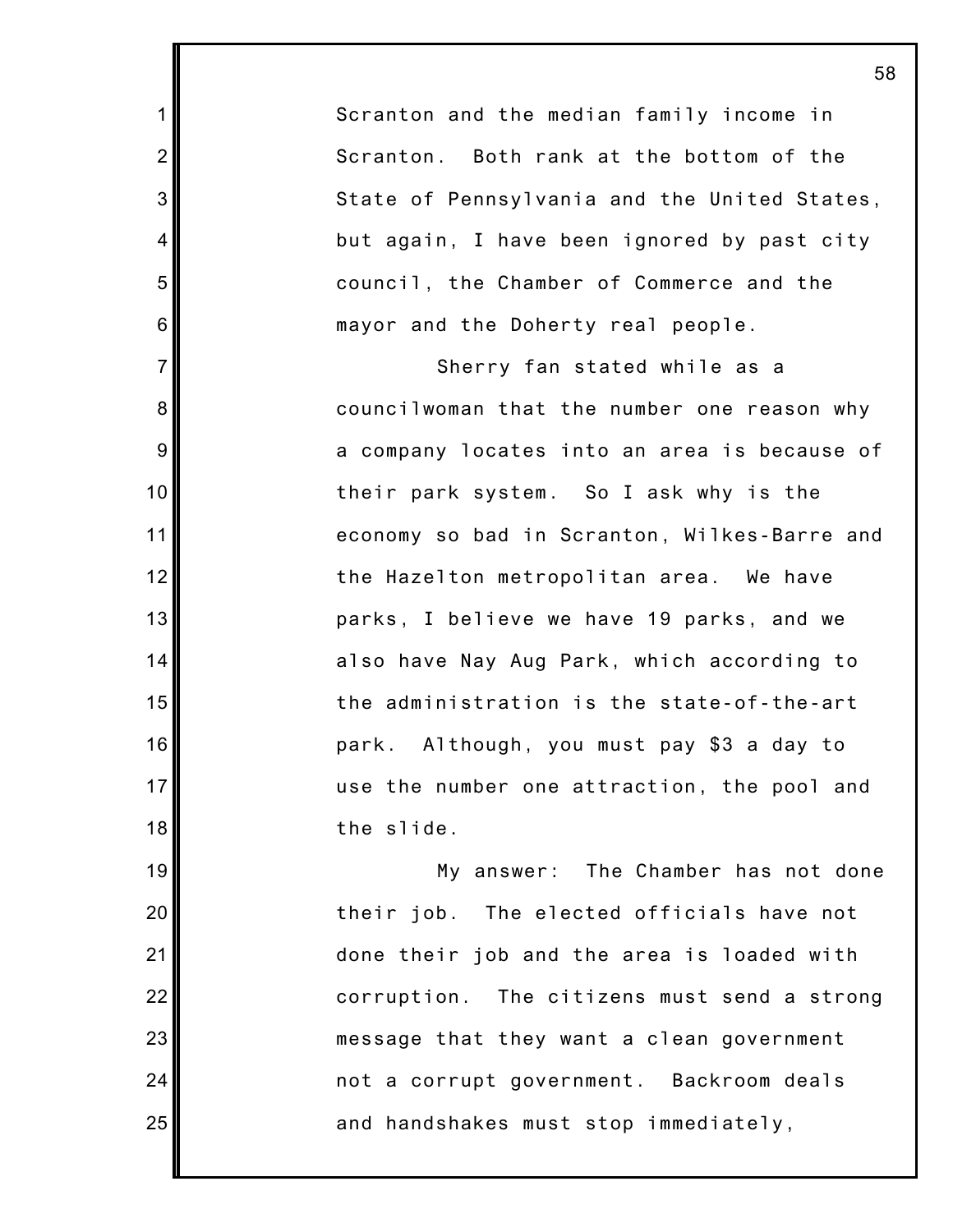Scranton and the median family income in Scranton. Both rank at the bottom of the State of Pennsylvania and the United States, but again, I have been ignored by past city council, the Chamber of Commerce and the mayor and the Doherty real people.

Sherry fan stated while as a councilwoman that the number one reason why a company locates into an area is because of their park system. So I ask why is the economy so bad in Scranton, Wilkes-Barre and the Hazelton metropolitan area. We have parks, I believe we have 19 parks, and we also have Nay Aug Park, which according to the administration is the state-of-the-art park. Although, you must pay $3 a day to use the number one attraction, the pool and the slide.

My answer: The Chamber has not done their job. The elected officials have not done their job and the area is loaded with corruption. The citizens must send a strong message that they want a clean government not a corrupt government. Backroom deals and handshakes must stop immediately,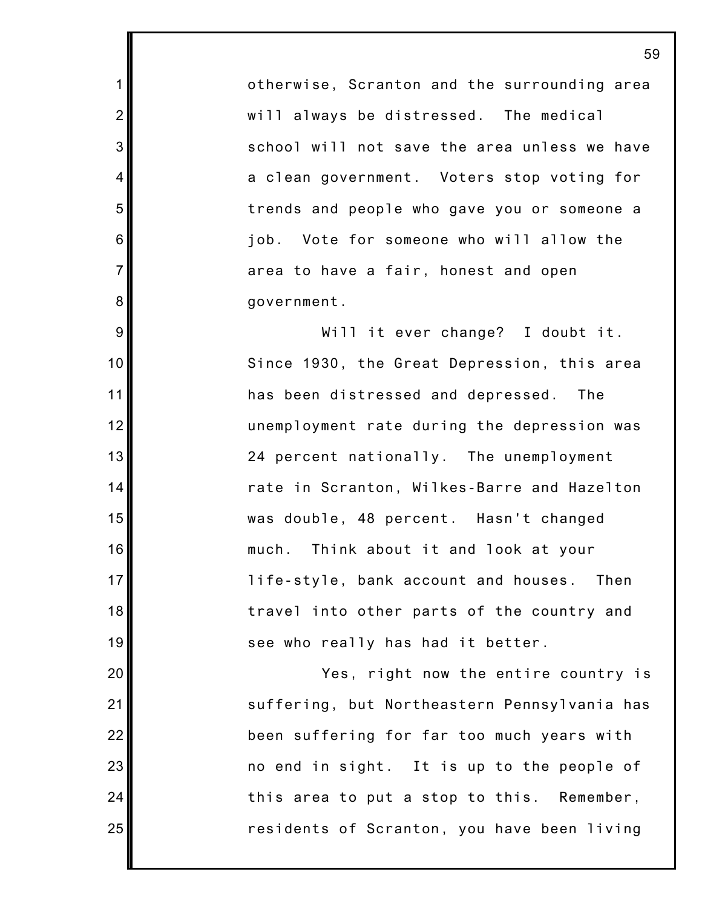otherwise, Scranton and the surrounding area will always be distressed. The medical school will not save the area unless we have a clean government. Voters stop voting for trends and people who gave you or someone a job. Vote for someone who will allow the area to have a fair, honest and open government.

Will it ever change? I doubt it. Since 1930, the Great Depression, this area has been distressed and depressed. The unemployment rate during the depression was 24 percent nationally. The unemployment rate in Scranton, Wilkes-Barre and Hazelton was double, 48 percent. Hasn't changed much. Think about it and look at your life-style, bank account and houses. Then travel into other parts of the country and see who really has had it better.

Yes, right now the entire country is suffering, but Northeastern Pennsylvania has been suffering for far too much years with no end in sight. It is up to the people of this area to put a stop to this. Remember, residents of Scranton, you have been living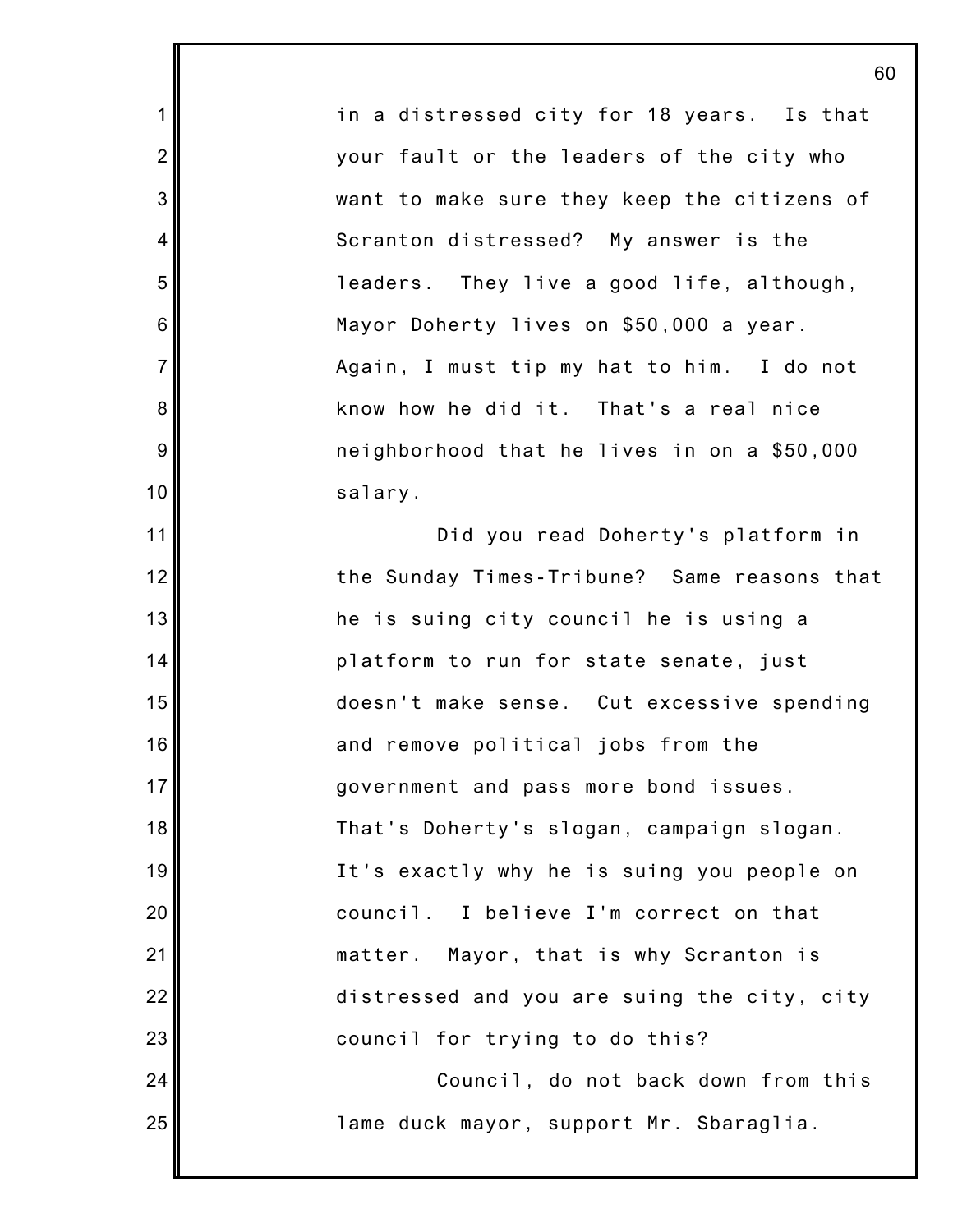in a distressed city for 18 years. Is that your fault or the leaders of the city who want to make sure they keep the citizens of Scranton distressed? My answer is the leaders. They live a good life, although, Mayor Doherty lives on $50,000 a year. Again, I must tip my hat to him. I do not know how he did it. That's a real nice neighborhood that he lives in on a $50,000 salary.

Did you read Doherty's platform in the Sunday Times-Tribune? Same reasons that he is suing city council he is using a platform to run for state senate, just doesn't make sense. Cut excessive spending and remove political jobs from the government and pass more bond issues. That's Doherty's slogan, campaign slogan. It's exactly why he is suing you people on council. I believe I'm correct on that matter. Mayor, that is why Scranton is distressed and you are suing the city, city council for trying to do this?

Council, do not back down from this lame duck mayor, support Mr. Sbaraglia.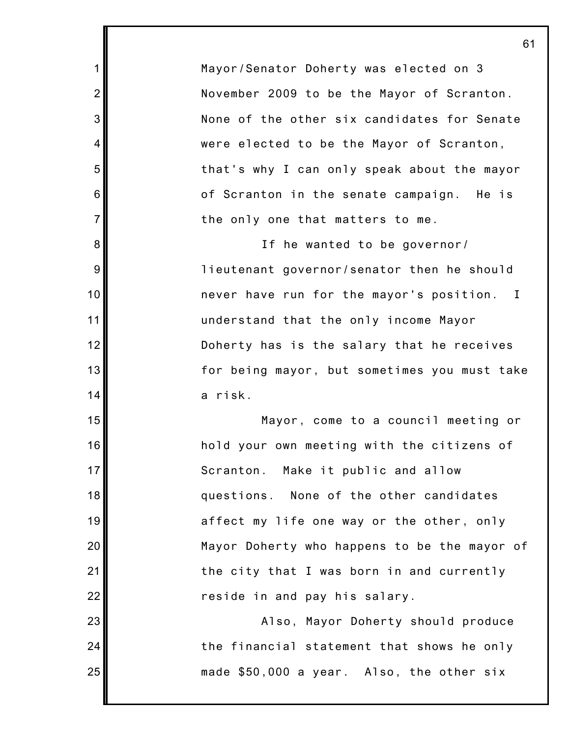Mayor/Senator Doherty was elected on 3 November 2009 to be the Mayor of Scranton. None of the other six candidates for Senate were elected to be the Mayor of Scranton, that's why I can only speak about the mayor of Scranton in the senate campaign. He is the only one that matters to me.

If he wanted to be governor/ lieutenant governor/senator then he should never have run for the mayor's position. I understand that the only income Mayor Doherty has is the salary that he receives for being mayor, but sometimes you must take a risk.

Mayor, come to a council meeting or hold your own meeting with the citizens of Scranton. Make it public and allow questions. None of the other candidates affect my life one way or the other, only Mayor Doherty who happens to be the mayor of the city that I was born in and currently reside in and pay his salary.

Also, Mayor Doherty should produce the financial statement that shows he only made $50,000 a year. Also, the other six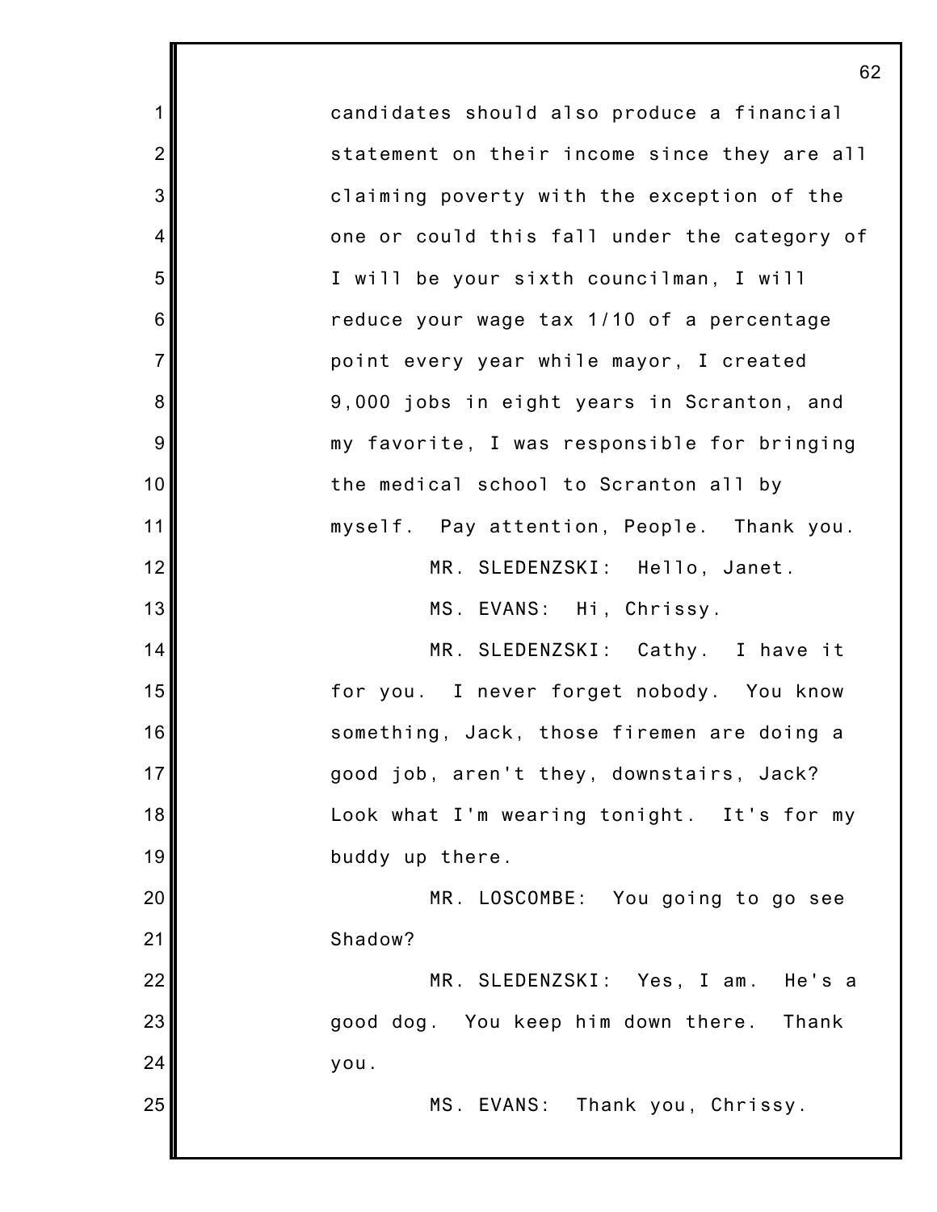candidates should also produce a financial statement on their income since they are all claiming poverty with the exception of the one or could this fall under the category of I will be your sixth councilman, I will reduce your wage tax 1/10 of a percentage point every year while mayor, I created 9,000 jobs in eight years in Scranton, and my favorite, I was responsible for bringing the medical school to Scranton all by myself. Pay attention, People. Thank you.

MR. SLEDENZSKI: Hello, Janet.

MS. EVANS: Hi, Chrissy.

MR. SLEDENZSKI: Cathy. I have it for you. I never forget nobody. You know something, Jack, those firemen are doing a good job, aren't they, downstairs, Jack? Look what I'm wearing tonight. It's for my buddy up there.

MR. LOSCOMBE: You going to go see Shadow?

MR. SLEDENZSKI: Yes, I am. He's a good dog. You keep him down there. Thank you.

MS. EVANS: Thank you, Chrissy.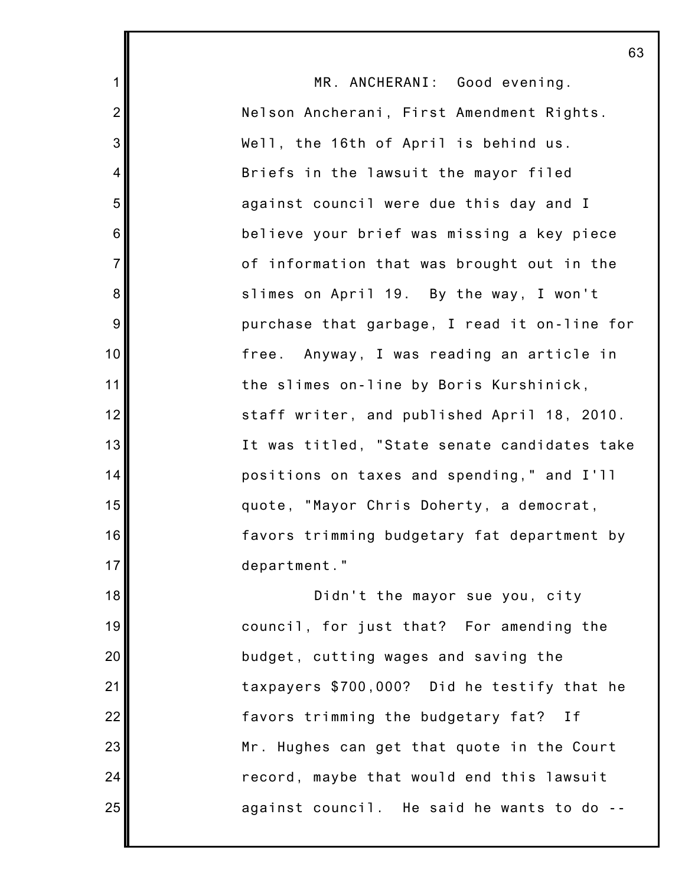MR. ANCHERANI: Good evening. Nelson Ancherani, First Amendment Rights. Well, the 16th of April is behind us. Briefs in the lawsuit the mayor filed against council were due this day and I believe your brief was missing a key piece of information that was brought out in the slimes on April 19. By the way, I won't purchase that garbage, I read it on-line for free. Anyway, I was reading an article in the slimes on-line by Boris Kurshinick, staff writer, and published April 18, 2010. It was titled, "State senate candidates take positions on taxes and spending," and I'll quote, "Mayor Chris Doherty, a democrat, favors trimming budgetary fat department by department."

Didn't the mayor sue you, city council, for just that? For amending the budget, cutting wages and saving the taxpayers $700,000? Did he testify that he favors trimming the budgetary fat? If Mr. Hughes can get that quote in the Court record, maybe that would end this lawsuit against council. He said he wants to do --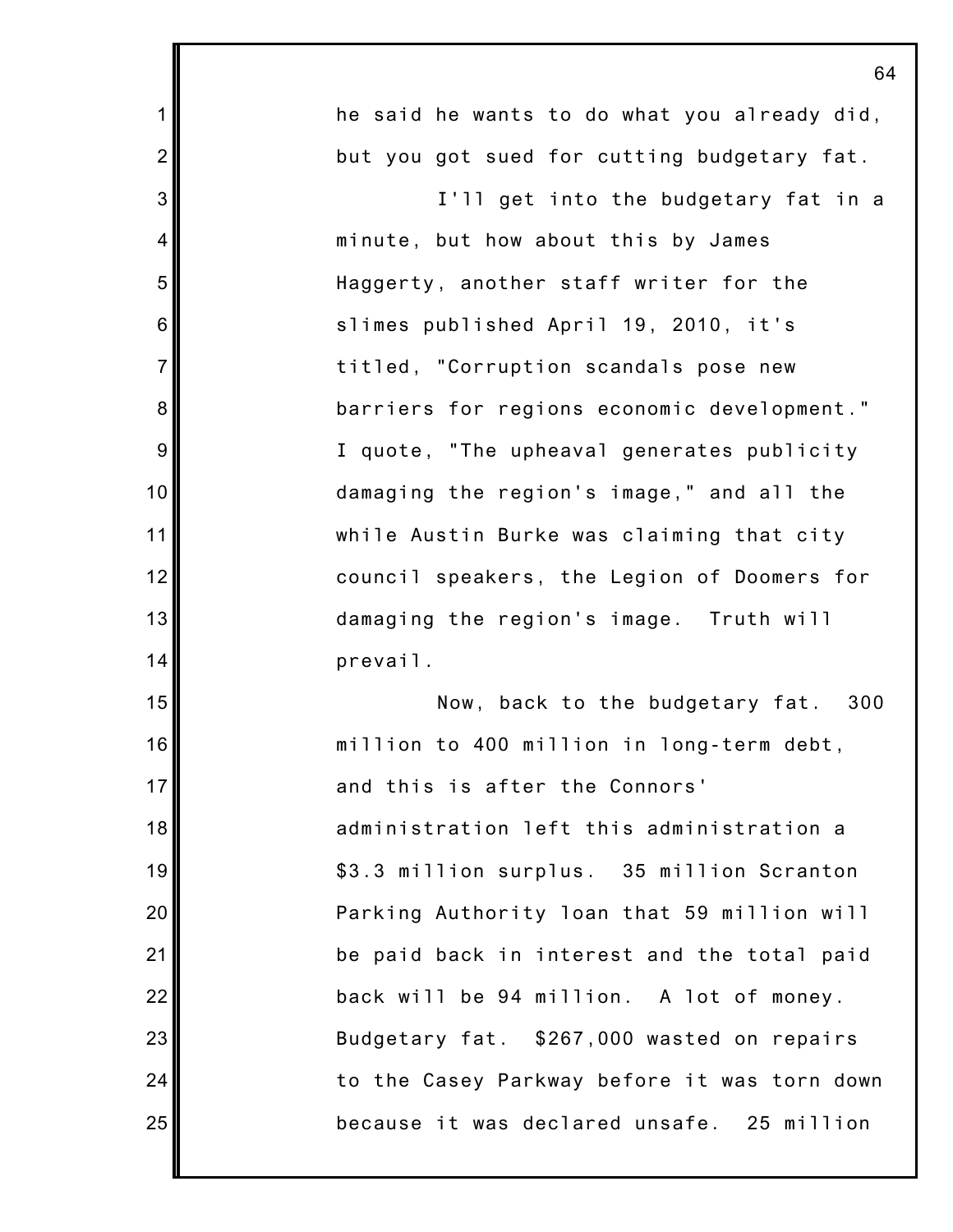he said he wants to do what you already did, but you got sued for cutting budgetary fat.

I'll get into the budgetary fat in a minute, but how about this by James Haggerty, another staff writer for the slimes published April 19, 2010, it's titled, "Corruption scandals pose new barriers for regions economic development." I quote, "The upheaval generates publicity damaging the region's image," and all the while Austin Burke was claiming that city council speakers, the Legion of Doomers for damaging the region's image. Truth will prevail.

Now, back to the budgetary fat. 300 million to 400 million in long-term debt, and this is after the Connors' administration left this administration a $3.3 million surplus. 35 million Scranton Parking Authority loan that 59 million will be paid back in interest and the total paid back will be 94 million. A lot of money. Budgetary fat. $267,000 wasted on repairs to the Casey Parkway before it was torn down because it was declared unsafe. 25 million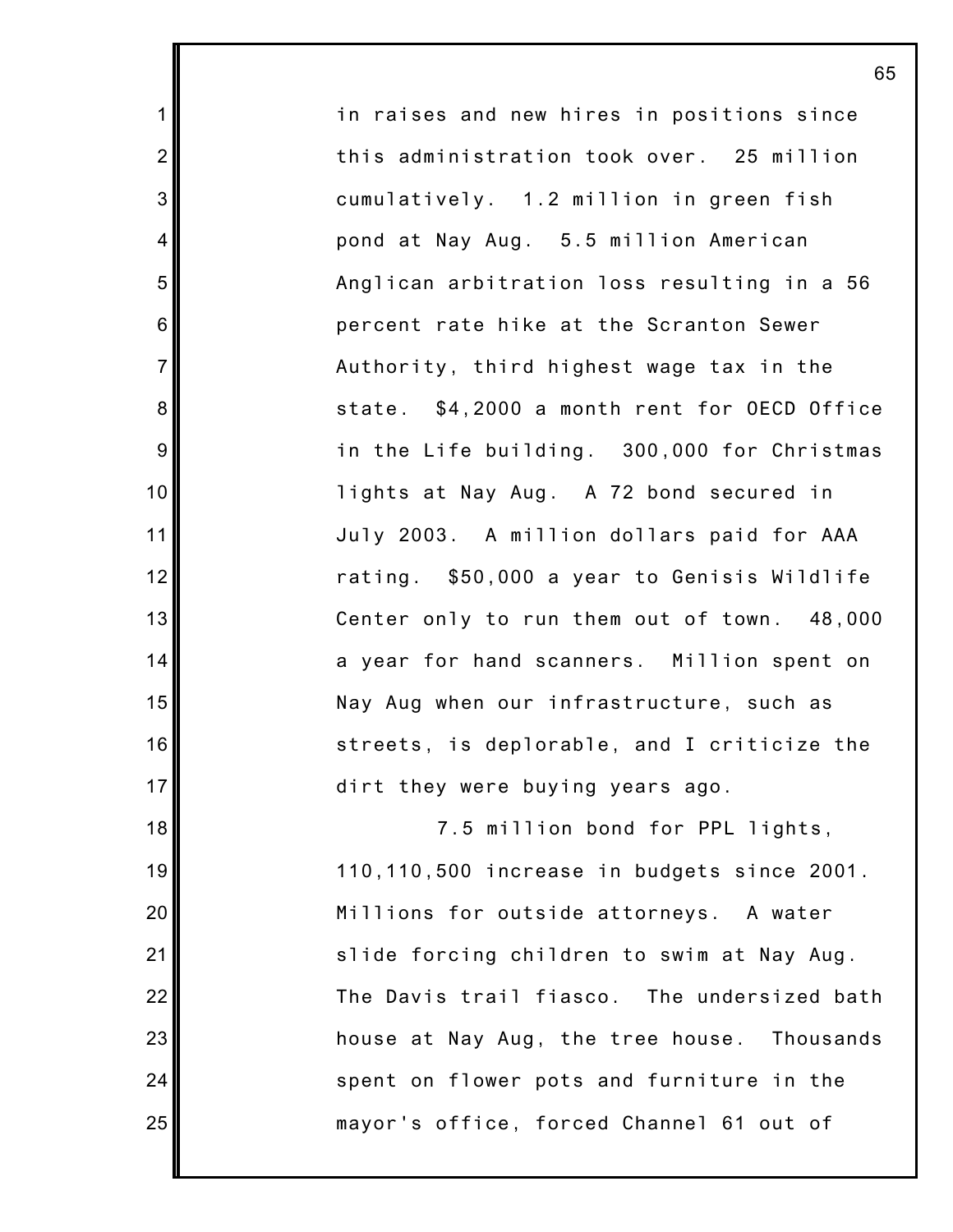in raises and new hires in positions since this administration took over. 25 million cumulatively. 1.2 million in green fish pond at Nay Aug. 5.5 million American Anglican arbitration loss resulting in a 56 percent rate hike at the Scranton Sewer Authority, third highest wage tax in the state. $4,2000 a month rent for OECD Office in the Life building. 300,000 for Christmas lights at Nay Aug. A 72 bond secured in July 2003. A million dollars paid for AAA rating. $50,000 a year to Genisis Wildlife Center only to run them out of town. 48,000 a year for hand scanners. Million spent on Nay Aug when our infrastructure, such as streets, is deplorable, and I criticize the dirt they were buying years ago.

7.5 million bond for PPL lights, 110,110,500 increase in budgets since 2001. Millions for outside attorneys. A water slide forcing children to swim at Nay Aug. The Davis trail fiasco. The undersized bath house at Nay Aug, the tree house. Thousands spent on flower pots and furniture in the mayor's office, forced Channel 61 out of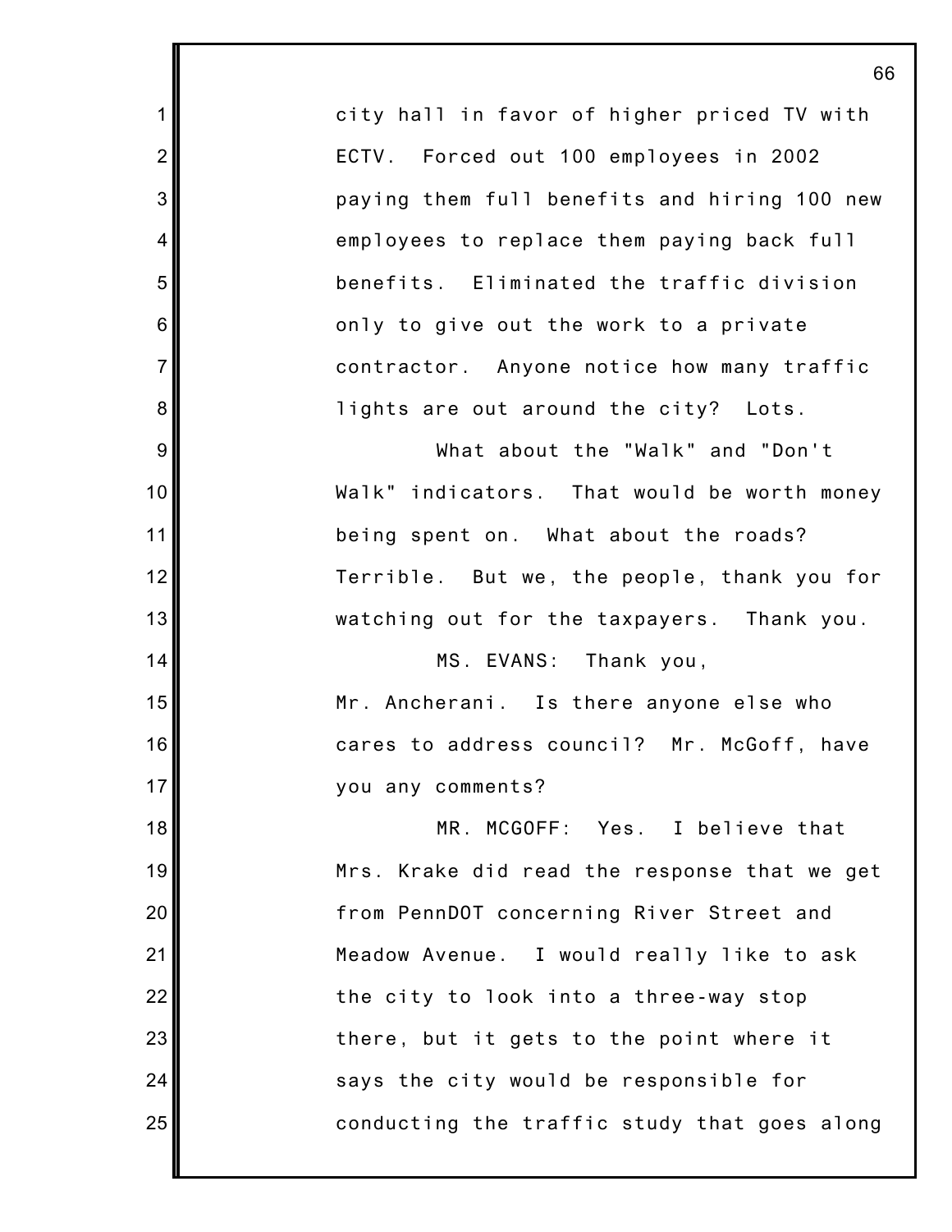city hall in favor of higher priced TV with ECTV. Forced out 100 employees in 2002 paying them full benefits and hiring 100 new employees to replace them paying back full benefits. Eliminated the traffic division only to give out the work to a private contractor. Anyone notice how many traffic lights are out around the city? Lots.

What about the "Walk" and "Don't Walk" indicators. That would be worth money being spent on. What about the roads? Terrible. But we, the people, thank you for watching out for the taxpayers. Thank you.

MS. EVANS: Thank you, Mr. Ancherani. Is there anyone else who cares to address council? Mr. McGoff, have you any comments?

MR. MCGOFF: Yes. I believe that Mrs. Krake did read the response that we get from PennDOT concerning River Street and Meadow Avenue. I would really like to ask the city to look into a three-way stop there, but it gets to the point where it says the city would be responsible for conducting the traffic study that goes along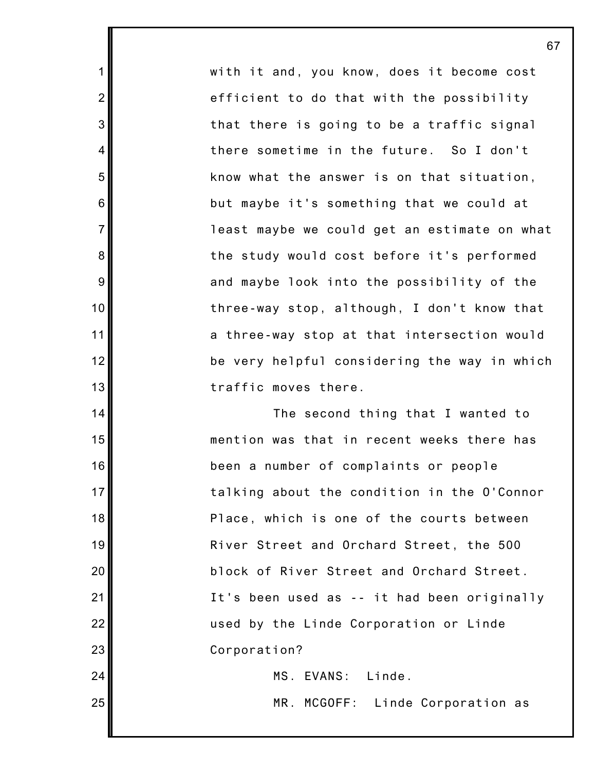with it and, you know, does it become cost efficient to do that with the possibility that there is going to be a traffic signal there sometime in the future. So I don't know what the answer is on that situation, but maybe it's something that we could at least maybe we could get an estimate on what the study would cost before it's performed and maybe look into the possibility of the three-way stop, although, I don't know that a three-way stop at that intersection would be very helpful considering the way in which traffic moves there.

The second thing that I wanted to mention was that in recent weeks there has been a number of complaints or people talking about the condition in the O'Connor Place, which is one of the courts between River Street and Orchard Street, the 500 block of River Street and Orchard Street. It's been used as -- it had been originally used by the Linde Corporation or Linde Corporation?

MS. EVANS: Linde.

MR. MCGOFF: Linde Corporation as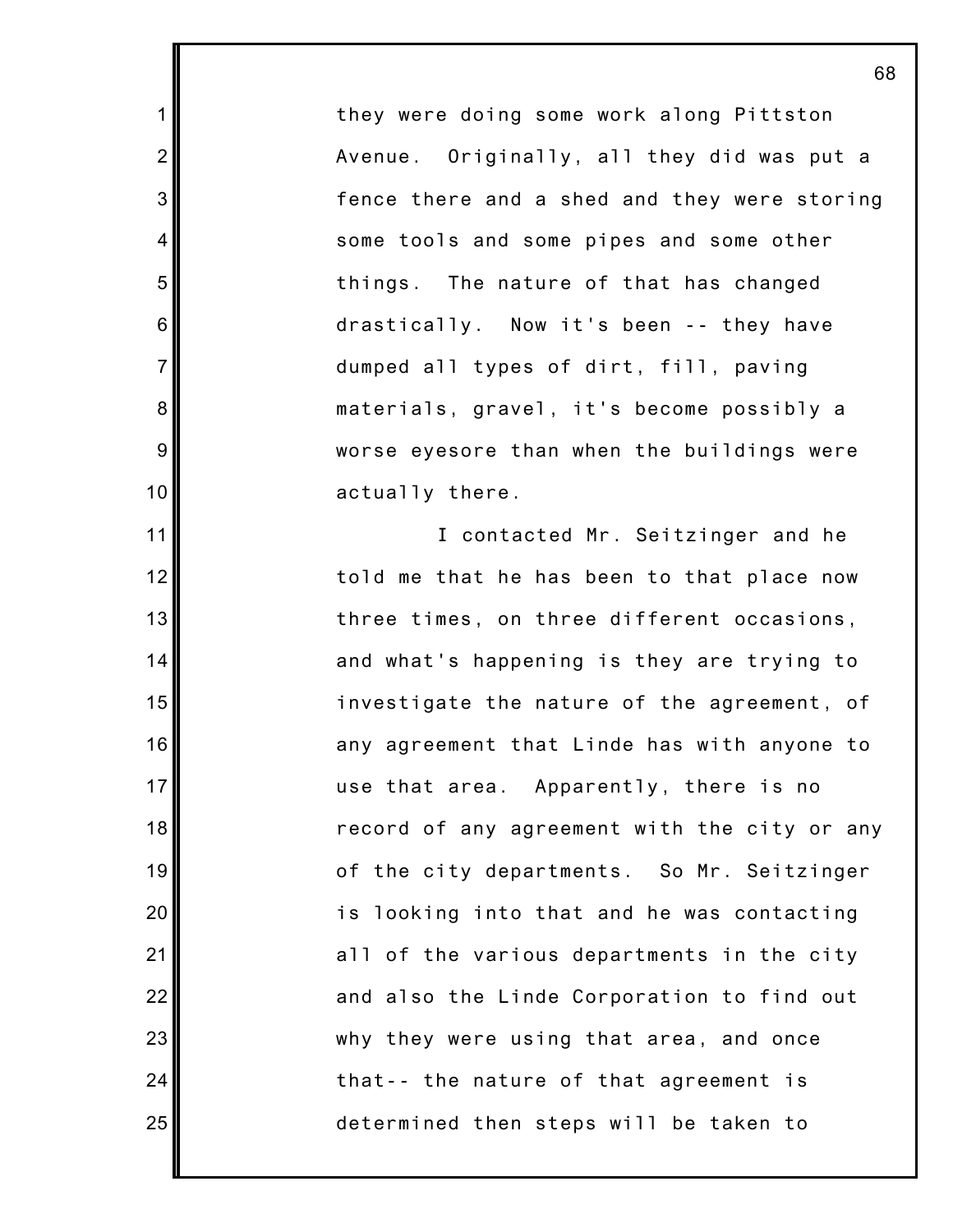they were doing some work along Pittston Avenue. Originally, all they did was put a fence there and a shed and they were storing some tools and some pipes and some other things. The nature of that has changed drastically. Now it's been -- they have dumped all types of dirt, fill, paving materials, gravel, it's become possibly a worse eyesore than when the buildings were actually there.

I contacted Mr. Seitzinger and he told me that he has been to that place now three times, on three different occasions, and what's happening is they are trying to investigate the nature of the agreement, of any agreement that Linde has with anyone to use that area. Apparently, there is no record of any agreement with the city or any of the city departments. So Mr. Seitzinger is looking into that and he was contacting all of the various departments in the city and also the Linde Corporation to find out why they were using that area, and once that-- the nature of that agreement is determined then steps will be taken to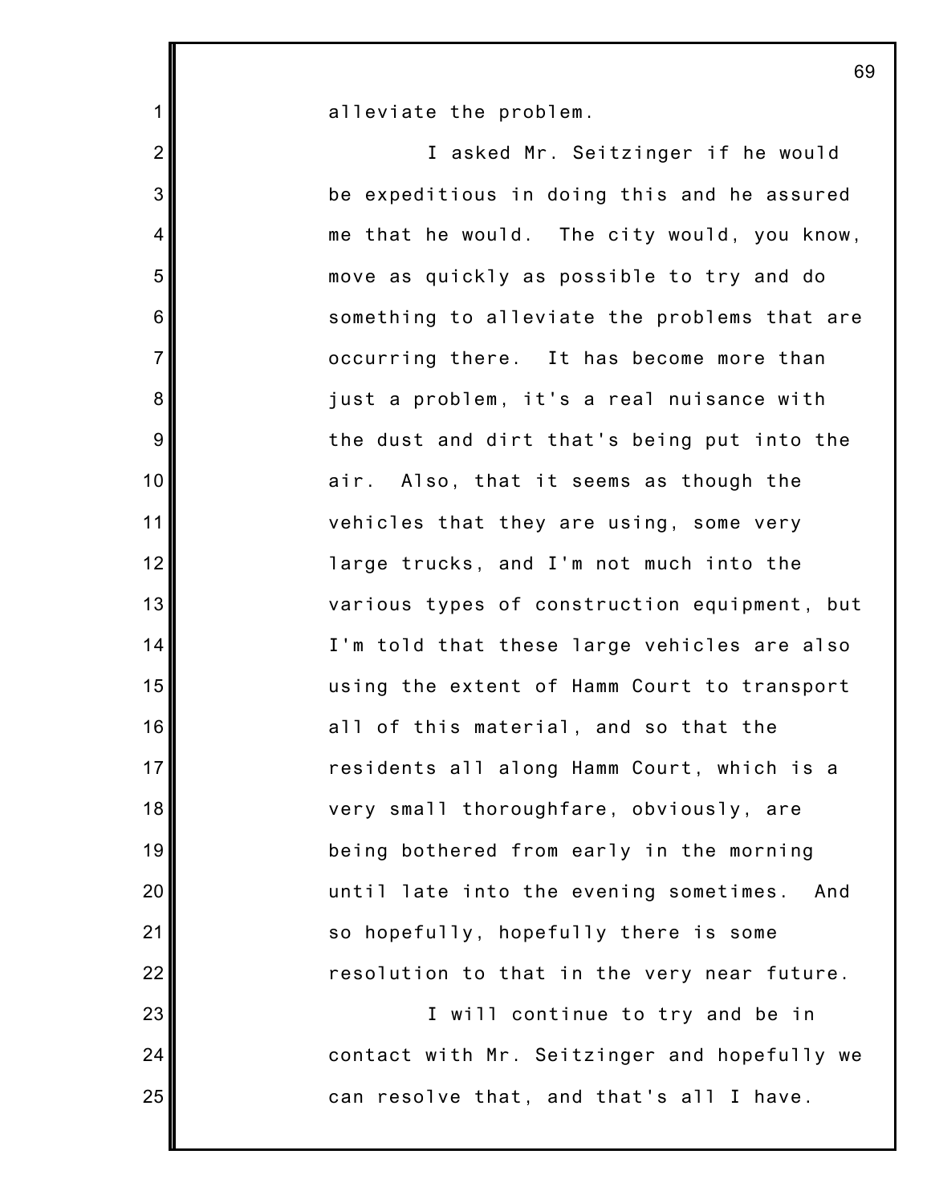alleviate the problem.

I asked Mr. Seitzinger if he would be expeditious in doing this and he assured me that he would. The city would, you know, move as quickly as possible to try and do something to alleviate the problems that are occurring there. It has become more than just a problem, it's a real nuisance with the dust and dirt that's being put into the air. Also, that it seems as though the vehicles that they are using, some very large trucks, and I'm not much into the various types of construction equipment, but I'm told that these large vehicles are also using the extent of Hamm Court to transport all of this material, and so that the residents all along Hamm Court, which is a very small thoroughfare, obviously, are being bothered from early in the morning until late into the evening sometimes. And so hopefully, hopefully there is some resolution to that in the very near future.

I will continue to try and be in contact with Mr. Seitzinger and hopefully we can resolve that, and that's all I have.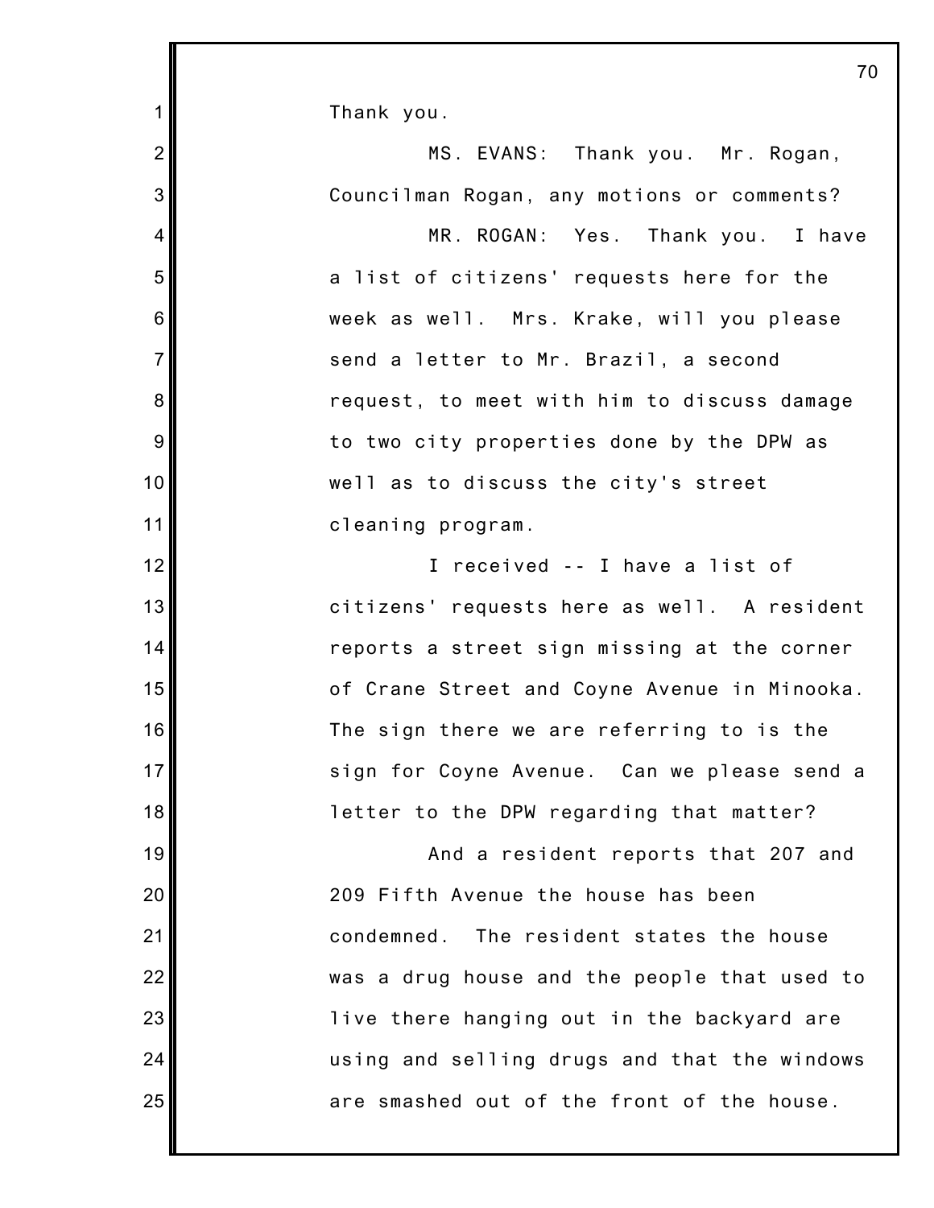Thank you.

MS. EVANS: Thank you. Mr. Rogan, Councilman Rogan, any motions or comments?

MR. ROGAN: Yes. Thank you. I have a list of citizens' requests here for the week as well. Mrs. Krake, will you please send a letter to Mr. Brazil, a second request, to meet with him to discuss damage to two city properties done by the DPW as well as to discuss the city's street cleaning program.

I received -- I have a list of citizens' requests here as well. A resident reports a street sign missing at the corner of Crane Street and Coyne Avenue in Minooka. The sign there we are referring to is the sign for Coyne Avenue. Can we please send a letter to the DPW regarding that matter?

And a resident reports that 207 and 209 Fifth Avenue the house has been condemned. The resident states the house was a drug house and the people that used to live there hanging out in the backyard are using and selling drugs and that the windows are smashed out of the front of the house.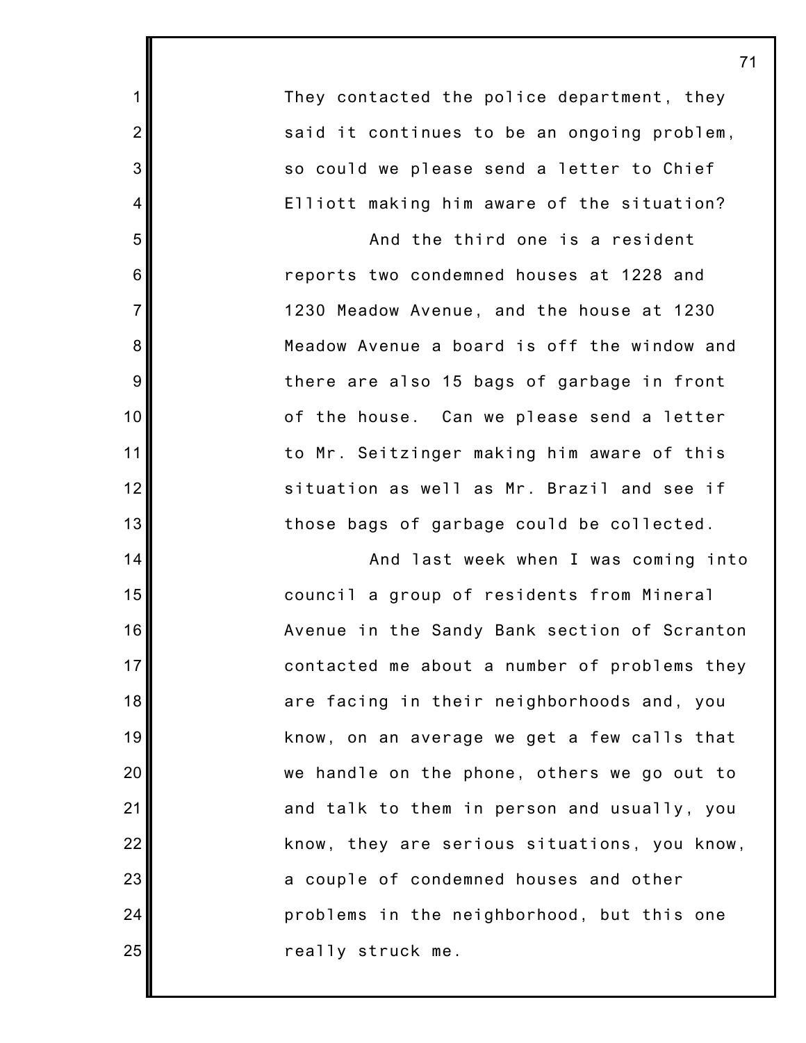They contacted the police department, they said it continues to be an ongoing problem, so could we please send a letter to Chief Elliott making him aware of the situation?

And the third one is a resident reports two condemned houses at 1228 and 1230 Meadow Avenue, and the house at 1230 Meadow Avenue a board is off the window and there are also 15 bags of garbage in front of the house. Can we please send a letter to Mr. Seitzinger making him aware of this situation as well as Mr. Brazil and see if those bags of garbage could be collected.

And last week when I was coming into council a group of residents from Mineral Avenue in the Sandy Bank section of Scranton contacted me about a number of problems they are facing in their neighborhoods and, you know, on an average we get a few calls that we handle on the phone, others we go out to and talk to them in person and usually, you know, they are serious situations, you know, a couple of condemned houses and other problems in the neighborhood, but this one really struck me.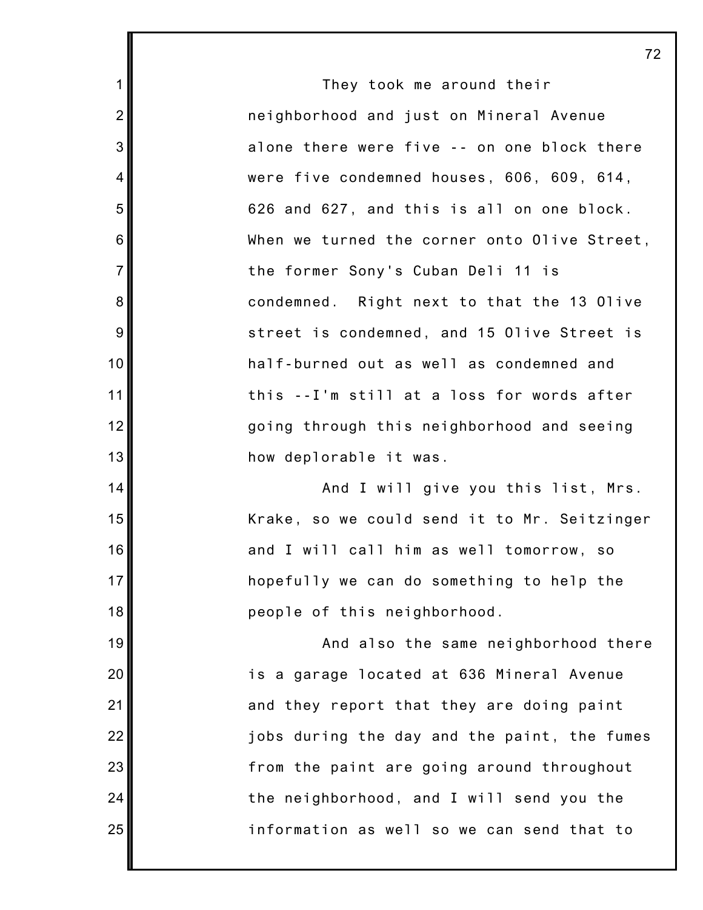They took me around their neighborhood and just on Mineral Avenue alone there were five -- on one block there were five condemned houses, 606, 609, 614, 626 and 627, and this is all on one block. When we turned the corner onto Olive Street, the former Sony's Cuban Deli 11 is condemned. Right next to that the 13 Olive street is condemned, and 15 Olive Street is half-burned out as well as condemned and this --I'm still at a loss for words after going through this neighborhood and seeing how deplorable it was.

And I will give you this list, Mrs. Krake, so we could send it to Mr. Seitzinger and I will call him as well tomorrow, so hopefully we can do something to help the people of this neighborhood.

And also the same neighborhood there is a garage located at 636 Mineral Avenue and they report that they are doing paint jobs during the day and the paint, the fumes from the paint are going around throughout the neighborhood, and I will send you the information as well so we can send that to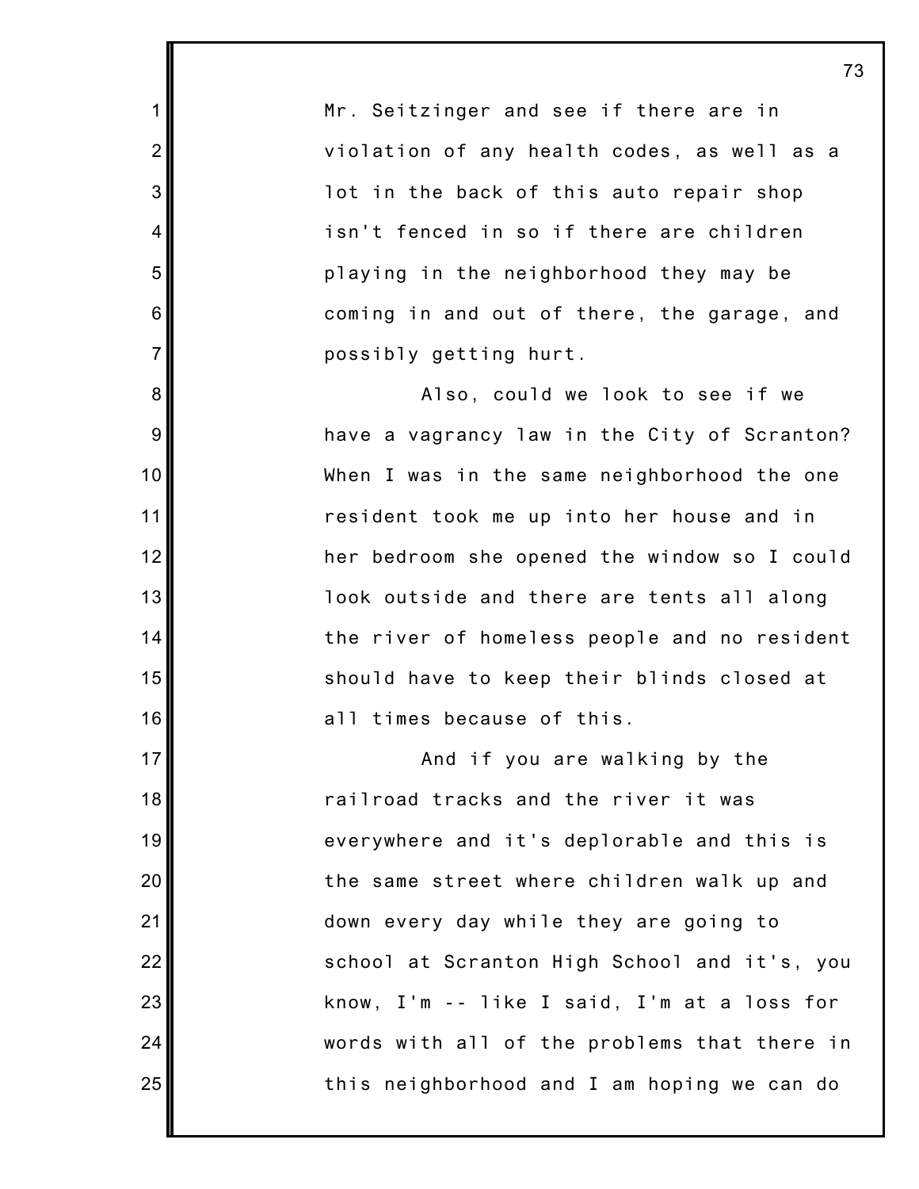Mr. Seitzinger and see if there are in violation of any health codes, as well as a lot in the back of this auto repair shop isn't fenced in so if there are children playing in the neighborhood they may be coming in and out of there, the garage, and possibly getting hurt.

Also, could we look to see if we have a vagrancy law in the City of Scranton? When I was in the same neighborhood the one resident took me up into her house and in her bedroom she opened the window so I could look outside and there are tents all along the river of homeless people and no resident should have to keep their blinds closed at all times because of this.

And if you are walking by the railroad tracks and the river it was everywhere and it's deplorable and this is the same street where children walk up and down every day while they are going to school at Scranton High School and it's, you know, I'm -- like I said, I'm at a loss for words with all of the problems that there in this neighborhood and I am hoping we can do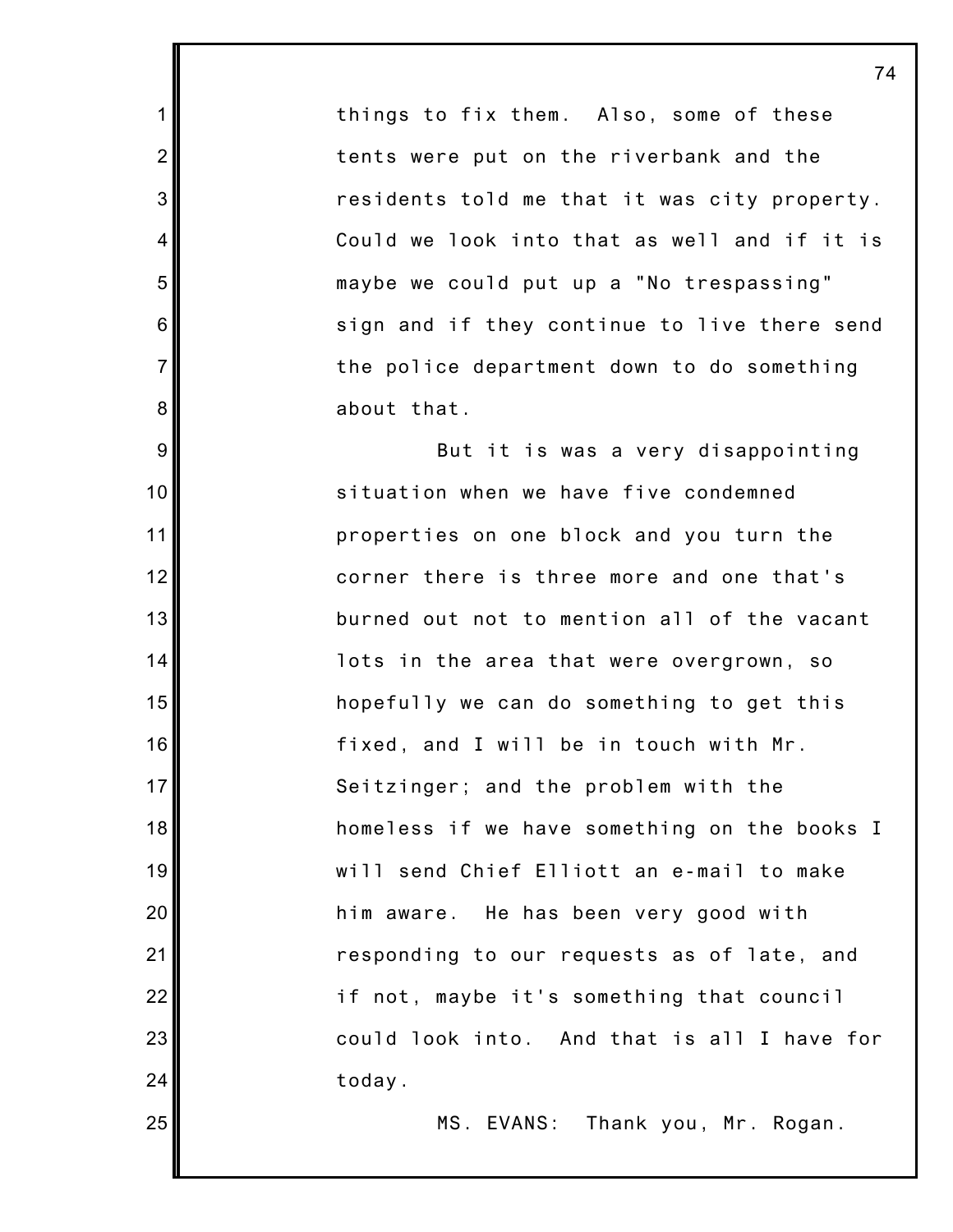things to fix them. Also, some of these tents were put on the riverbank and the residents told me that it was city property. Could we look into that as well and if it is maybe we could put up a "No trespassing" sign and if they continue to live there send the police department down to do something about that.

But it is was a very disappointing situation when we have five condemned properties on one block and you turn the corner there is three more and one that's burned out not to mention all of the vacant lots in the area that were overgrown, so hopefully we can do something to get this fixed, and I will be in touch with Mr. Seitzinger; and the problem with the homeless if we have something on the books I will send Chief Elliott an e-mail to make him aware. He has been very good with responding to our requests as of late, and if not, maybe it's something that council could look into. And that is all I have for today.

MS. EVANS: Thank you, Mr. Rogan.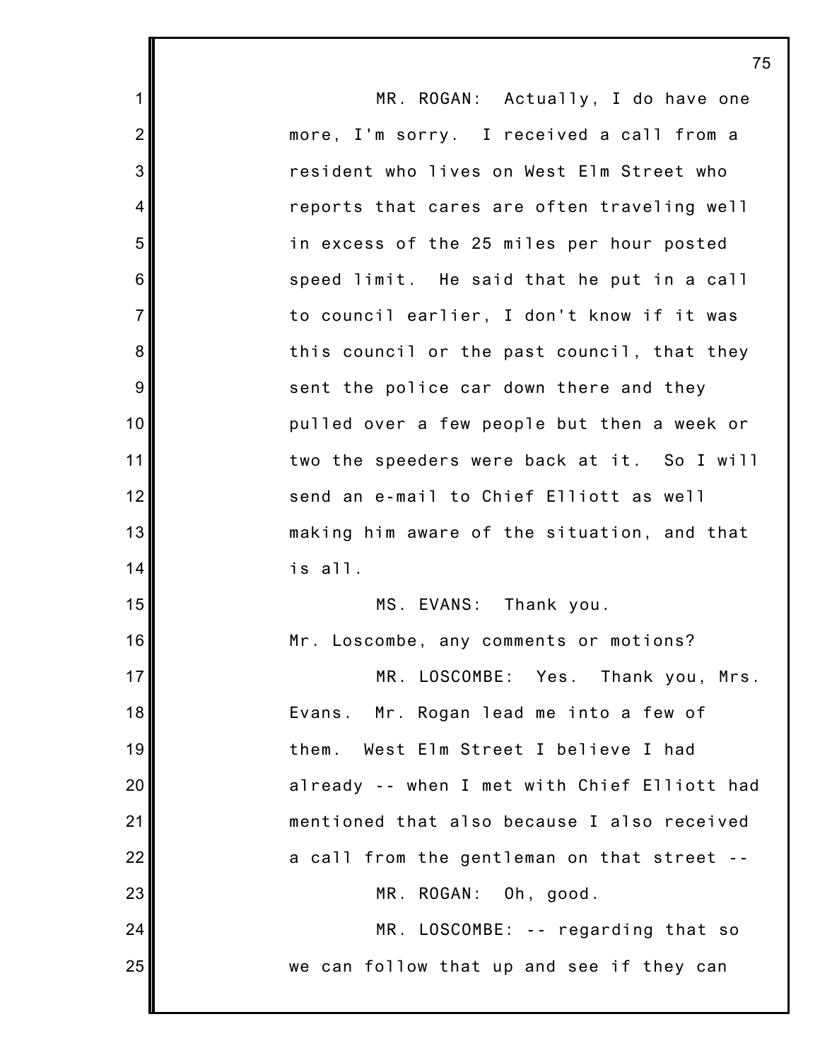MR. ROGAN: Actually, I do have one more, I'm sorry. I received a call from a resident who lives on West Elm Street who reports that cares are often traveling well in excess of the 25 miles per hour posted speed limit. He said that he put in a call to council earlier, I don't know if it was this council or the past council, that they sent the police car down there and they pulled over a few people but then a week or two the speeders were back at it. So I will send an e-mail to Chief Elliott as well making him aware of the situation, and that is all.

MS. EVANS: Thank you.

Mr. Loscombe, any comments or motions?

MR. LOSCOMBE: Yes. Thank you, Mrs. Evans. Mr. Rogan lead me into a few of them. West Elm Street I believe I had already -- when I met with Chief Elliott had mentioned that also because I also received a call from the gentleman on that street --

MR. ROGAN: Oh, good.

MR. LOSCOMBE: -- regarding that so we can follow that up and see if they can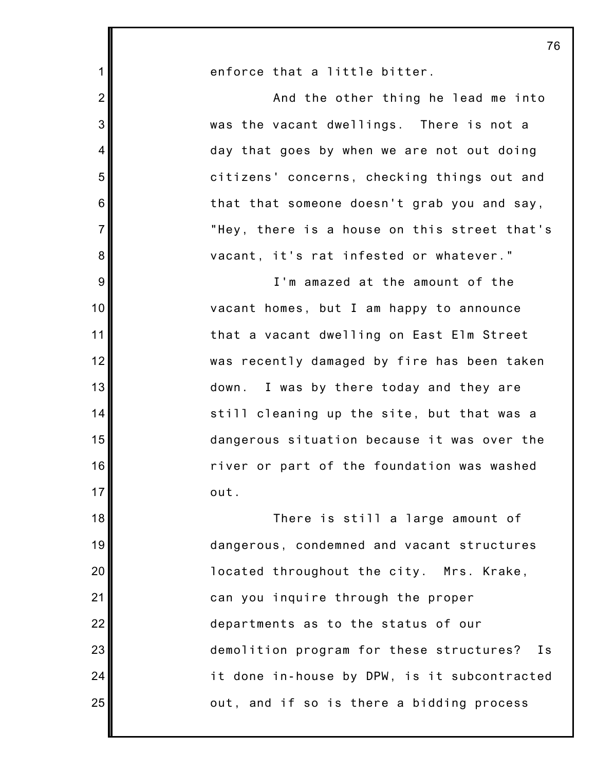enforce that a little bitter.

And the other thing he lead me into was the vacant dwellings. There is not a day that goes by when we are not out doing citizens' concerns, checking things out and that that someone doesn't grab you and say, "Hey, there is a house on this street that's vacant, it's rat infested or whatever."

I'm amazed at the amount of the vacant homes, but I am happy to announce that a vacant dwelling on East Elm Street was recently damaged by fire has been taken down. I was by there today and they are still cleaning up the site, but that was a dangerous situation because it was over the river or part of the foundation was washed out.

There is still a large amount of dangerous, condemned and vacant structures located throughout the city. Mrs. Krake, can you inquire through the proper departments as to the status of our demolition program for these structures? Is it done in-house by DPW, is it subcontracted out, and if so is there a bidding process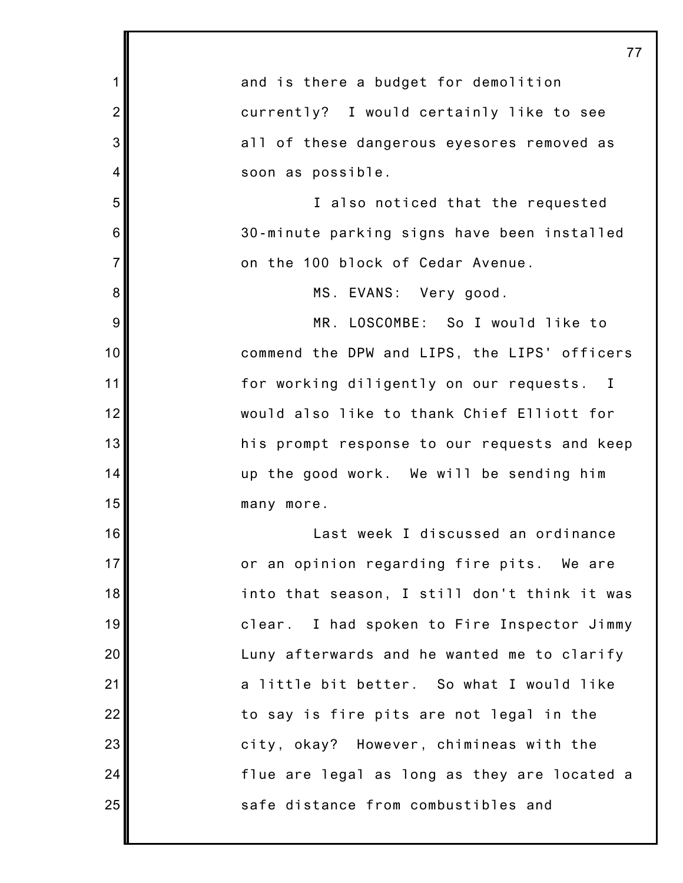and is there a budget for demolition currently? I would certainly like to see all of these dangerous eyesores removed as soon as possible.

I also noticed that the requested 30-minute parking signs have been installed on the 100 block of Cedar Avenue.

MS. EVANS: Very good.

MR. LOSCOMBE: So I would like to commend the DPW and LIPS, the LIPS' officers for working diligently on our requests. I would also like to thank Chief Elliott for his prompt response to our requests and keep up the good work. We will be sending him many more.

Last week I discussed an ordinance or an opinion regarding fire pits. We are into that season, I still don't think it was clear. I had spoken to Fire Inspector Jimmy Luny afterwards and he wanted me to clarify a little bit better. So what I would like to say is fire pits are not legal in the city, okay? However, chimineas with the flue are legal as long as they are located a safe distance from combustibles and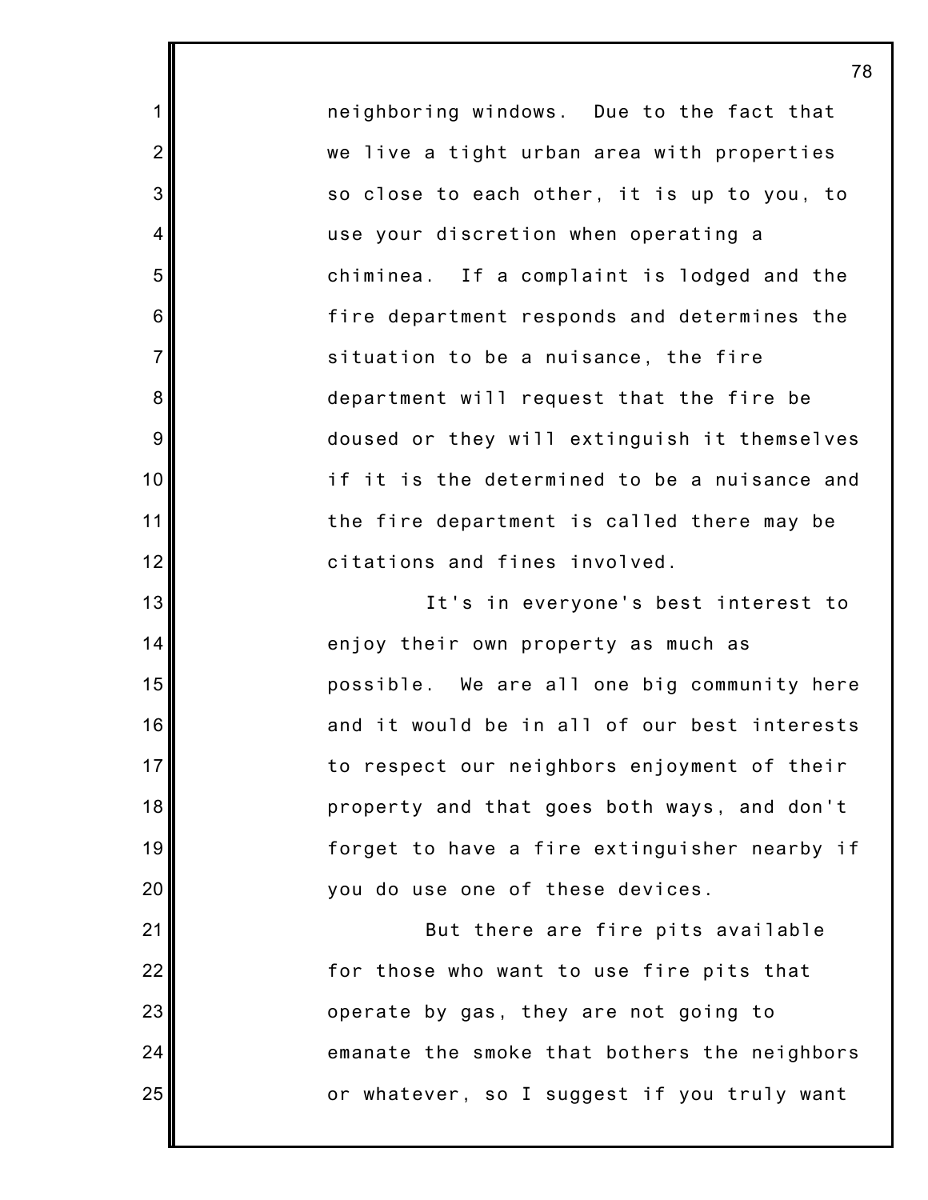neighboring windows. Due to the fact that we live a tight urban area with properties so close to each other, it is up to you, to use your discretion when operating a chiminea. If a complaint is lodged and the fire department responds and determines the situation to be a nuisance, the fire department will request that the fire be doused or they will extinguish it themselves if it is the determined to be a nuisance and the fire department is called there may be citations and fines involved.

It's in everyone's best interest to enjoy their own property as much as possible. We are all one big community here and it would be in all of our best interests to respect our neighbors enjoyment of their property and that goes both ways, and don't forget to have a fire extinguisher nearby if you do use one of these devices.

But there are fire pits available for those who want to use fire pits that operate by gas, they are not going to emanate the smoke that bothers the neighbors or whatever, so I suggest if you truly want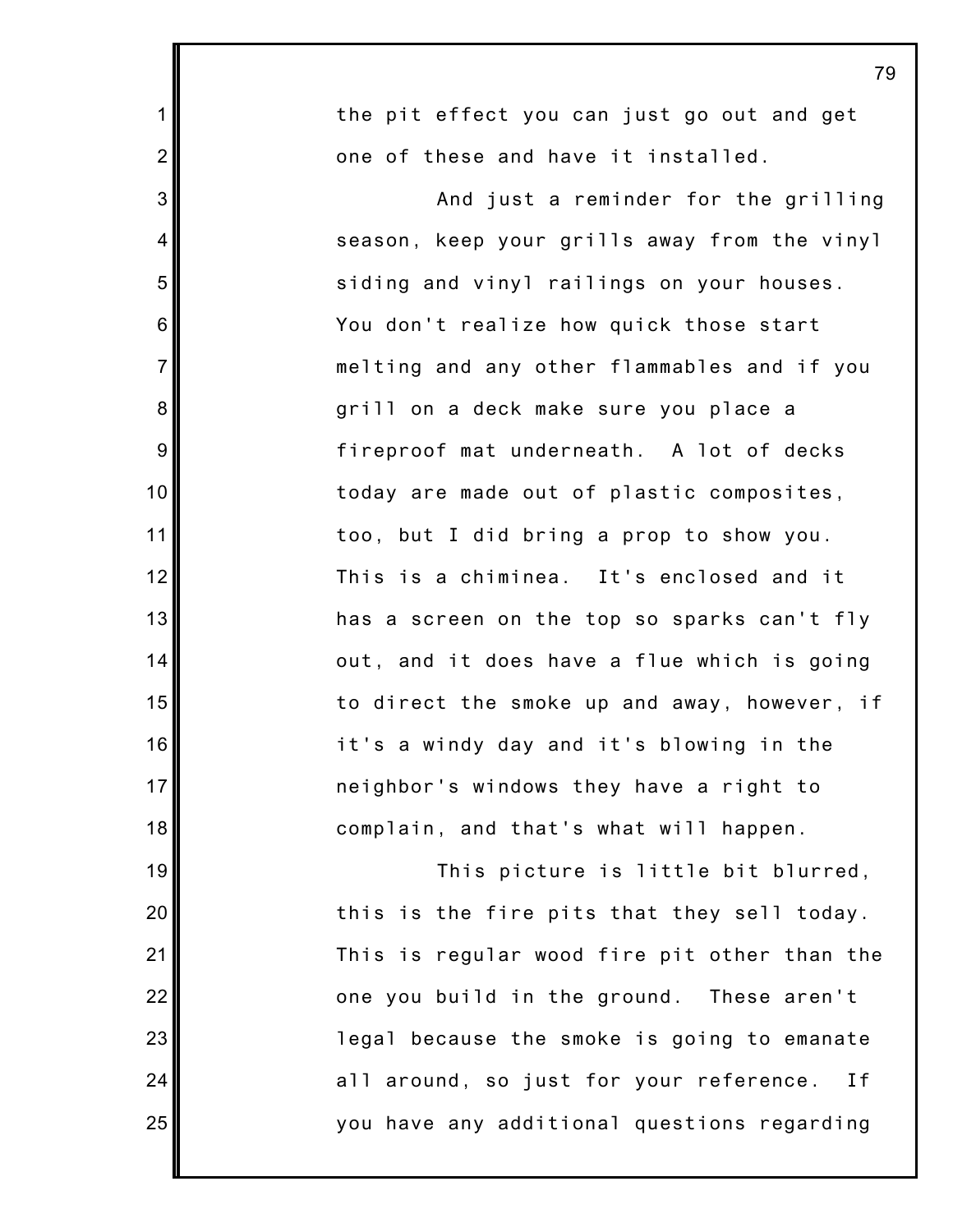the pit effect you can just go out and get one of these and have it installed.

And just a reminder for the grilling season, keep your grills away from the vinyl siding and vinyl railings on your houses. You don't realize how quick those start melting and any other flammables and if you grill on a deck make sure you place a fireproof mat underneath. A lot of decks today are made out of plastic composites, too, but I did bring a prop to show you. This is a chiminea. It's enclosed and it has a screen on the top so sparks can't fly out, and it does have a flue which is going to direct the smoke up and away, however, if it's a windy day and it's blowing in the neighbor's windows they have a right to complain, and that's what will happen.

This picture is little bit blurred, this is the fire pits that they sell today. This is regular wood fire pit other than the one you build in the ground. These aren't legal because the smoke is going to emanate all around, so just for your reference. If you have any additional questions regarding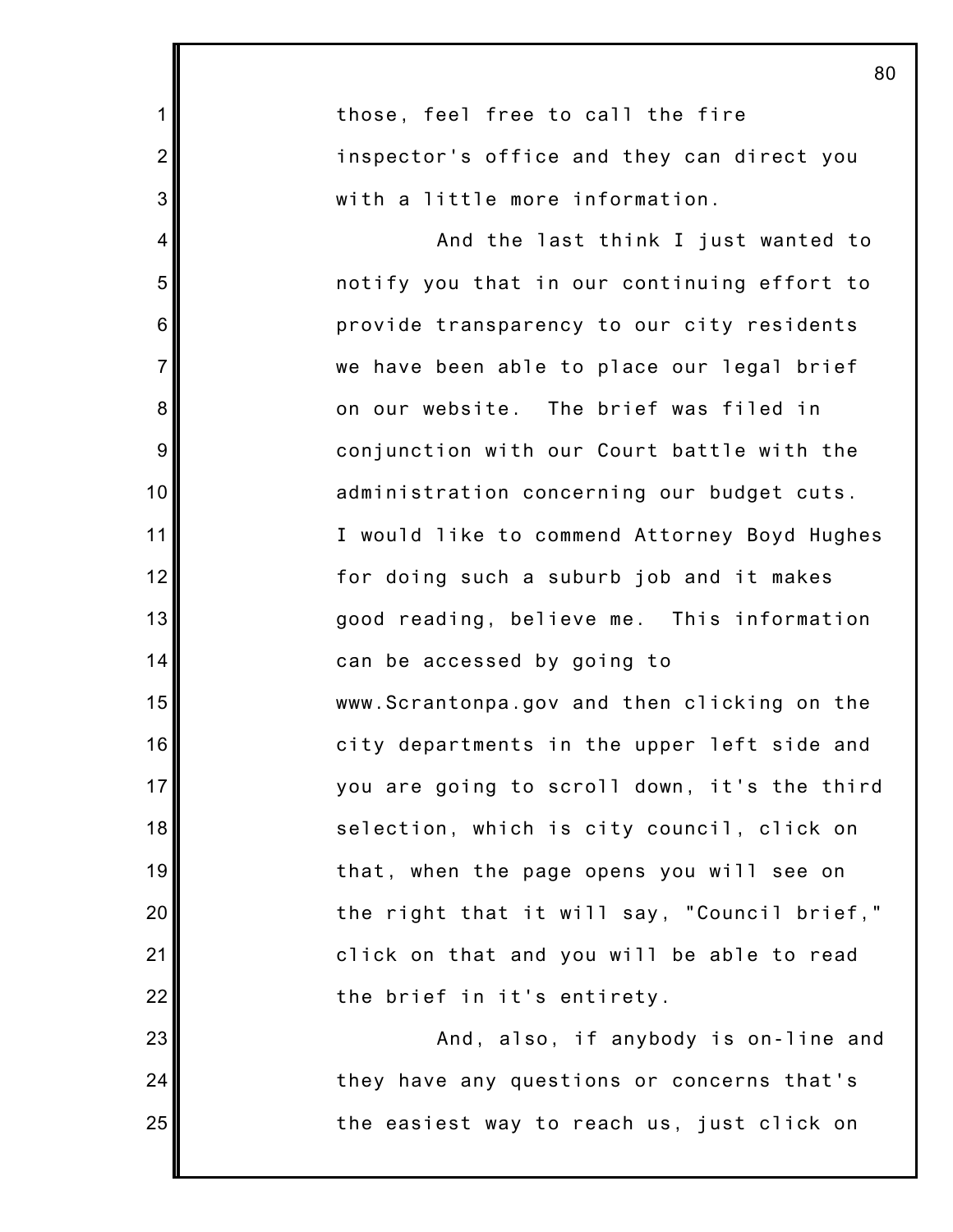those, feel free to call the fire inspector's office and they can direct you with a little more information.

And the last think I just wanted to notify you that in our continuing effort to provide transparency to our city residents we have been able to place our legal brief on our website. The brief was filed in conjunction with our Court battle with the administration concerning our budget cuts. I would like to commend Attorney Boyd Hughes for doing such a suburb job and it makes good reading, believe me. This information can be accessed by going to www.Scrantonpa.gov and then clicking on the city departments in the upper left side and you are going to scroll down, it's the third selection, which is city council, click on that, when the page opens you will see on the right that it will say, "Council brief," click on that and you will be able to read the brief in it's entirety.

And, also, if anybody is on-line and they have any questions or concerns that's the easiest way to reach us, just click on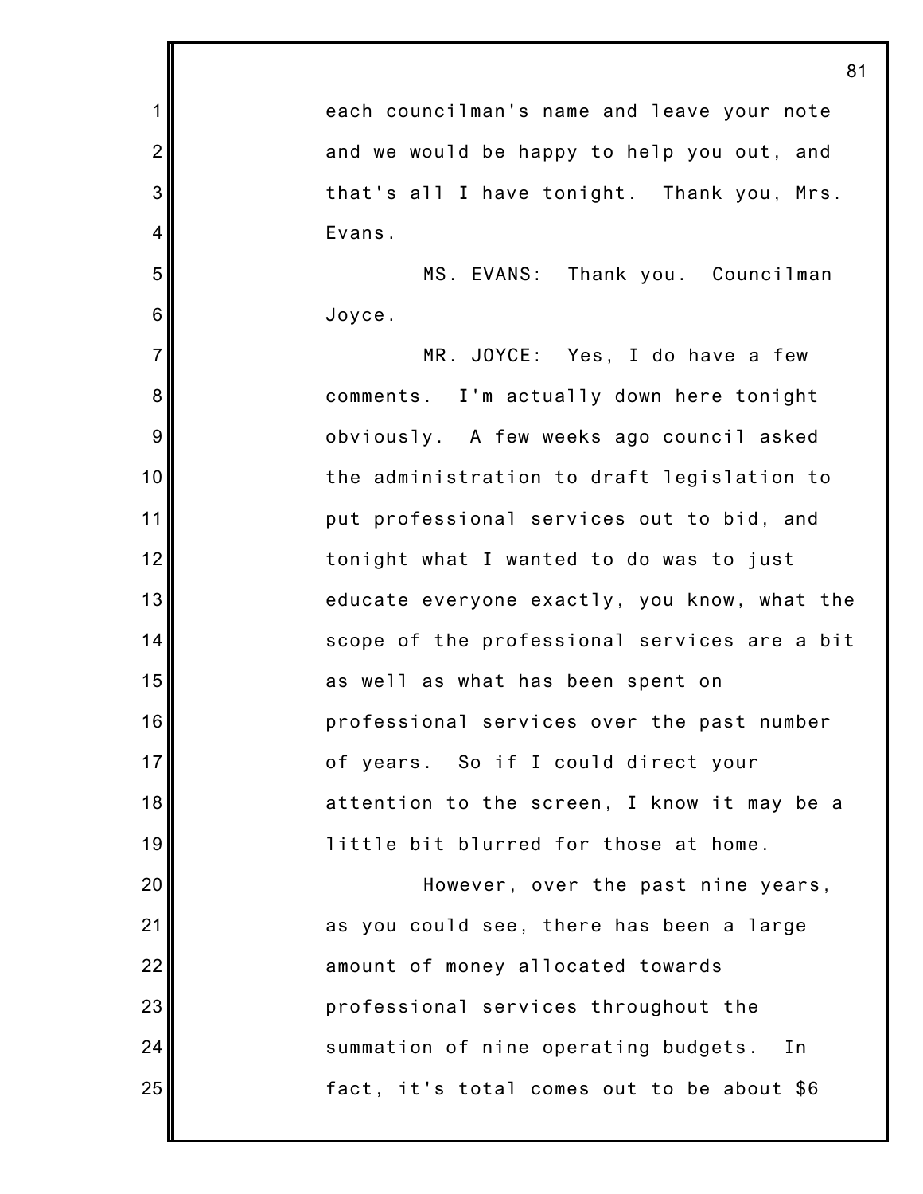each councilman's name and leave your note and we would be happy to help you out, and that's all I have tonight. Thank you, Mrs. Evans.

MS. EVANS: Thank you. Councilman Joyce.

MR. JOYCE: Yes, I do have a few comments. I'm actually down here tonight obviously. A few weeks ago council asked the administration to draft legislation to put professional services out to bid, and tonight what I wanted to do was to just educate everyone exactly, you know, what the scope of the professional services are a bit as well as what has been spent on professional services over the past number of years. So if I could direct your attention to the screen, I know it may be a little bit blurred for those at home.

However, over the past nine years, as you could see, there has been a large amount of money allocated towards professional services throughout the summation of nine operating budgets. In fact, it's total comes out to be about $6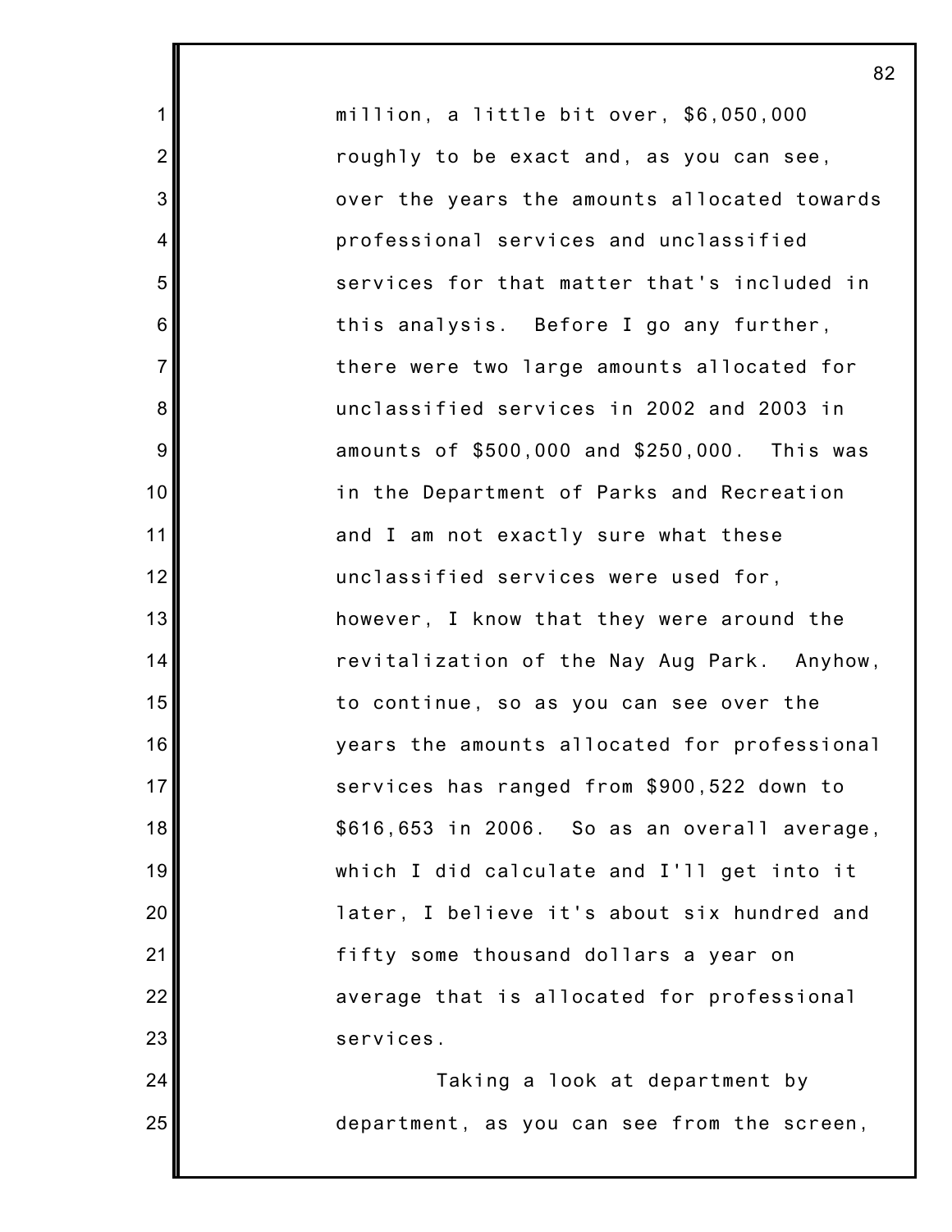million, a little bit over, $6,050,000 roughly to be exact and, as you can see, over the years the amounts allocated towards professional services and unclassified services for that matter that's included in this analysis. Before I go any further, there were two large amounts allocated for unclassified services in 2002 and 2003 in amounts of $500,000 and $250,000. This was in the Department of Parks and Recreation and I am not exactly sure what these unclassified services were used for, however, I know that they were around the revitalization of the Nay Aug Park. Anyhow, to continue, so as you can see over the years the amounts allocated for professional services has ranged from $900,522 down to $616,653 in 2006. So as an overall average, which I did calculate and I'll get into it later, I believe it's about six hundred and fifty some thousand dollars a year on average that is allocated for professional services.

Taking a look at department by department, as you can see from the screen,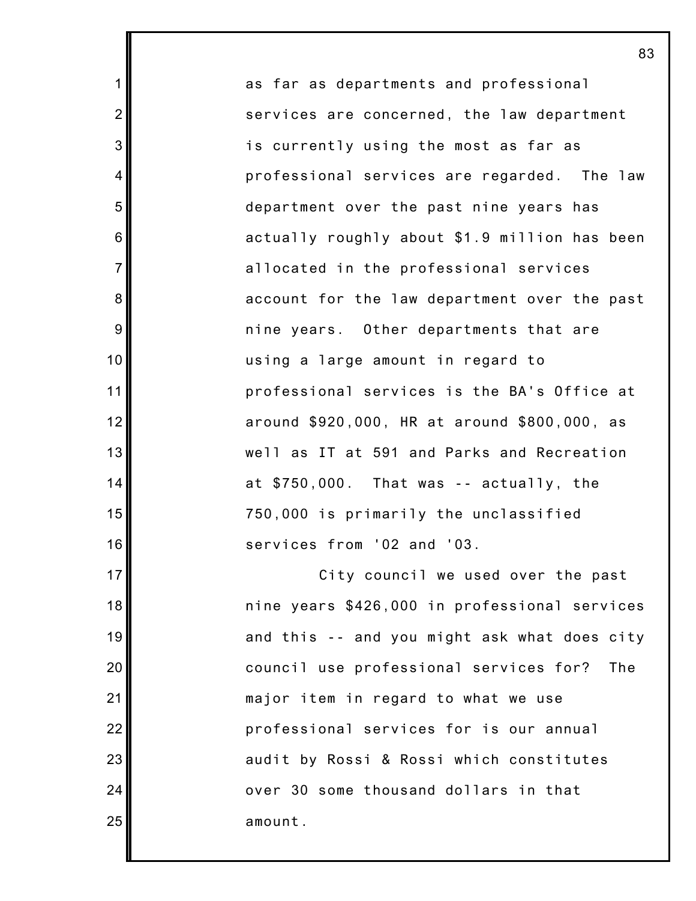as far as departments and professional services are concerned, the law department is currently using the most as far as professional services are regarded. The law department over the past nine years has actually roughly about $1.9 million has been allocated in the professional services account for the law department over the past nine years. Other departments that are using a large amount in regard to professional services is the BA's Office at around $920,000, HR at around $800,000, as well as IT at 591 and Parks and Recreation at $750,000. That was -- actually, the 750,000 is primarily the unclassified services from '02 and '03.

City council we used over the past nine years $426,000 in professional services and this -- and you might ask what does city council use professional services for? The major item in regard to what we use professional services for is our annual audit by Rossi & Rossi which constitutes over 30 some thousand dollars in that amount.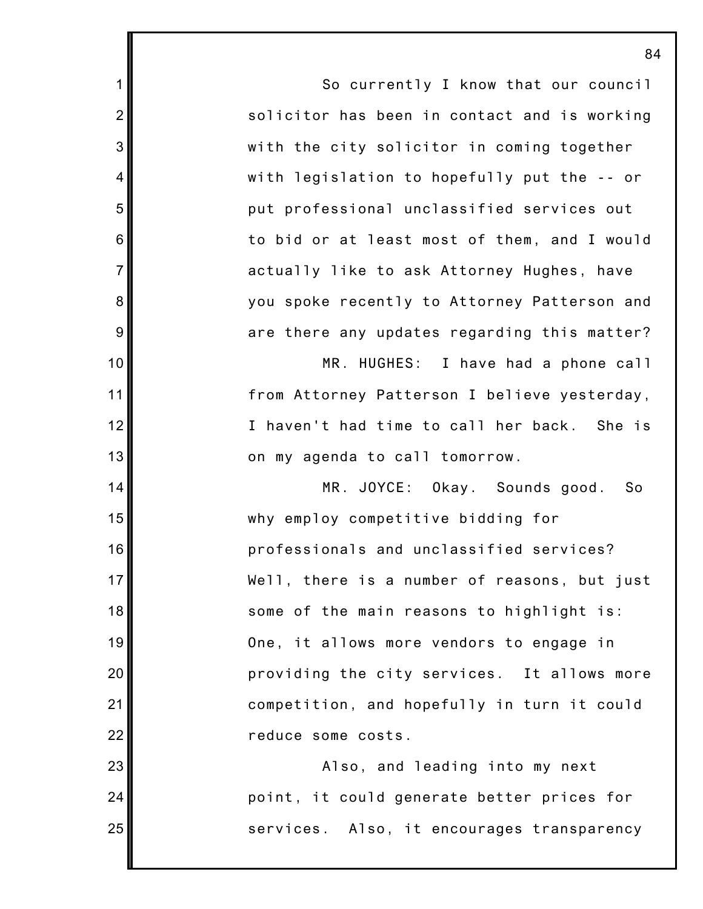So currently I know that our council solicitor has been in contact and is working with the city solicitor in coming together with legislation to hopefully put the -- or put professional unclassified services out to bid or at least most of them, and I would actually like to ask Attorney Hughes, have you spoke recently to Attorney Patterson and are there any updates regarding this matter?

MR. HUGHES: I have had a phone call from Attorney Patterson I believe yesterday, I haven't had time to call her back. She is on my agenda to call tomorrow.

MR. JOYCE: Okay. Sounds good. So why employ competitive bidding for professionals and unclassified services? Well, there is a number of reasons, but just some of the main reasons to highlight is: One, it allows more vendors to engage in providing the city services. It allows more competition, and hopefully in turn it could reduce some costs.

Also, and leading into my next point, it could generate better prices for services. Also, it encourages transparency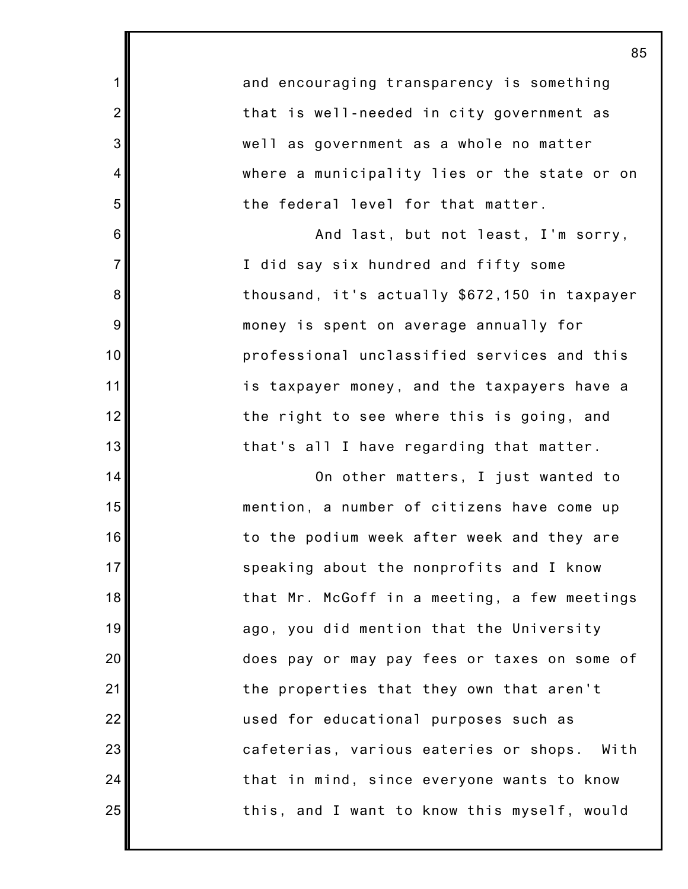and encouraging transparency is something that is well-needed in city government as well as government as a whole no matter where a municipality lies or the state or on the federal level for that matter.

And last, but not least, I'm sorry, I did say six hundred and fifty some thousand, it's actually $672,150 in taxpayer money is spent on average annually for professional unclassified services and this is taxpayer money, and the taxpayers have a the right to see where this is going, and that's all I have regarding that matter.

On other matters, I just wanted to mention, a number of citizens have come up to the podium week after week and they are speaking about the nonprofits and I know that Mr. McGoff in a meeting, a few meetings ago, you did mention that the University does pay or may pay fees or taxes on some of the properties that they own that aren't used for educational purposes such as cafeterias, various eateries or shops. With that in mind, since everyone wants to know this, and I want to know this myself, would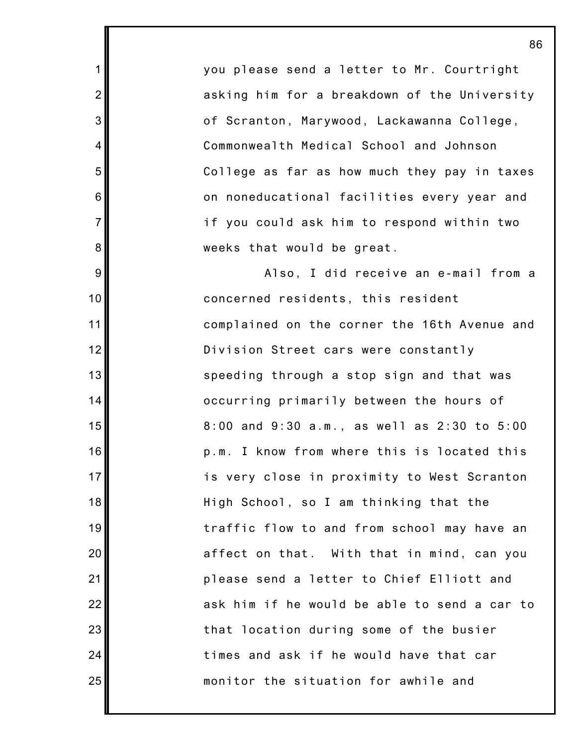you please send a letter to Mr. Courtright asking him for a breakdown of the University of Scranton, Marywood, Lackawanna College, Commonwealth Medical School and Johnson College as far as how much they pay in taxes on noneducational facilities every year and if you could ask him to respond within two weeks that would be great.

Also, I did receive an e-mail from a concerned residents, this resident complained on the corner the 16th Avenue and Division Street cars were constantly speeding through a stop sign and that was occurring primarily between the hours of 8:00 and 9:30 a.m., as well as 2:30 to 5:00 p.m. I know from where this is located this is very close in proximity to West Scranton High School, so I am thinking that the traffic flow to and from school may have an affect on that. With that in mind, can you please send a letter to Chief Elliott and ask him if he would be able to send a car to that location during some of the busier times and ask if he would have that car monitor the situation for awhile and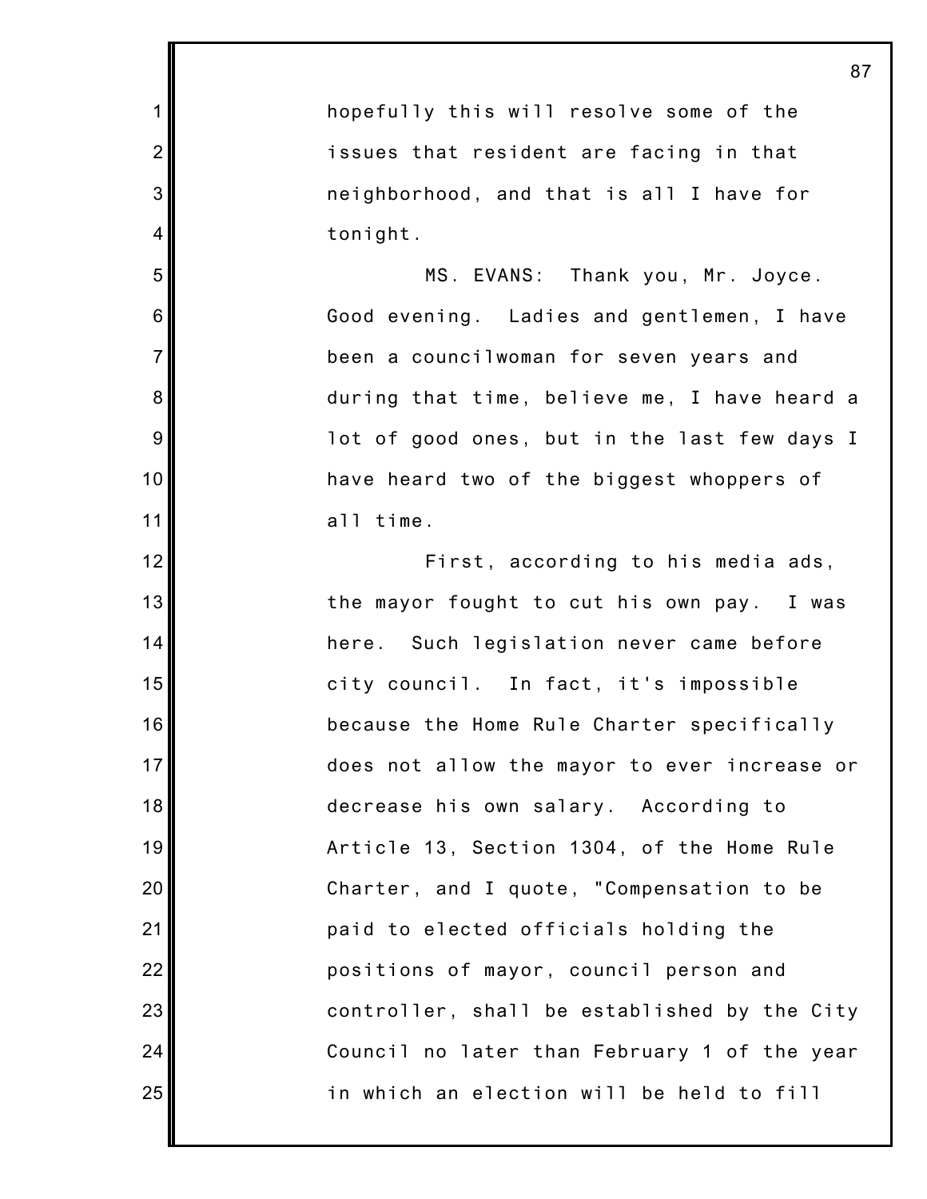hopefully this will resolve some of the issues that resident are facing in that neighborhood, and that is all I have for tonight.

MS. EVANS: Thank you, Mr. Joyce. Good evening. Ladies and gentlemen, I have been a councilwoman for seven years and during that time, believe me, I have heard a lot of good ones, but in the last few days I have heard two of the biggest whoppers of all time.

First, according to his media ads, the mayor fought to cut his own pay. I was here. Such legislation never came before city council. In fact, it's impossible because the Home Rule Charter specifically does not allow the mayor to ever increase or decrease his own salary. According to Article 13, Section 1304, of the Home Rule Charter, and I quote, "Compensation to be paid to elected officials holding the positions of mayor, council person and controller, shall be established by the City Council no later than February 1 of the year in which an election will be held to fill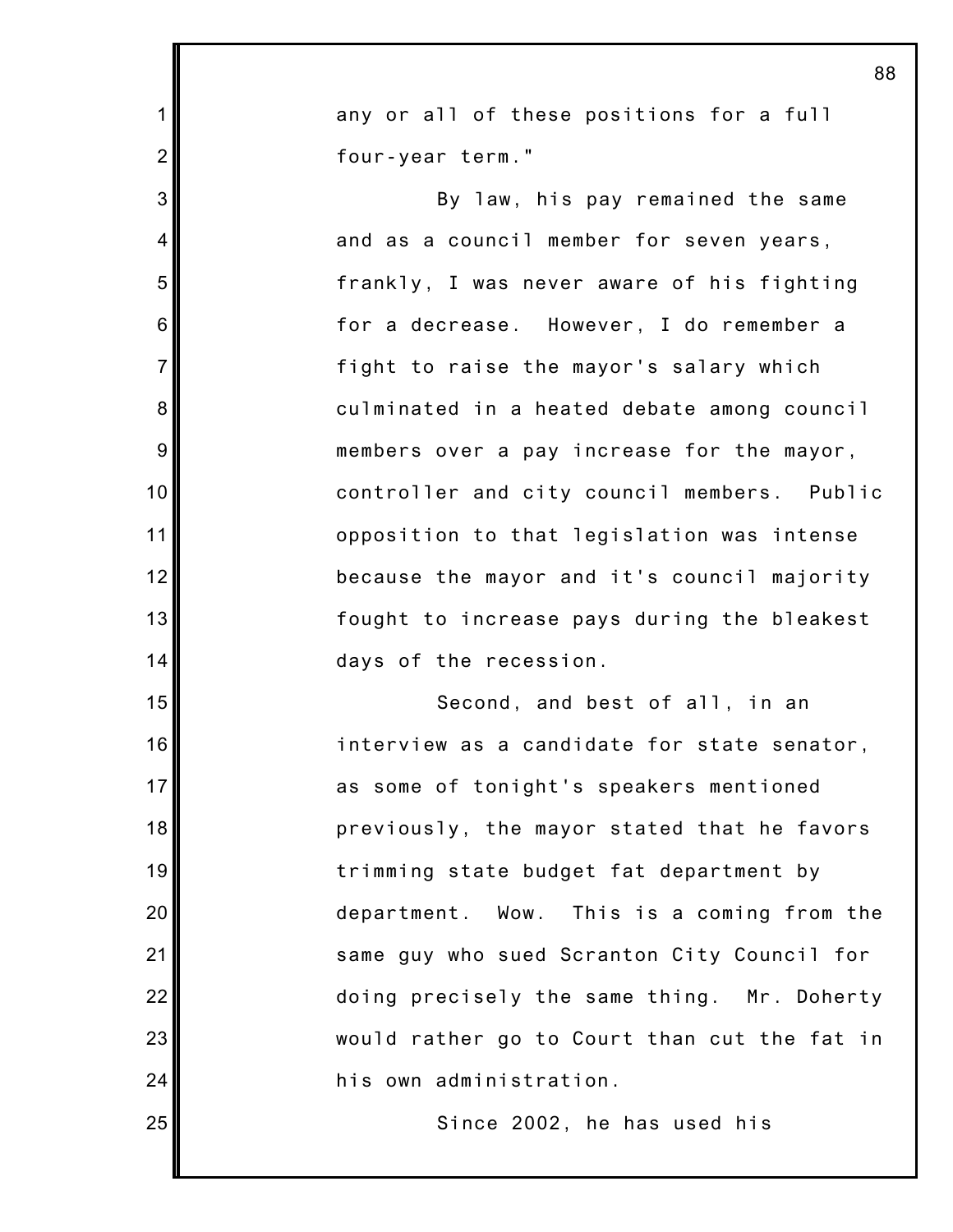any or all of these positions for a full four-year term."

By law, his pay remained the same and as a council member for seven years, frankly, I was never aware of his fighting for a decrease. However, I do remember a fight to raise the mayor's salary which culminated in a heated debate among council members over a pay increase for the mayor, controller and city council members. Public opposition to that legislation was intense because the mayor and it's council majority fought to increase pays during the bleakest days of the recession.

Second, and best of all, in an interview as a candidate for state senator, as some of tonight's speakers mentioned previously, the mayor stated that he favors trimming state budget fat department by department. Wow. This is a coming from the same guy who sued Scranton City Council for doing precisely the same thing. Mr. Doherty would rather go to Court than cut the fat in his own administration.

Since 2002, he has used his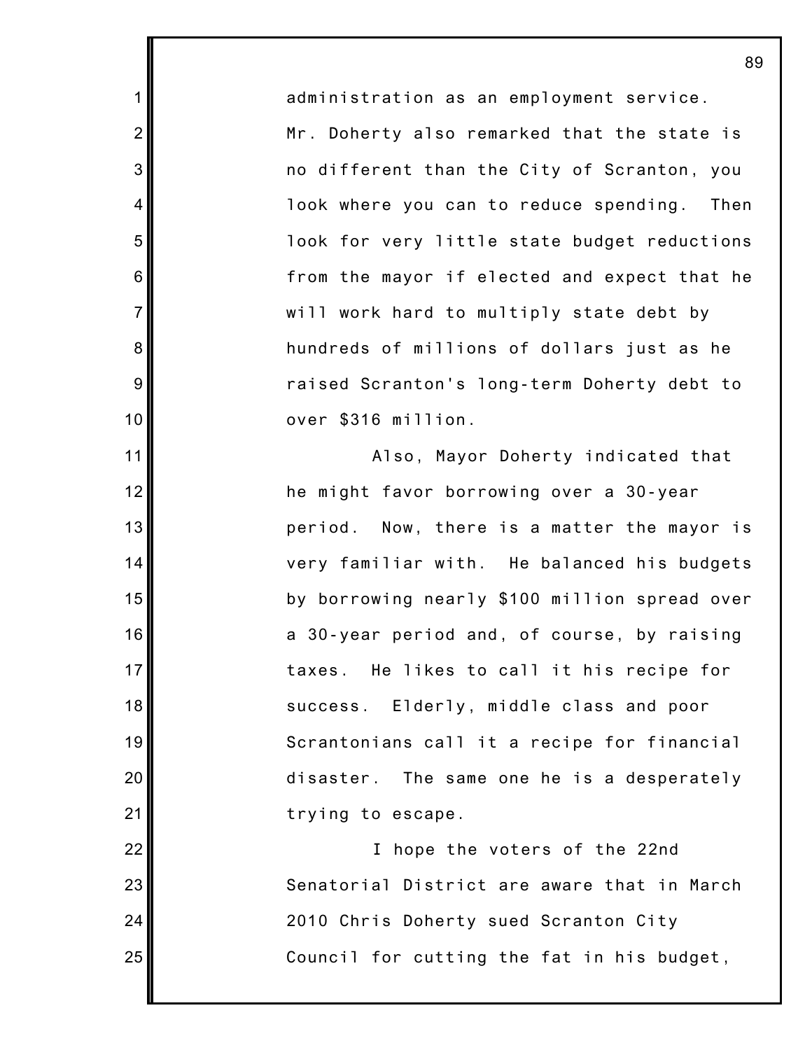administration as an employment service. Mr. Doherty also remarked that the state is no different than the City of Scranton, you look where you can to reduce spending. Then look for very little state budget reductions from the mayor if elected and expect that he will work hard to multiply state debt by hundreds of millions of dollars just as he raised Scranton's long-term Doherty debt to over $316 million.

Also, Mayor Doherty indicated that he might favor borrowing over a 30-year period. Now, there is a matter the mayor is very familiar with. He balanced his budgets by borrowing nearly $100 million spread over a 30-year period and, of course, by raising taxes. He likes to call it his recipe for success. Elderly, middle class and poor Scrantonians call it a recipe for financial disaster. The same one he is a desperately trying to escape.

I hope the voters of the 22nd Senatorial District are aware that in March 2010 Chris Doherty sued Scranton City Council for cutting the fat in his budget,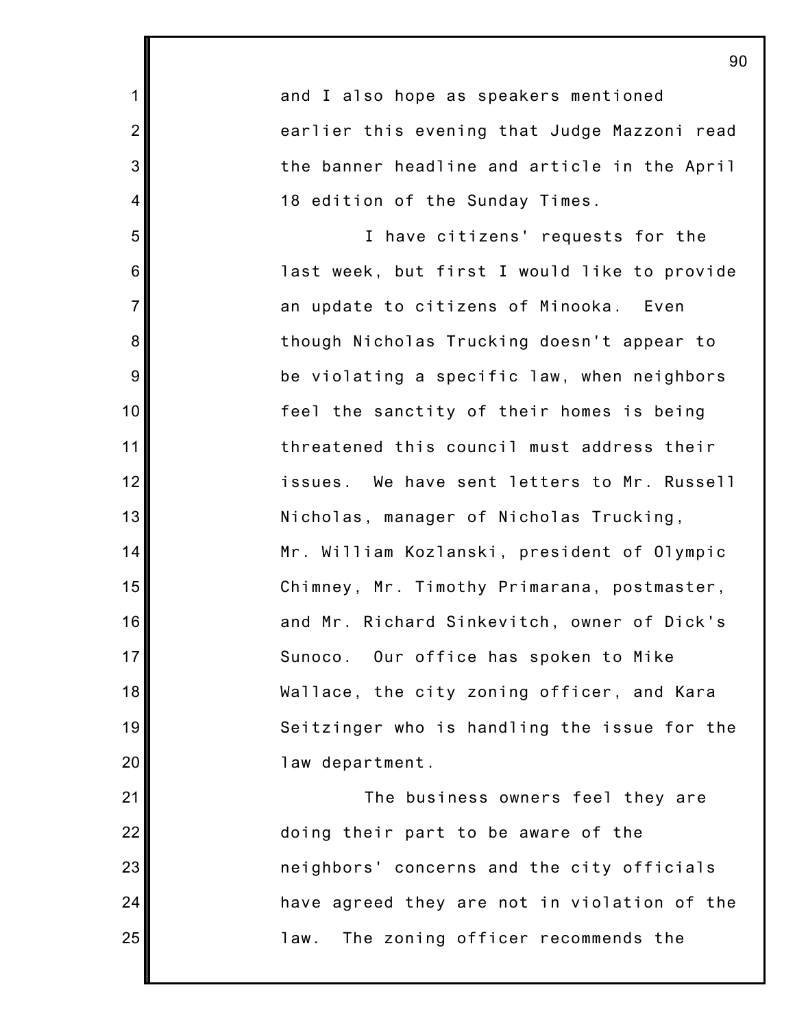and I also hope as speakers mentioned earlier this evening that Judge Mazzoni read the banner headline and article in the April 18 edition of the Sunday Times.

I have citizens' requests for the last week, but first I would like to provide an update to citizens of Minooka. Even though Nicholas Trucking doesn't appear to be violating a specific law, when neighbors feel the sanctity of their homes is being threatened this council must address their issues. We have sent letters to Mr. Russell Nicholas, manager of Nicholas Trucking, Mr. William Kozlanski, president of Olympic Chimney, Mr. Timothy Primarana, postmaster, and Mr. Richard Sinkevitch, owner of Dick's Sunoco. Our office has spoken to Mike Wallace, the city zoning officer, and Kara Seitzinger who is handling the issue for the law department.

The business owners feel they are doing their part to be aware of the neighbors' concerns and the city officials have agreed they are not in violation of the law. The zoning officer recommends the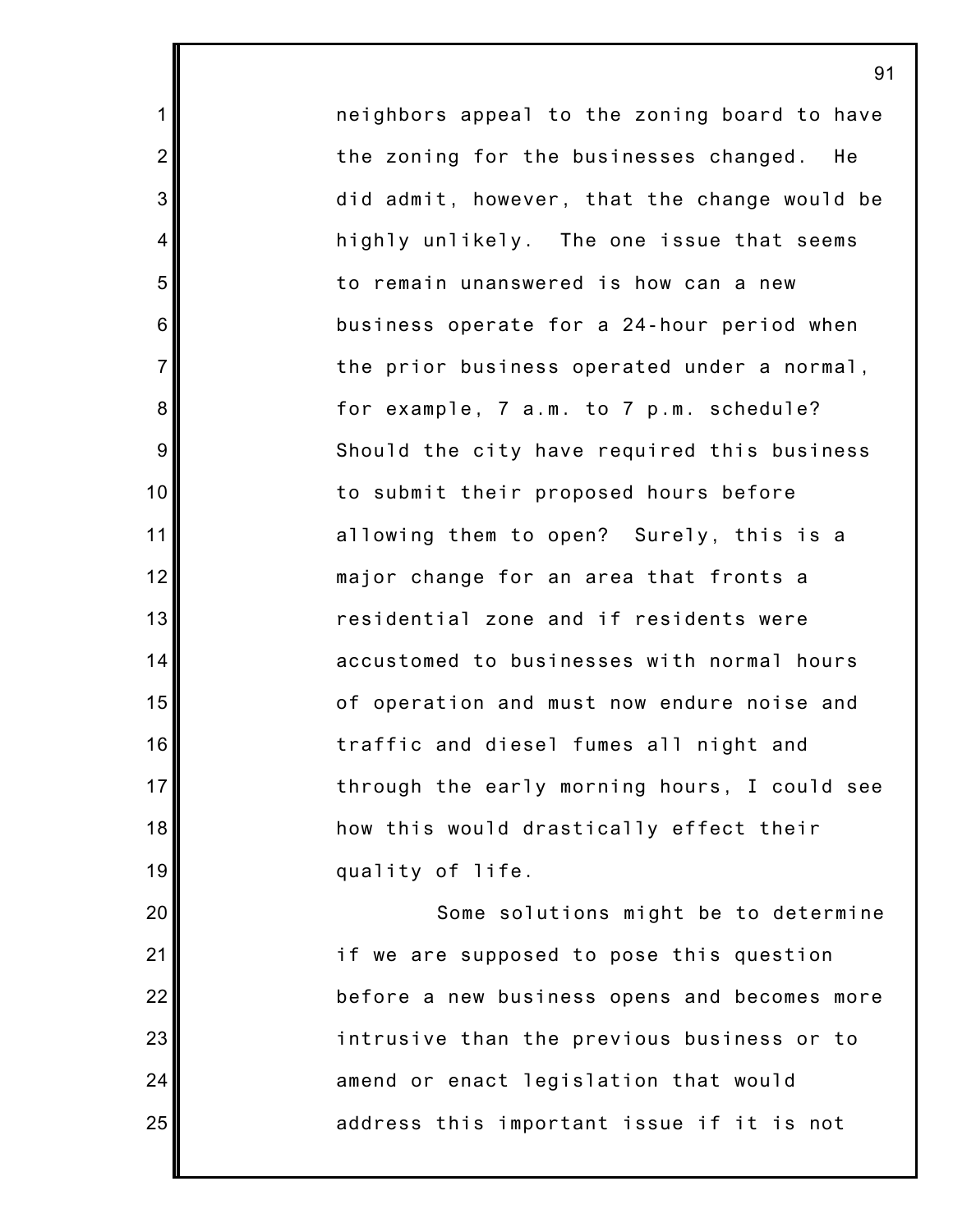neighbors appeal to the zoning board to have the zoning for the businesses changed. He did admit, however, that the change would be highly unlikely. The one issue that seems to remain unanswered is how can a new business operate for a 24-hour period when the prior business operated under a normal, for example, 7 a.m. to 7 p.m. schedule? Should the city have required this business to submit their proposed hours before allowing them to open? Surely, this is a major change for an area that fronts a residential zone and if residents were accustomed to businesses with normal hours of operation and must now endure noise and traffic and diesel fumes all night and through the early morning hours, I could see how this would drastically effect their quality of life.

Some solutions might be to determine if we are supposed to pose this question before a new business opens and becomes more intrusive than the previous business or to amend or enact legislation that would address this important issue if it is not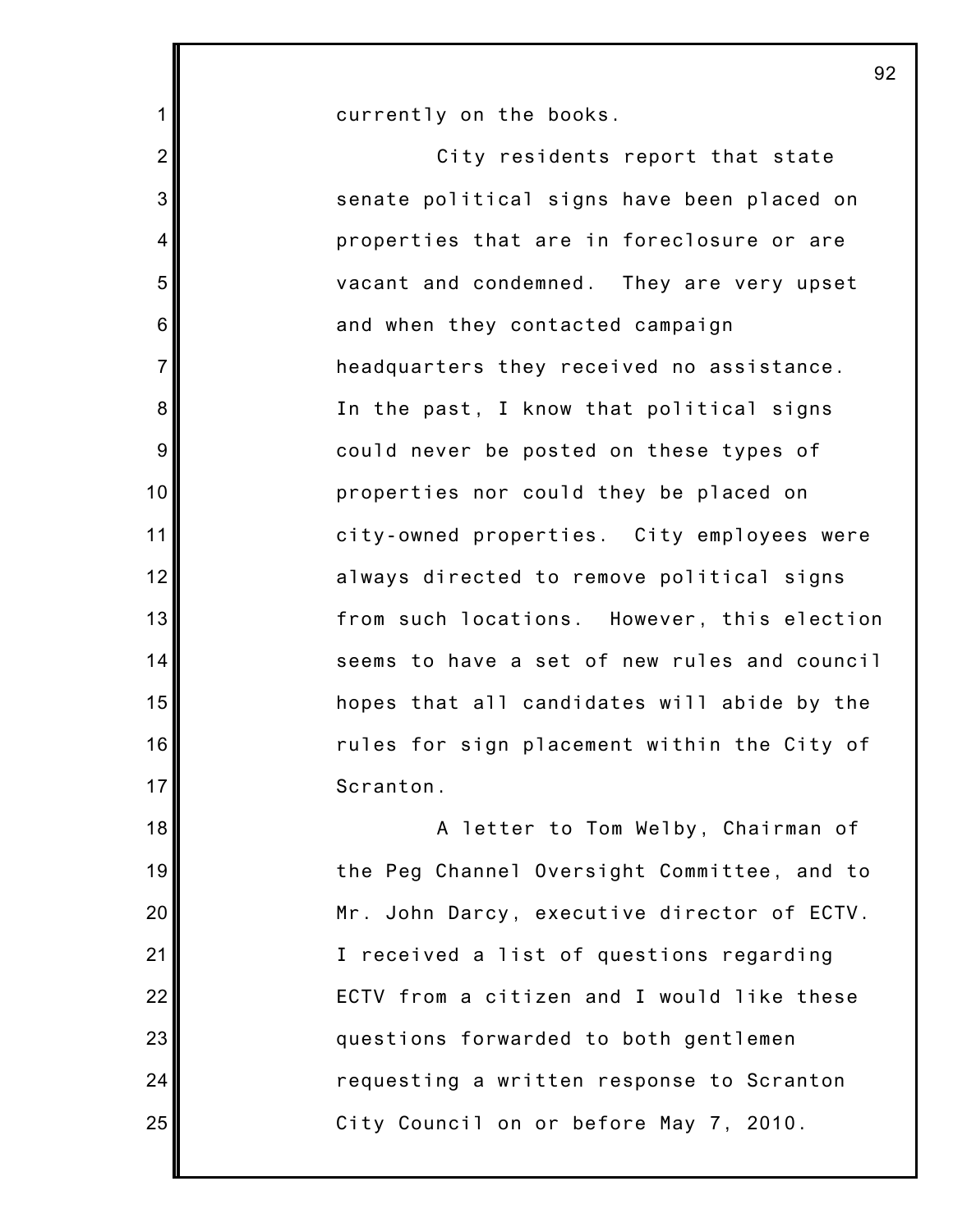currently on the books.

City residents report that state senate political signs have been placed on properties that are in foreclosure or are vacant and condemned. They are very upset and when they contacted campaign headquarters they received no assistance. In the past, I know that political signs could never be posted on these types of properties nor could they be placed on city-owned properties. City employees were always directed to remove political signs from such locations. However, this election seems to have a set of new rules and council hopes that all candidates will abide by the rules for sign placement within the City of Scranton.

A letter to Tom Welby, Chairman of the Peg Channel Oversight Committee, and to Mr. John Darcy, executive director of ECTV. I received a list of questions regarding ECTV from a citizen and I would like these questions forwarded to both gentlemen requesting a written response to Scranton City Council on or before May 7, 2010.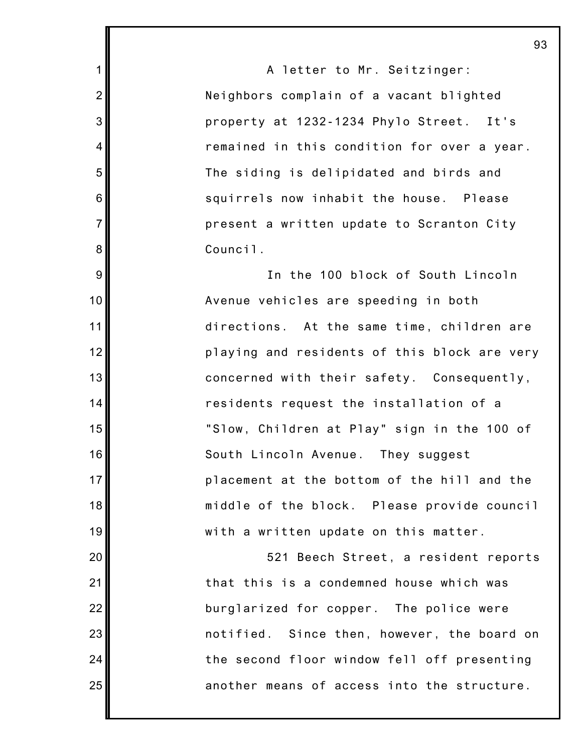A letter to Mr. Seitzinger: Neighbors complain of a vacant blighted property at 1232-1234 Phylo Street. It's remained in this condition for over a year. The siding is delipidated and birds and squirrels now inhabit the house. Please present a written update to Scranton City Council.

In the 100 block of South Lincoln Avenue vehicles are speeding in both directions. At the same time, children are playing and residents of this block are very concerned with their safety. Consequently, residents request the installation of a "Slow, Children at Play" sign in the 100 of South Lincoln Avenue. They suggest placement at the bottom of the hill and the middle of the block. Please provide council with a written update on this matter.

521 Beech Street, a resident reports that this is a condemned house which was burglarized for copper. The police were notified. Since then, however, the board on the second floor window fell off presenting another means of access into the structure.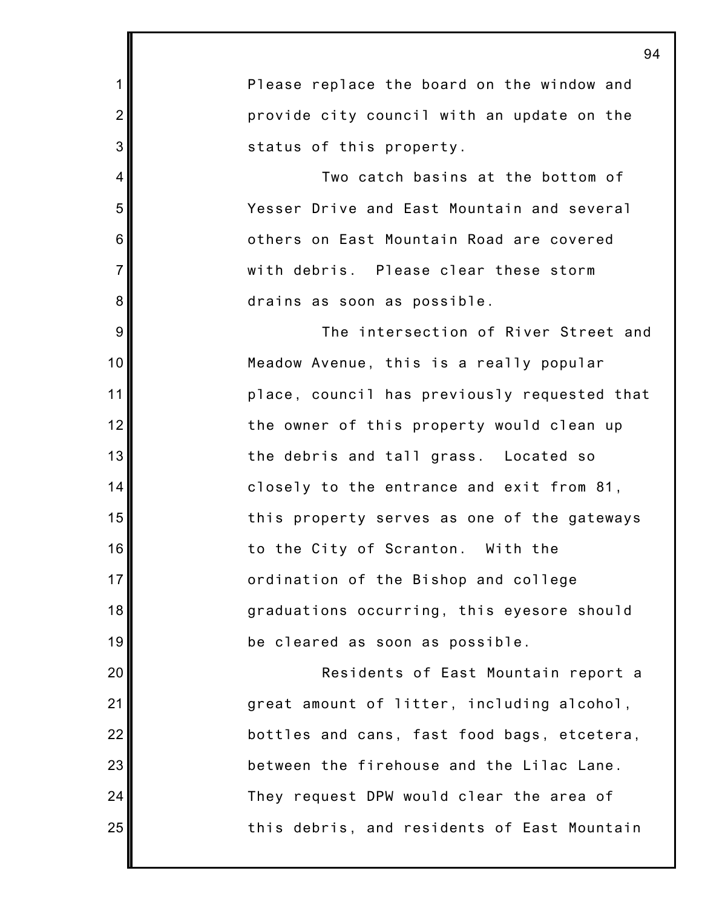Please replace the board on the window and provide city council with an update on the status of this property.

Two catch basins at the bottom of Yesser Drive and East Mountain and several others on East Mountain Road are covered with debris. Please clear these storm drains as soon as possible.

The intersection of River Street and Meadow Avenue, this is a really popular place, council has previously requested that the owner of this property would clean up the debris and tall grass. Located so closely to the entrance and exit from 81, this property serves as one of the gateways to the City of Scranton. With the ordination of the Bishop and college graduations occurring, this eyesore should be cleared as soon as possible.

Residents of East Mountain report a great amount of litter, including alcohol, bottles and cans, fast food bags, etcetera, between the firehouse and the Lilac Lane. They request DPW would clear the area of this debris, and residents of East Mountain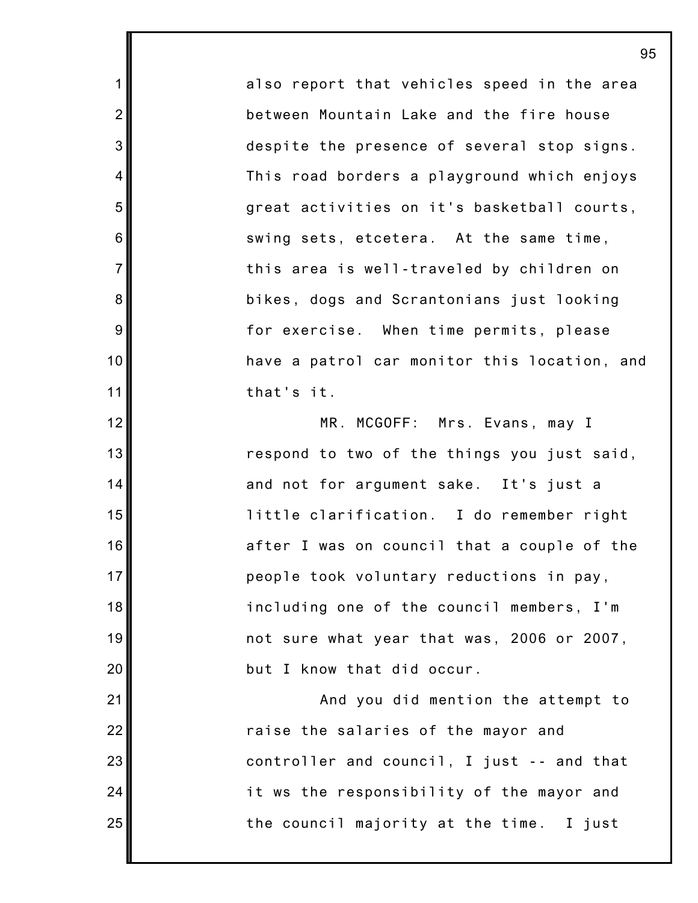also report that vehicles speed in the area between Mountain Lake and the fire house despite the presence of several stop signs. This road borders a playground which enjoys great activities on it's basketball courts, swing sets, etcetera. At the same time, this area is well-traveled by children on bikes, dogs and Scrantonians just looking for exercise. When time permits, please have a patrol car monitor this location, and that's it.

MR. MCGOFF: Mrs. Evans, may I respond to two of the things you just said, and not for argument sake. It's just a little clarification. I do remember right after I was on council that a couple of the people took voluntary reductions in pay, including one of the council members, I'm not sure what year that was, 2006 or 2007, but I know that did occur.

And you did mention the attempt to raise the salaries of the mayor and controller and council, I just -- and that it ws the responsibility of the mayor and the council majority at the time. I just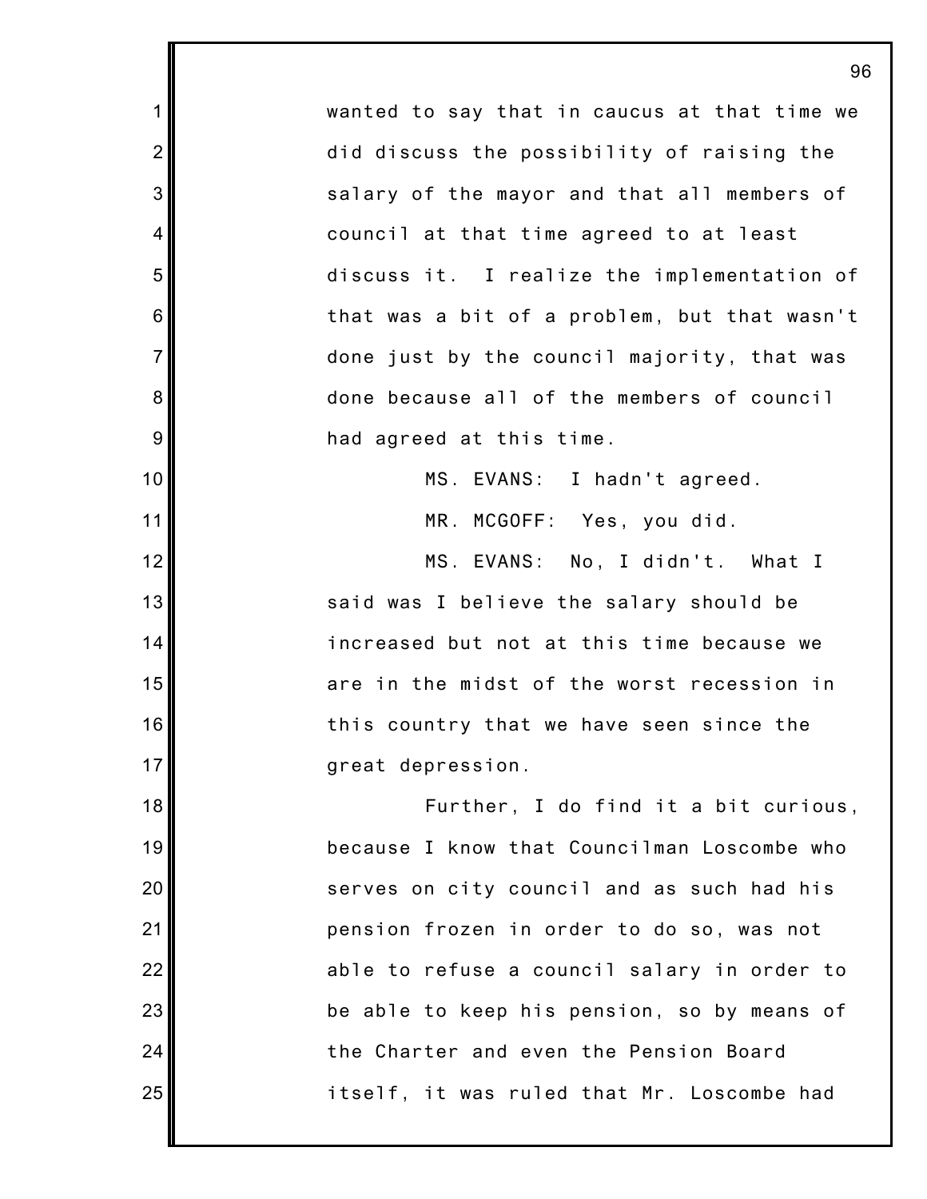wanted to say that in caucus at that time we did discuss the possibility of raising the salary of the mayor and that all members of council at that time agreed to at least discuss it. I realize the implementation of that was a bit of a problem, but that wasn't done just by the council majority, that was done because all of the members of council had agreed at this time.

MS. EVANS: I hadn't agreed.

MR. MCGOFF: Yes, you did.

MS. EVANS: No, I didn't. What I said was I believe the salary should be increased but not at this time because we are in the midst of the worst recession in this country that we have seen since the great depression.

Further, I do find it a bit curious, because I know that Councilman Loscombe who serves on city council and as such had his pension frozen in order to do so, was not able to refuse a council salary in order to be able to keep his pension, so by means of the Charter and even the Pension Board itself, it was ruled that Mr. Loscombe had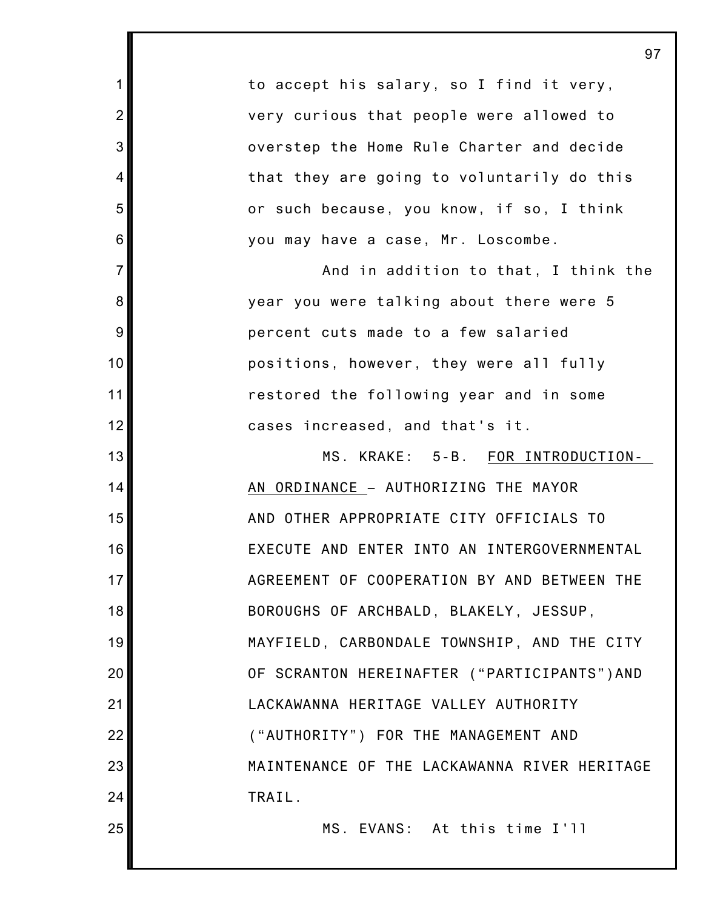to accept his salary, so I find it very, very curious that people were allowed to overstep the Home Rule Charter and decide that they are going to voluntarily do this or such because, you know, if so, I think you may have a case, Mr. Loscombe.

And in addition to that, I think the year you were talking about there were 5 percent cuts made to a few salaried positions, however, they were all fully restored the following year and in some cases increased, and that's it.

MS. KRAKE: 5-B. FOR INTRODUCTION- AN ORDINANCE – AUTHORIZING THE MAYOR AND OTHER APPROPRIATE CITY OFFICIALS TO EXECUTE AND ENTER INTO AN INTERGOVERNMENTAL AGREEMENT OF COOPERATION BY AND BETWEEN THE BOROUGHS OF ARCHBALD, BLAKELY, JESSUP, MAYFIELD, CARBONDALE TOWNSHIP, AND THE CITY OF SCRANTON HEREINAFTER ("PARTICIPANTS")AND LACKAWANNA HERITAGE VALLEY AUTHORITY ("AUTHORITY") FOR THE MANAGEMENT AND MAINTENANCE OF THE LACKAWANNA RIVER HERITAGE TRAIL.

MS. EVANS: At this time I'll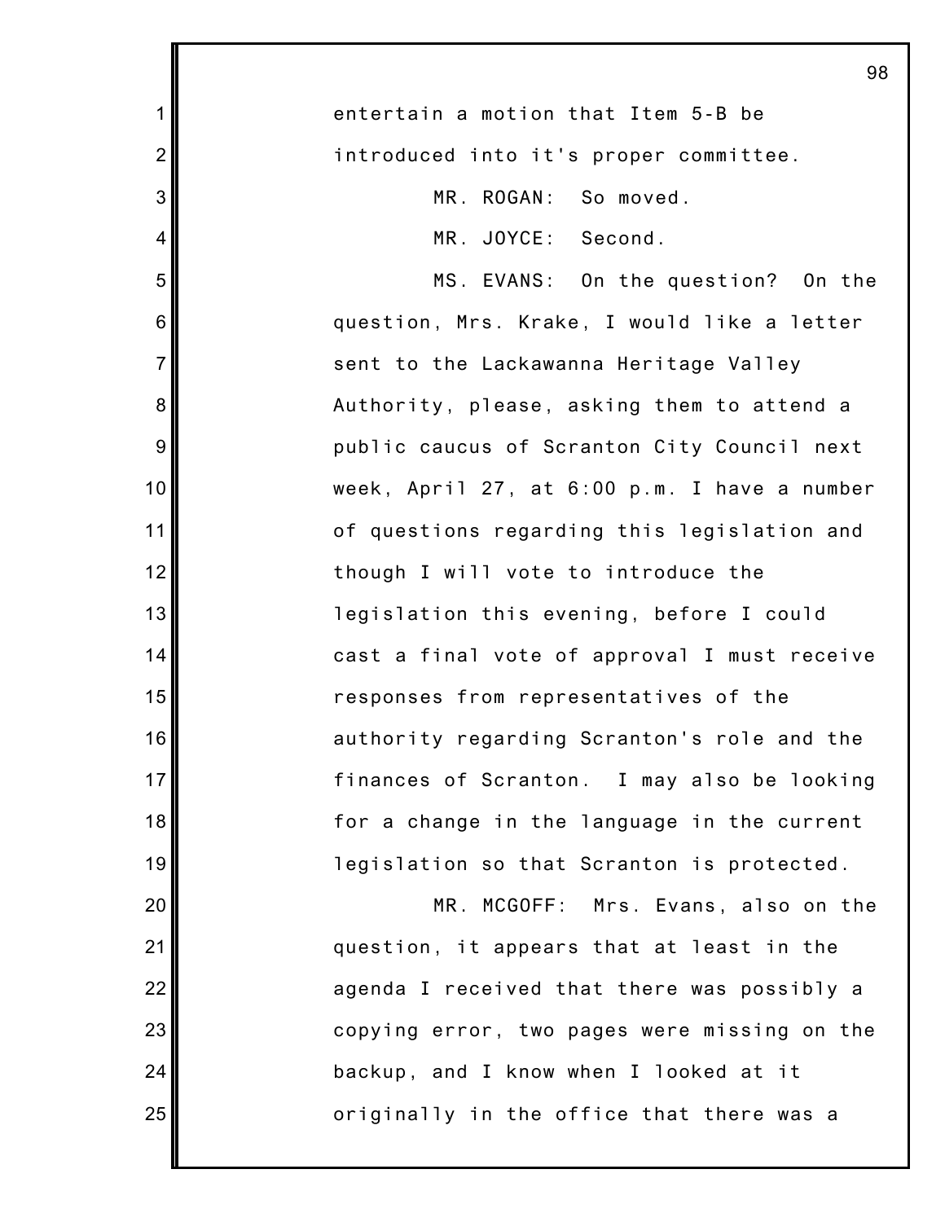entertain a motion that Item 5-B be introduced into it's proper committee.

MR. ROGAN: So moved.

MR. JOYCE: Second.

MS. EVANS: On the question? On the question, Mrs. Krake, I would like a letter sent to the Lackawanna Heritage Valley Authority, please, asking them to attend a public caucus of Scranton City Council next week, April 27, at 6:00 p.m. I have a number of questions regarding this legislation and though I will vote to introduce the legislation this evening, before I could cast a final vote of approval I must receive responses from representatives of the authority regarding Scranton's role and the finances of Scranton. I may also be looking for a change in the language in the current legislation so that Scranton is protected.

MR. MCGOFF: Mrs. Evans, also on the question, it appears that at least in the agenda I received that there was possibly a copying error, two pages were missing on the backup, and I know when I looked at it originally in the office that there was a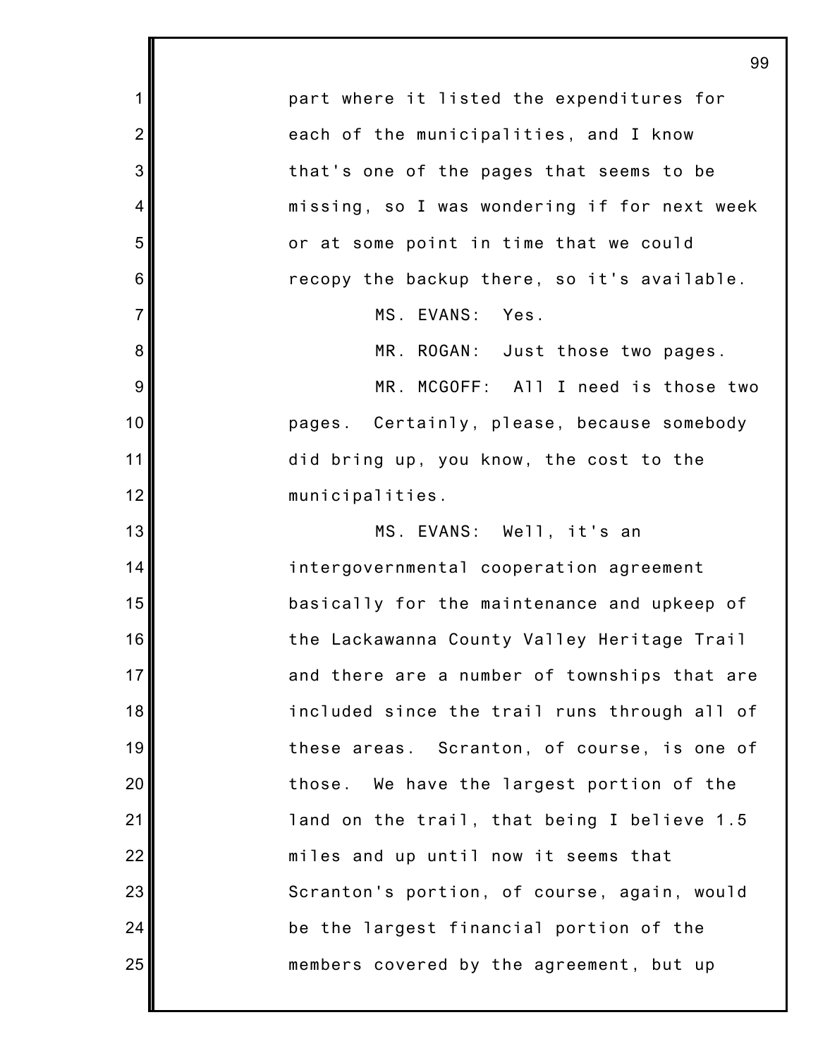part where it listed the expenditures for each of the municipalities, and I know that's one of the pages that seems to be missing, so I was wondering if for next week or at some point in time that we could recopy the backup there, so it's available.

MS. EVANS: Yes.

MR. ROGAN: Just those two pages.

MR. MCGOFF: All I need is those two pages. Certainly, please, because somebody did bring up, you know, the cost to the municipalities.

MS. EVANS: Well, it's an intergovernmental cooperation agreement basically for the maintenance and upkeep of the Lackawanna County Valley Heritage Trail and there are a number of townships that are included since the trail runs through all of these areas. Scranton, of course, is one of those. We have the largest portion of the land on the trail, that being I believe 1.5 miles and up until now it seems that Scranton's portion, of course, again, would be the largest financial portion of the members covered by the agreement, but up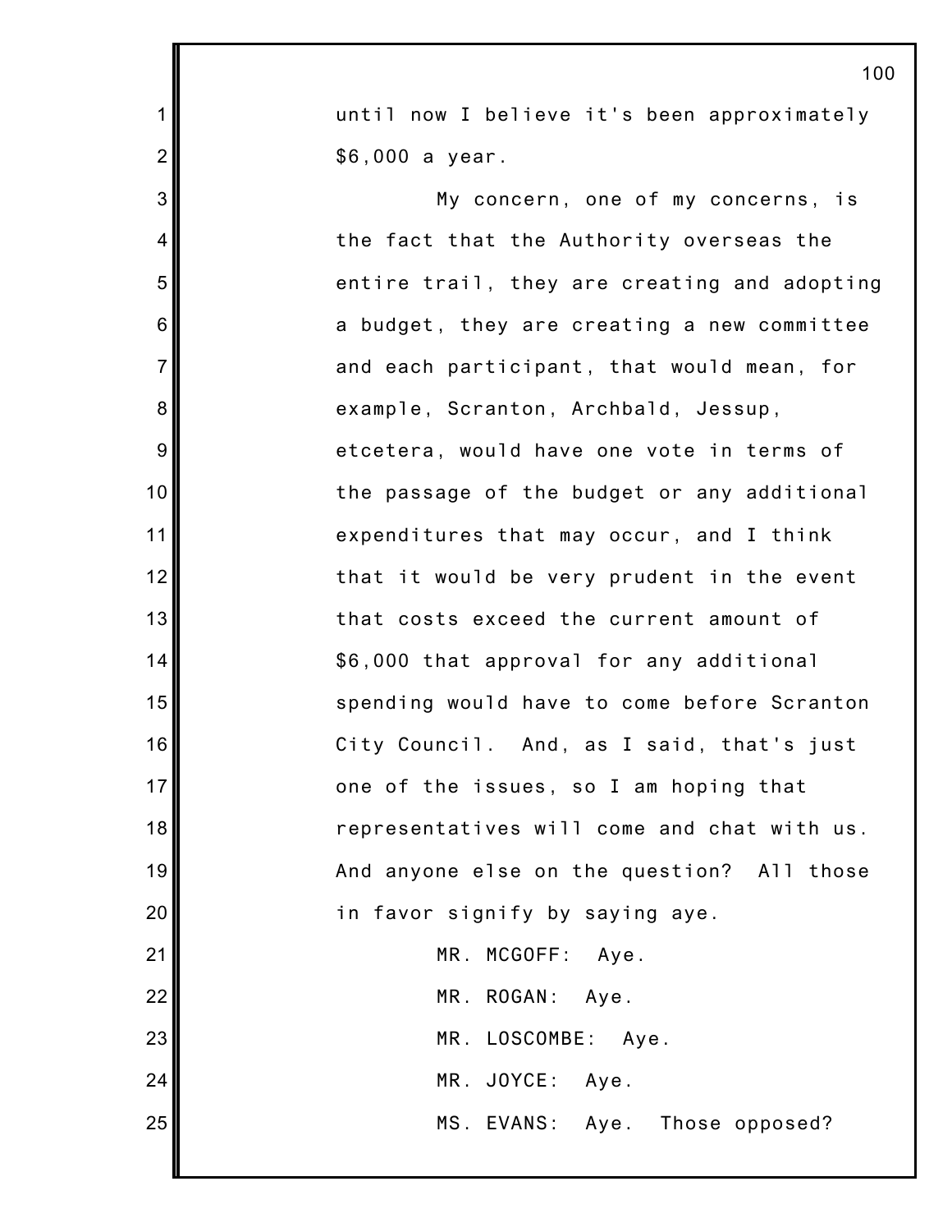until now I believe it's been approximately $6,000 a year.

My concern, one of my concerns, is the fact that the Authority overseas the entire trail, they are creating and adopting a budget, they are creating a new committee and each participant, that would mean, for example, Scranton, Archbald, Jessup, etcetera, would have one vote in terms of the passage of the budget or any additional expenditures that may occur, and I think that it would be very prudent in the event that costs exceed the current amount of $6,000 that approval for any additional spending would have to come before Scranton City Council. And, as I said, that's just one of the issues, so I am hoping that representatives will come and chat with us. And anyone else on the question? All those in favor signify by saying aye.

MR. MCGOFF: Aye.

MR. ROGAN: Aye.

MR. LOSCOMBE: Aye.

MR. JOYCE: Aye.

MS. EVANS: Aye. Those opposed?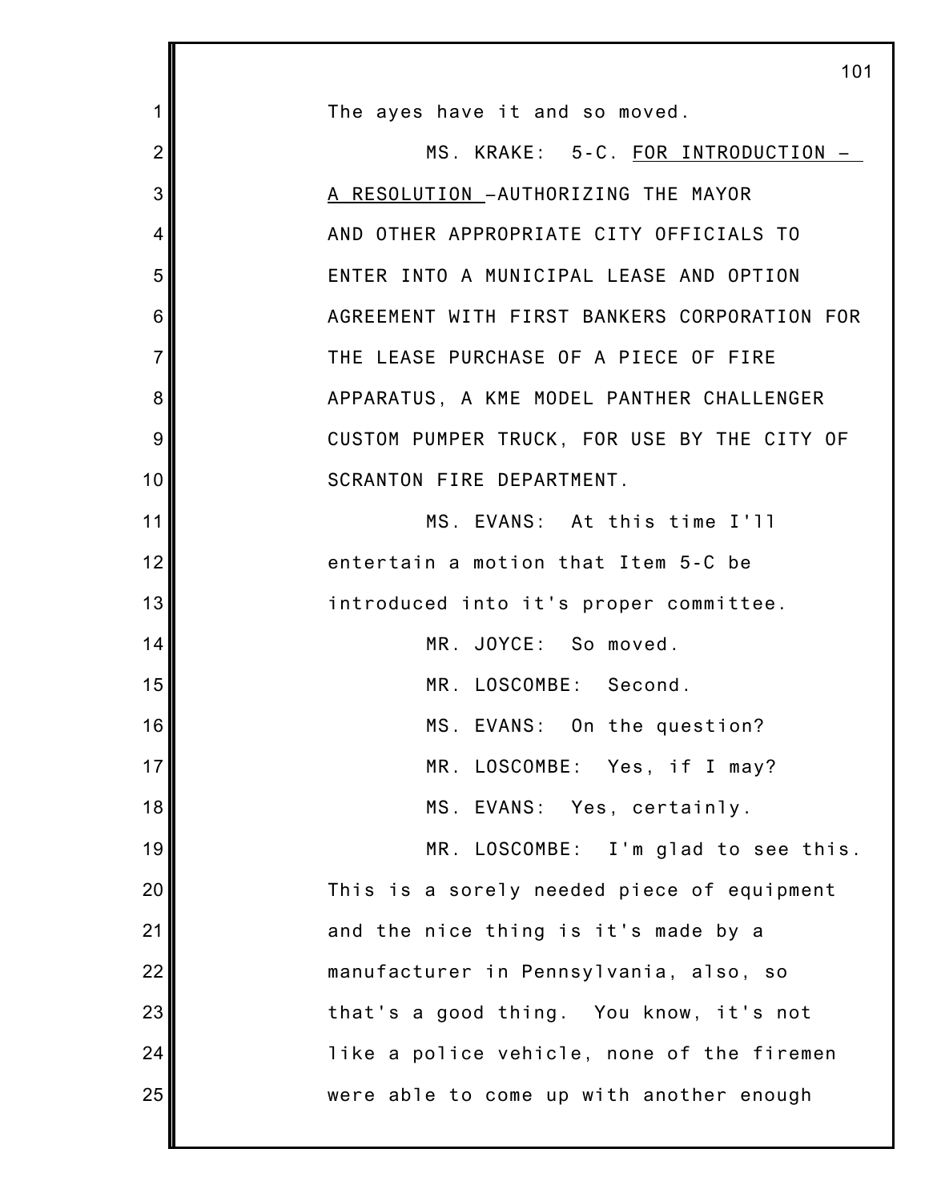The ayes have it and so moved.

MS. KRAKE: 5-C. <u>FOR INTRODUCTION – A RESOLUTION</u> –AUTHORIZING THE MAYOR AND OTHER APPROPRIATE CITY OFFICIALS TO ENTER INTO A MUNICIPAL LEASE AND OPTION AGREEMENT WITH FIRST BANKERS CORPORATION FOR THE LEASE PURCHASE OF A PIECE OF FIRE APPARATUS, A KME MODEL PANTHER CHALLENGER CUSTOM PUMPER TRUCK, FOR USE BY THE CITY OF SCRANTON FIRE DEPARTMENT.

MS. EVANS: At this time I'll entertain a motion that Item 5-C be introduced into it's proper committee.

MR. JOYCE: So moved.

MR. LOSCOMBE: Second.

MS. EVANS: On the question?

MR. LOSCOMBE: Yes, if I may?

MS. EVANS: Yes, certainly.

MR. LOSCOMBE: I'm glad to see this. This is a sorely needed piece of equipment and the nice thing is it's made by a manufacturer in Pennsylvania, also, so that's a good thing. You know, it's not like a police vehicle, none of the firemen were able to come up with another enough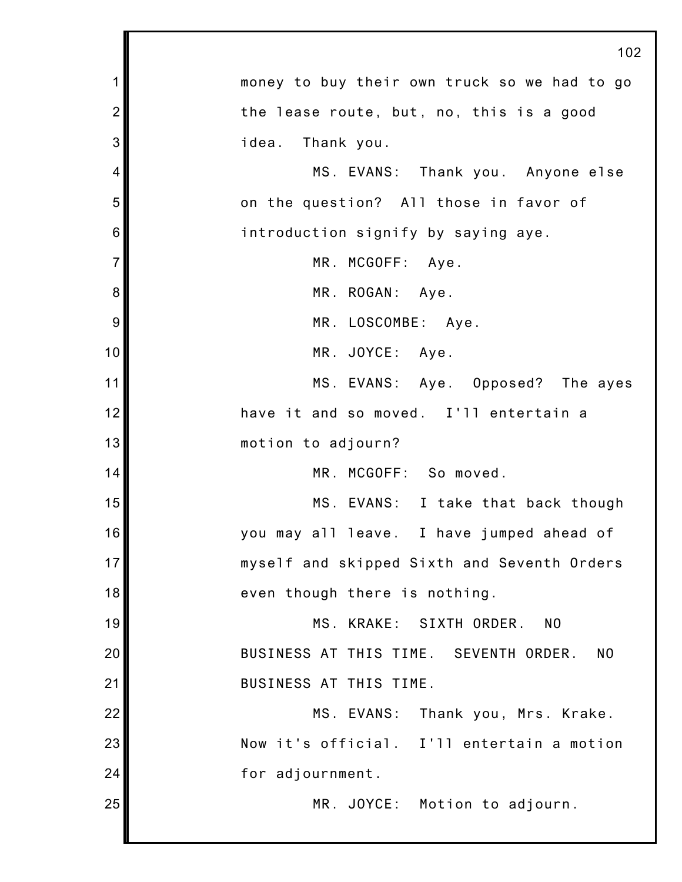money to buy their own truck so we had to go the lease route, but, no, this is a good idea. Thank you.

MS. EVANS: Thank you. Anyone else on the question? All those in favor of introduction signify by saying aye.

MR. MCGOFF: Aye.

MR. ROGAN: Aye.

MR. LOSCOMBE: Aye.

MR. JOYCE: Aye.

MS. EVANS: Aye. Opposed? The ayes have it and so moved. I'll entertain a motion to adjourn?

MR. MCGOFF: So moved.

MS. EVANS: I take that back though you may all leave. I have jumped ahead of myself and skipped Sixth and Seventh Orders even though there is nothing.

MS. KRAKE: SIXTH ORDER. NO BUSINESS AT THIS TIME. SEVENTH ORDER. NO BUSINESS AT THIS TIME.

MS. EVANS: Thank you, Mrs. Krake. Now it's official. I'll entertain a motion for adjournment.

MR. JOYCE: Motion to adjourn.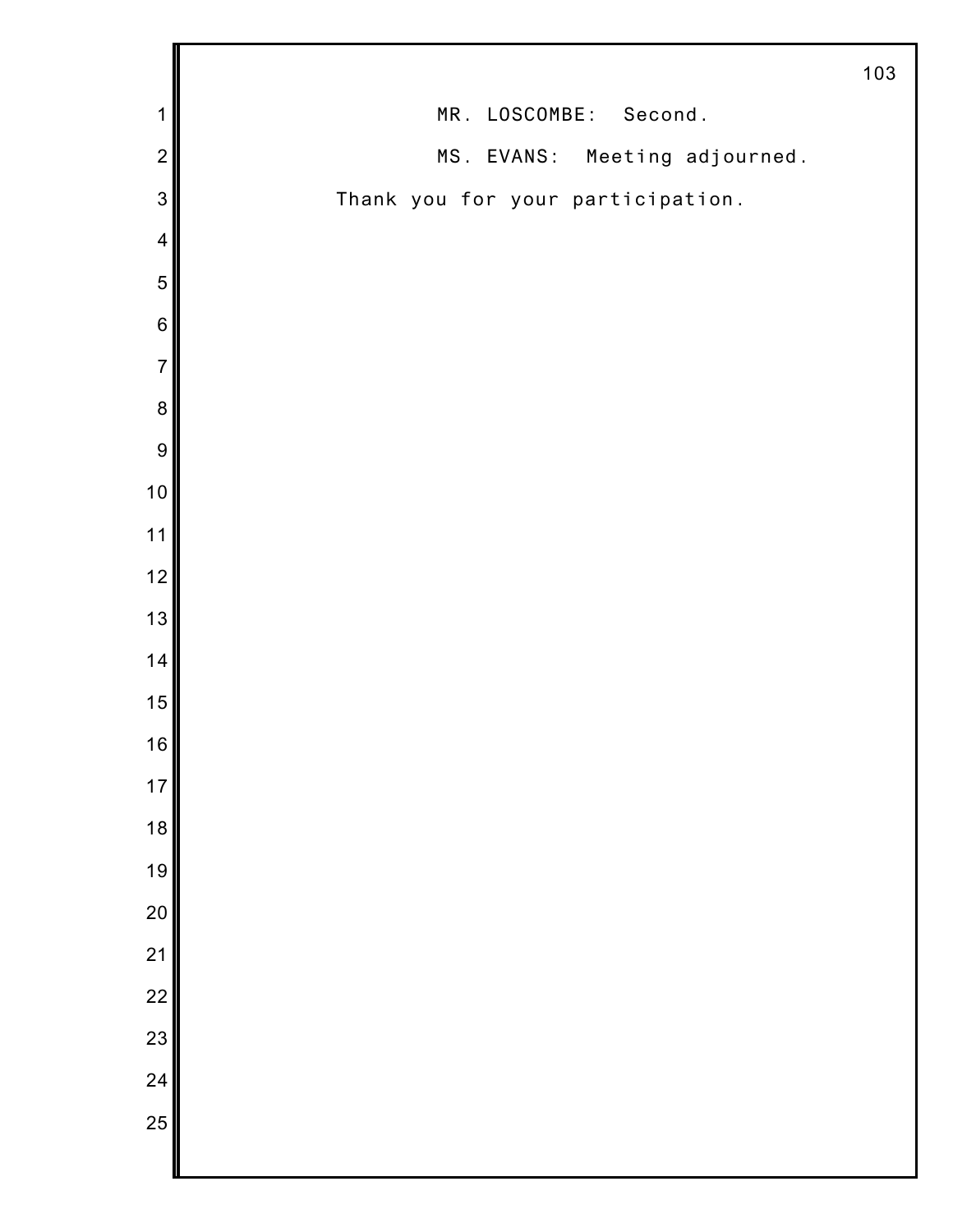MR. LOSCOMBE: Second.

MS. EVANS: Meeting adjourned.

Thank you for your participation.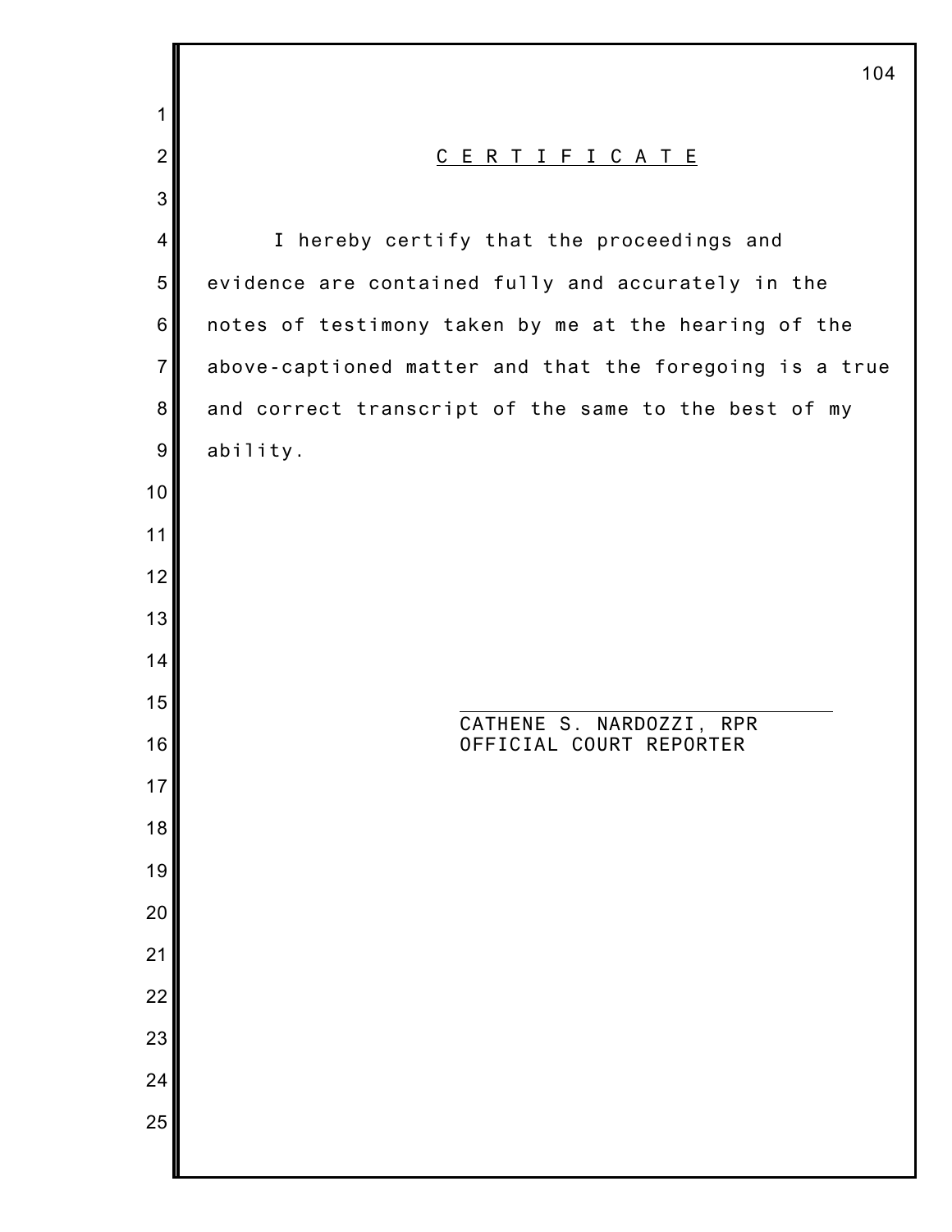# C E R T I F I C A T E

I hereby certify that the proceedings and evidence are contained fully and accurately in the notes of testimony taken by me at the hearing of the above-captioned matter and that the foregoing is a true and correct transcript of the same to the best of my ability.

\_\_\_\_\_\_\_\_\_\_\_\_\_\_\_\_\_\_\_\_\_\_\_\_\_\_\_\_\_\_

CATHENE S. NARDOZZI, RPR
OFFICIAL COURT REPORTER